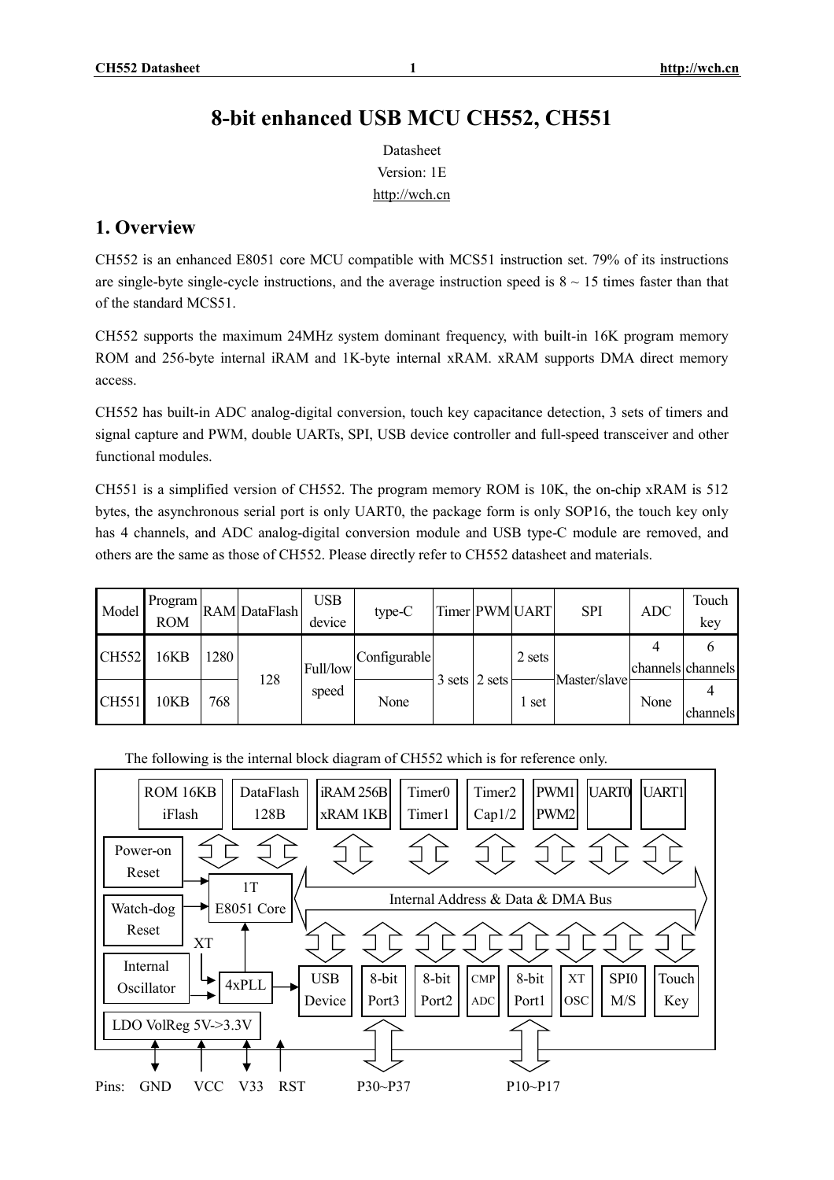// Header 'CH552 Datasheet 1 http://wch.cn' omitted as running header.
# 8-bit enhanced USB MCU CH552, CH551

Datasheet

Version: 1E

http://wch.cn

## 1. Overview

CH552 is an enhanced E8051 core MCU compatible with MCS51 instruction set. 79% of its instructions are single-byte single-cycle instructions, and the average instruction speed is 8 ~ 15 times faster than that of the standard MCS51.

CH552 supports the maximum 24MHz system dominant frequency, with built-in 16K program memory ROM and 256-byte internal iRAM and 1K-byte internal xRAM. xRAM supports DMA direct memory access.

CH552 has built-in ADC analog-digital conversion, touch key capacitance detection, 3 sets of timers and signal capture and PWM, double UARTs, SPI, USB device controller and full-speed transceiver and other functional modules.

CH551 is a simplified version of CH552. The program memory ROM is 10K, the on-chip xRAM is 512 bytes, the asynchronous serial port is only UART0, the package form is only SOP16, the touch key only has 4 channels, and ADC analog-digital conversion module and USB type-C module are removed, and others are the same as those of CH552. Please directly refer to CH552 datasheet and materials.

| Model | Program ROM | RAM | DataFlash | USB device | type-C | Timer | PWM | UART | SPI | ADC | Touch key |
|---|---|---|---|---|---|---|---|---|---|---|---|
| CH552 | 16KB | 1280 | 128 | Full/low speed | Configurable | 3 sets | 2 sets | 2 sets | Master/slave | 4 channels | 6 channels |
| CH551 | 10KB | 768 | | | None | | | 1 set | | None | 4 channels |

The following is the internal block diagram of CH552 which is for reference only.

ROM 16KB iFlash | DataFlash 128B | iRAM 256B xRAM 1KB | Timer0 Timer1 | Timer2 Cap1/2 | PWM1 PWM2 | UART0 | UART1

Power-on Reset | Watch-dog Reset | 1T E8051 Core | Internal Address & Data & DMA Bus

Internal Oscillator | XT | 4xPLL | USB Device | 8-bit Port3 | 8-bit Port2 | CMP ADC | 8-bit Port1 | XT OSC | SPI0 M/S | Touch Key

LDO VolReg 5V->3.3V

Pins: GND VCC V33 RST P30~P37 P10~P17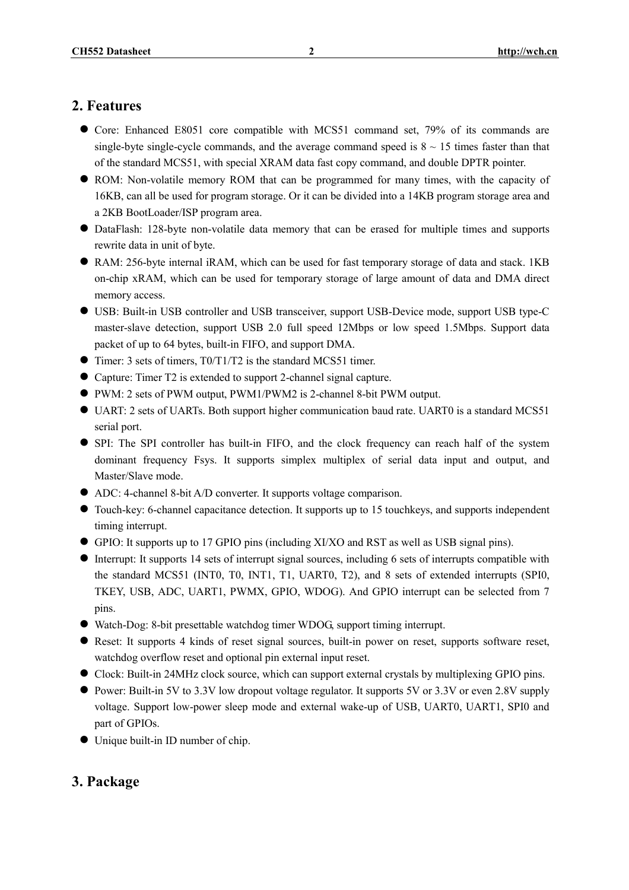## 2. Features

- Core: Enhanced E8051 core compatible with MCS51 command set, 79% of its commands are single-byte single-cycle commands, and the average command speed is 8 ~ 15 times faster than that of the standard MCS51, with special XRAM data fast copy command, and double DPTR pointer.
- ROM: Non-volatile memory ROM that can be programmed for many times, with the capacity of 16KB, can all be used for program storage. Or it can be divided into a 14KB program storage area and a 2KB BootLoader/ISP program area.
- DataFlash: 128-byte non-volatile data memory that can be erased for multiple times and supports rewrite data in unit of byte.
- RAM: 256-byte internal iRAM, which can be used for fast temporary storage of data and stack. 1KB on-chip xRAM, which can be used for temporary storage of large amount of data and DMA direct memory access.
- USB: Built-in USB controller and USB transceiver, support USB-Device mode, support USB type-C master-slave detection, support USB 2.0 full speed 12Mbps or low speed 1.5Mbps. Support data packet of up to 64 bytes, built-in FIFO, and support DMA.
- Timer: 3 sets of timers, T0/T1/T2 is the standard MCS51 timer.
- Capture: Timer T2 is extended to support 2-channel signal capture.
- PWM: 2 sets of PWM output, PWM1/PWM2 is 2-channel 8-bit PWM output.
- UART: 2 sets of UARTs. Both support higher communication baud rate. UART0 is a standard MCS51 serial port.
- SPI: The SPI controller has built-in FIFO, and the clock frequency can reach half of the system dominant frequency Fsys. It supports simplex multiplex of serial data input and output, and Master/Slave mode.
- ADC: 4-channel 8-bit A/D converter. It supports voltage comparison.
- Touch-key: 6-channel capacitance detection. It supports up to 15 touchkeys, and supports independent timing interrupt.
- GPIO: It supports up to 17 GPIO pins (including XI/XO and RST as well as USB signal pins).
- Interrupt: It supports 14 sets of interrupt signal sources, including 6 sets of interrupts compatible with the standard MCS51 (INT0, T0, INT1, T1, UART0, T2), and 8 sets of extended interrupts (SPI0, TKEY, USB, ADC, UART1, PWMX, GPIO, WDOG). And GPIO interrupt can be selected from 7 pins.
- Watch-Dog: 8-bit presettable watchdog timer WDOG, support timing interrupt.
- Reset: It supports 4 kinds of reset signal sources, built-in power on reset, supports software reset, watchdog overflow reset and optional pin external input reset.
- Clock: Built-in 24MHz clock source, which can support external crystals by multiplexing GPIO pins.
- Power: Built-in 5V to 3.3V low dropout voltage regulator. It supports 5V or 3.3V or even 2.8V supply voltage. Support low-power sleep mode and external wake-up of USB, UART0, UART1, SPI0 and part of GPIOs.
- Unique built-in ID number of chip.

## 3. Package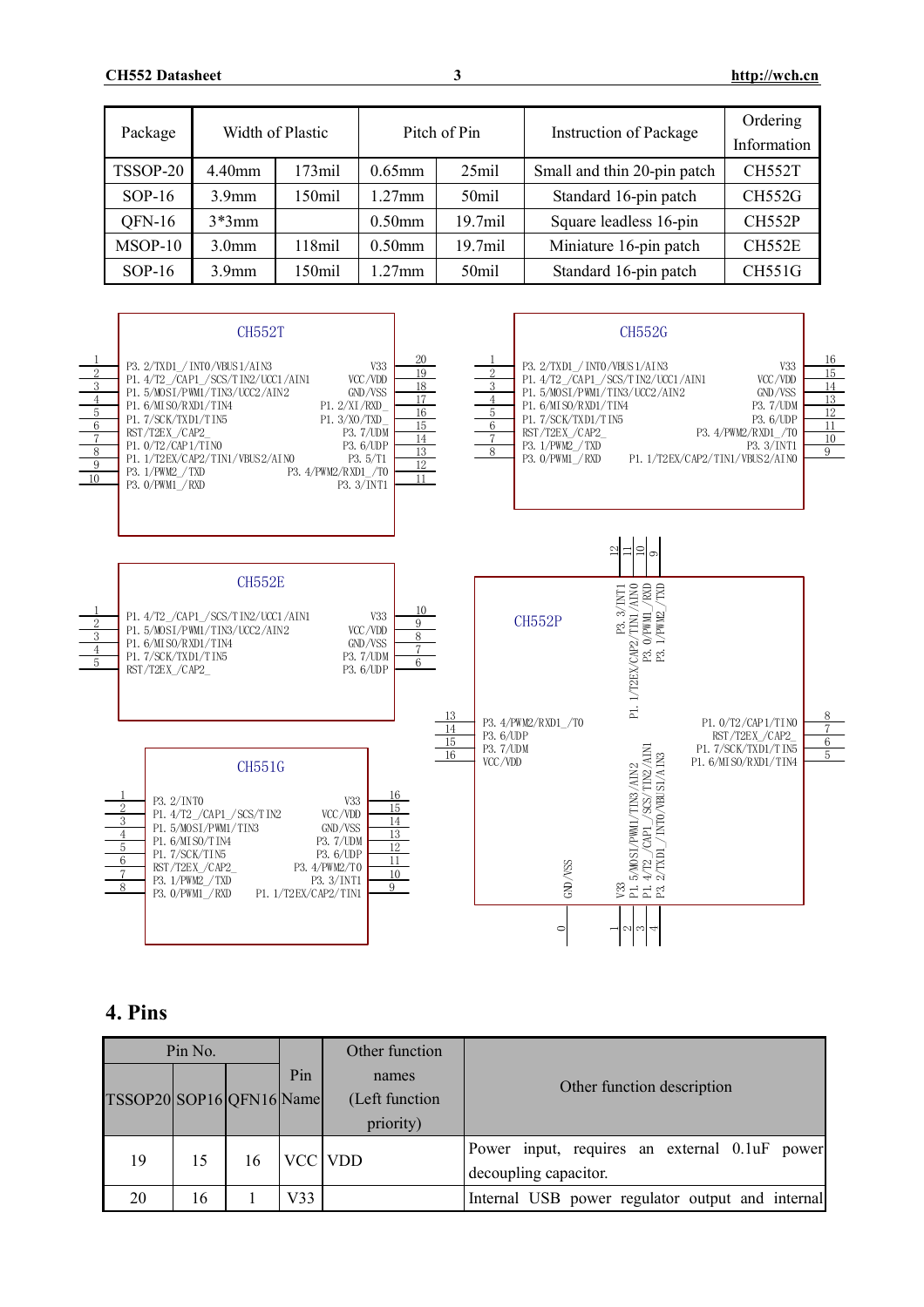| Package | Width of Plastic | | Pitch of Pin | | Instruction of Package | Ordering Information |
|---|---|---|---|---|---|---|
| TSSOP-20 | 4.40mm | 173mil | 0.65mm | 25mil | Small and thin 20-pin patch | CH552T |
| SOP-16 | 3.9mm | 150mil | 1.27mm | 50mil | Standard 16-pin patch | CH552G |
| QFN-16 | 3*3mm | | 0.50mm | 19.7mil | Square leadless 16-pin | CH552P |
| MSOP-10 | 3.0mm | 118mil | 0.50mm | 19.7mil | Miniature 16-pin patch | CH552E |
| SOP-16 | 3.9mm | 150mil | 1.27mm | 50mil | Standard 16-pin patch | CH551G |

**CH552T**

| Pin | Name | Pin | Name |
|---|---|---|---|
| 1 | P3.2/TXD1_/INT0/VBUS1/AIN3 | 20 | V33 |
| 2 | P1.4/T2_/CAP1_/SCS/TIN2/UCC1/AIN1 | 19 | VCC/VDD |
| 3 | P1.5/MOSI/PWM1/TIN3/UCC2/AIN2 | 18 | GND/VSS |
| 4 | P1.6/MISO/RXD1/TIN4 | 17 | P1.2/XI/RXD_ |
| 5 | P1.7/SCK/TXD1/TIN5 | 16 | P1.3/XO/TXD_ |
| 6 | RST/T2EX_/CAP2_ | 15 | P3.7/UDM |
| 7 | P1.0/T2/CAP1/TIN0 | 14 | P3.6/UDP |
| 8 | P1.1/T2EX/CAP2/TIN1/VBUS2/AIN0 | 13 | P3.5/T1 |
| 9 | P3.1/PWM2_/TXD | 12 | P3.4/PWM2/RXD1_/T0 |
| 10 | P3.0/PWM1_/RXD | 11 | P3.3/INT1 |

**CH552G**

| Pin | Name | Pin | Name |
|---|---|---|---|
| 1 | P3.2/TXD1_/INT0/VBUS1/AIN3 | 16 | V33 |
| 2 | P1.4/T2_/CAP1_/SCS/TIN2/UCC1/AIN1 | 15 | VCC/VDD |
| 3 | P1.5/MOSI/PWM1/TIN3/UCC2/AIN2 | 14 | GND/VSS |
| 4 | P1.6/MISO/RXD1/TIN4 | 13 | P3.7/UDM |
| 5 | P1.7/SCK/TXD1/TIN5 | 12 | P3.6/UDP |
| 6 | RST/T2EX_/CAP2_ | 11 | P3.4/PWM2/RXD1_/T0 |
| 7 | P3.1/PWM2_/TXD | 10 | P3.3/INT1 |
| 8 | P3.0/PWM1_/RXD | 9 | P1.1/T2EX/CAP2/TIN1/VBUS2/AIN0 |

**CH552E**

| Pin | Name | Pin | Name |
|---|---|---|---|
| 1 | P1.4/T2_/CAP1_/SCS/TIN2/UCC1/AIN1 | 10 | V33 |
| 2 | P1.5/MOSI/PWM1/TIN3/UCC2/AIN2 | 9 | VCC/VDD |
| 3 | P1.6/MISO/RXD1/TIN4 | 8 | GND/VSS |
| 4 | P1.7/SCK/TXD1/TIN5 | 7 | P3.7/UDM |
| 5 | RST/T2EX_/CAP2_ | 6 | P3.6/UDP |

**CH552P**

| Pin | Name |
|---|---|
| 0 | GND/VSS |
| 1 | V33 |
| 2 | P1.5/MOSI/PWM1/TIN3/AIN2 |
| 3 | P1.4/T2_/CAP1_/SCS/TIN2/AIN1 |
| 4 | P3.2/TXD1_/INT0/VBUS1/AIN3 |
| 5 | P1.6/MISO/RXD1/TIN4 |
| 6 | P1.7/SCK/TXD1/TIN5 |
| 7 | RST/T2EX_/CAP2_ |
| 8 | P1.0/T2/CAP1/TIN0 |
| 9 | P3.1/PWM2_/TXD |
| 10 | P3.0/PWM1_/RXD |
| 11 | P1.1/T2EX/CAP2/TIN1/AIN0 |
| 12 | P3.3/INT1 |
| 13 | P3.4/PWM2/RXD1_/T0 |
| 14 | P3.6/UDP |
| 15 | P3.7/UDM |
| 16 | VCC/VDD |

**CH551G**

| Pin | Name | Pin | Name |
|---|---|---|---|
| 1 | P3.2/INT0 | 16 | V33 |
| 2 | P1.4/T2_/CAP1_/SCS/TIN2 | 15 | VCC/VDD |
| 3 | P1.5/MOSI/PWM1/TIN3 | 14 | GND/VSS |
| 4 | P1.6/MISO/TIN4 | 13 | P3.7/UDM |
| 5 | P1.7/SCK/TIN5 | 12 | P3.6/UDP |
| 6 | RST/T2EX_/CAP2_ | 11 | P3.4/PWM2/T0 |
| 7 | P3.1/PWM2_/TXD | 10 | P3.3/INT1 |
| 8 | P3.0/PWM1_/RXD | 9 | P1.1/T2EX/CAP2/TIN1 |

## 4. Pins

| Pin No. | | | Pin Name | Other function names (Left function priority) | Other function description |
|---|---|---|---|---|---|
| TSSOP20 | SOP16 | QFN16 | | | |
| 19 | 15 | 16 | VCC | VDD | Power input, requires an external 0.1uF power decoupling capacitor. |
| 20 | 16 | 1 | V33 | | Internal USB power regulator output and internal |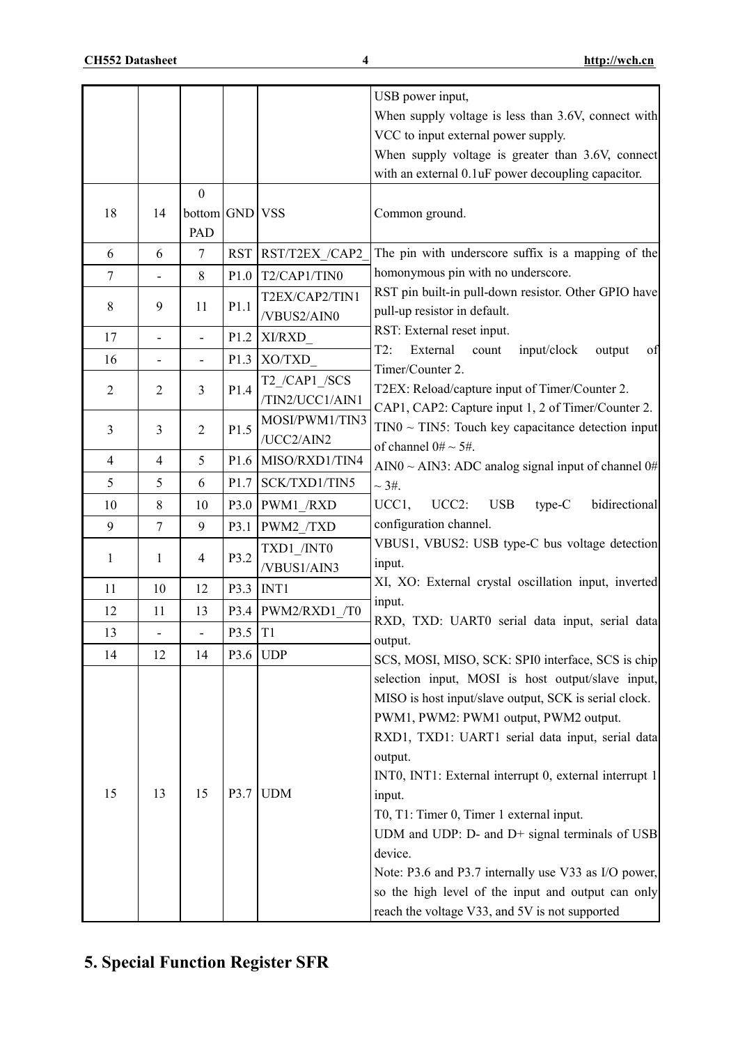|  |  |  |  |  | USB power input, When supply voltage is less than 3.6V, connect with VCC to input external power supply. When supply voltage is greater than 3.6V, connect with an external 0.1uF power decoupling capacitor. |
|---|---|---|---|---|---|
| 18 | 14 | 0 bottom PAD | GND | VSS | Common ground. |
| 6 | 6 | 7 | RST | RST/T2EX_/CAP2_ | The pin with underscore suffix is a mapping of the homonymous pin with no underscore. RST pin built-in pull-down resistor. Other GPIO have pull-up resistor in default. RST: External reset input. T2: External count input/clock output of Timer/Counter 2. T2EX: Reload/capture input of Timer/Counter 2. CAP1, CAP2: Capture input 1, 2 of Timer/Counter 2. TIN0 ~ TIN5: Touch key capacitance detection input of channel 0# ~ 5#. AIN0 ~ AIN3: ADC analog signal input of channel 0# ~ 3#. UCC1, UCC2: USB type-C bidirectional configuration channel. VBUS1, VBUS2: USB type-C bus voltage detection input. XI, XO: External crystal oscillation input, inverted input. RXD, TXD: UART0 serial data input, serial data output. SCS, MOSI, MISO, SCK: SPI0 interface, SCS is chip selection input, MOSI is host output/slave input, MISO is host input/slave output, SCK is serial clock. PWM1, PWM2: PWM1 output, PWM2 output. RXD1, TXD1: UART1 serial data input, serial data output. INT0, INT1: External interrupt 0, external interrupt 1 input. T0, T1: Timer 0, Timer 1 external input. UDM and UDP: D- and D+ signal terminals of USB device. Note: P3.6 and P3.7 internally use V33 as I/O power, so the high level of the input and output can only reach the voltage V33, and 5V is not supported |
| 7 | - | 8 | P1.0 | T2/CAP1/TIN0 | |
| 8 | 9 | 11 | P1.1 | T2EX/CAP2/TIN1 /VBUS2/AIN0 | |
| 17 | - | - | P1.2 | XI/RXD_ | |
| 16 | - | - | P1.3 | XO/TXD_ | |
| 2 | 2 | 3 | P1.4 | T2_/CAP1_/SCS /TIN2/UCC1/AIN1 | |
| 3 | 3 | 2 | P1.5 | MOSI/PWM1/TIN3 /UCC2/AIN2 | |
| 4 | 4 | 5 | P1.6 | MISO/RXD1/TIN4 | |
| 5 | 5 | 6 | P1.7 | SCK/TXD1/TIN5 | |
| 10 | 8 | 10 | P3.0 | PWM1_/RXD | |
| 9 | 7 | 9 | P3.1 | PWM2_/TXD | |
| 1 | 1 | 4 | P3.2 | TXD1_/INT0 /VBUS1/AIN3 | |
| 11 | 10 | 12 | P3.3 | INT1 | |
| 12 | 11 | 13 | P3.4 | PWM2/RXD1_/T0 | |
| 13 | - | - | P3.5 | T1 | |
| 14 | 12 | 14 | P3.6 | UDP | |
| 15 | 13 | 15 | P3.7 | UDM | |

## 5. Special Function Register SFR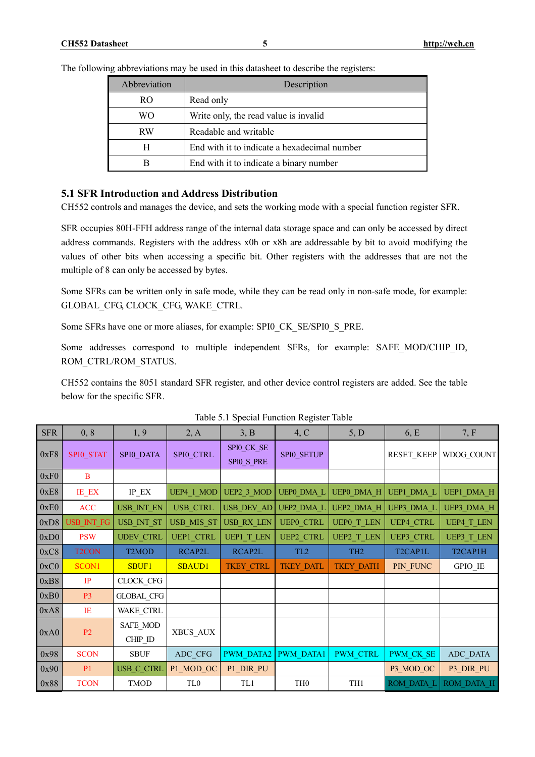The following abbreviations may be used in this datasheet to describe the registers:

| Abbreviation | Description |
|---|---|
| RO | Read only |
| WO | Write only, the read value is invalid |
| RW | Readable and writable |
| H | End with it to indicate a hexadecimal number |
| B | End with it to indicate a binary number |

## 5.1 SFR Introduction and Address Distribution

CH552 controls and manages the device, and sets the working mode with a special function register SFR.

SFR occupies 80H-FFH address range of the internal data storage space and can only be accessed by direct address commands. Registers with the address x0h or x8h are addressable by bit to avoid modifying the values of other bits when accessing a specific bit. Other registers with the addresses that are not the multiple of 8 can only be accessed by bytes.

Some SFRs can be written only in safe mode, while they can be read only in non-safe mode, for example: GLOBAL_CFG, CLOCK_CFG, WAKE_CTRL.

Some SFRs have one or more aliases, for example: SPI0_CK_SE/SPI0_S_PRE.

Some addresses correspond to multiple independent SFRs, for example: SAFE_MOD/CHIP_ID, ROM_CTRL/ROM_STATUS.

CH552 contains the 8051 standard SFR register, and other device control registers are added. See the table below for the specific SFR.

Table 5.1 Special Function Register Table

| SFR | 0, 8 | 1, 9 | 2, A | 3, B | 4, C | 5, D | 6, E | 7, F |
|---|---|---|---|---|---|---|---|---|
| 0xF8 | SPI0_STAT | SPI0_DATA | SPI0_CTRL | SPI0_CK_SE<br>SPI0_S_PRE | SPI0_SETUP | | RESET_KEEP | WDOG_COUNT |
| 0xF0 | B | | | | | | | |
| 0xE8 | IE_EX | IP_EX | UEP4_1_MOD | UEP2_3_MOD | UEP0_DMA_L | UEP0_DMA_H | UEP1_DMA_L | UEP1_DMA_H |
| 0xE0 | ACC | USB_INT_EN | USB_CTRL | USB_DEV_AD | UEP2_DMA_L | UEP2_DMA_H | UEP3_DMA_L | UEP3_DMA_H |
| 0xD8 | USB_INT_FG | USB_INT_ST | USB_MIS_ST | USB_RX_LEN | UEP0_CTRL | UEP0_T_LEN | UEP4_CTRL | UEP4_T_LEN |
| 0xD0 | PSW | UDEV_CTRL | UEP1_CTRL | UEP1_T_LEN | UEP2_CTRL | UEP2_T_LEN | UEP3_CTRL | UEP3_T_LEN |
| 0xC8 | T2CON | T2MOD | RCAP2L | RCAP2L | TL2 | TH2 | T2CAP1L | T2CAP1H |
| 0xC0 | SCON1 | SBUF1 | SBAUD1 | TKEY_CTRL | TKEY_DATL | TKEY_DATH | PIN_FUNC | GPIO_IE |
| 0xB8 | IP | CLOCK_CFG | | | | | | |
| 0xB0 | P3 | GLOBAL_CFG | | | | | | |
| 0xA8 | IE | WAKE_CTRL | | | | | | |
| 0xA0 | P2 | SAFE_MOD<br>CHIP_ID | XBUS_AUX | | | | | |
| 0x98 | SCON | SBUF | ADC_CFG | PWM_DATA2 | PWM_DATA1 | PWM_CTRL | PWM_CK_SE | ADC_DATA |
| 0x90 | P1 | USB_C_CTRL | P1_MOD_OC | P1_DIR_PU | | | P3_MOD_OC | P3_DIR_PU |
| 0x88 | TCON | TMOD | TL0 | TL1 | TH0 | TH1 | ROM_DATA_L | ROM_DATA_H |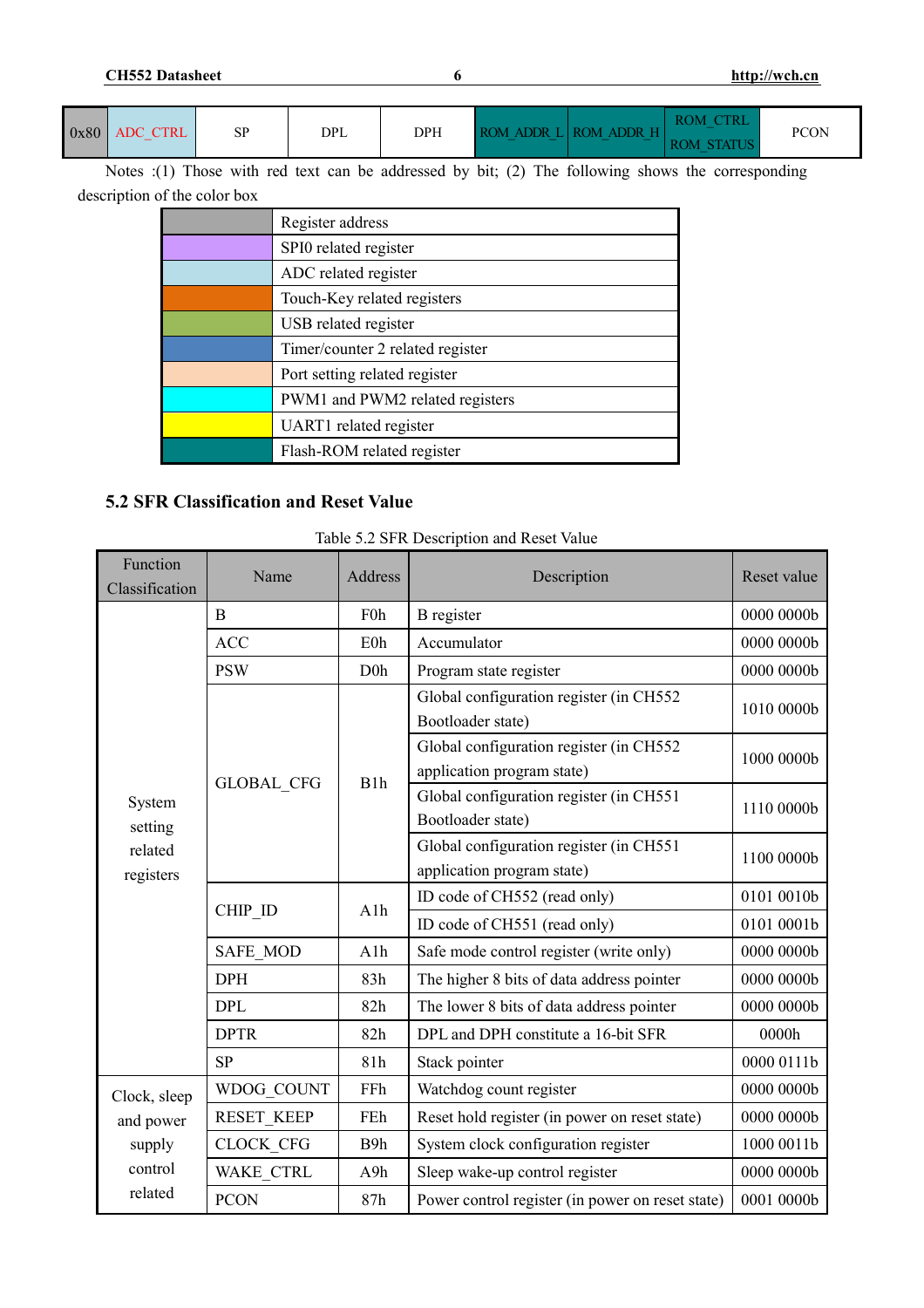| 0x80 | ADC_CTRL | SP | DPL | DPH | ROM_ADDR_L | ROM_ADDR_H | ROM_CTRL ROM_STATUS | PCON |
|---|---|---|---|---|---|---|---|---|

Notes :(1) Those with red text can be addressed by bit; (2) The following shows the corresponding description of the color box

| Color | Description |
|---|---|
| (gray) | Register address |
| (purple) | SPI0 related register |
| (light blue) | ADC related register |
| (orange) | Touch-Key related registers |
| (green) | USB related register |
| (blue) | Timer/counter 2 related register |
| (peach) | Port setting related register |
| (cyan) | PWM1 and PWM2 related registers |
| (yellow) | UART1 related register |
| (teal) | Flash-ROM related register |

## 5.2 SFR Classification and Reset Value

Table 5.2 SFR Description and Reset Value

| Function Classification | Name | Address | Description | Reset value |
|---|---|---|---|---|
| System setting related registers | B | F0h | B register | 0000 0000b |
| | ACC | E0h | Accumulator | 0000 0000b |
| | PSW | D0h | Program state register | 0000 0000b |
| | GLOBAL_CFG | B1h | Global configuration register (in CH552 Bootloader state) | 1010 0000b |
| | | | Global configuration register (in CH552 application program state) | 1000 0000b |
| | | | Global configuration register (in CH551 Bootloader state) | 1110 0000b |
| | | | Global configuration register (in CH551 application program state) | 1100 0000b |
| | CHIP_ID | A1h | ID code of CH552 (read only) | 0101 0010b |
| | | | ID code of CH551 (read only) | 0101 0001b |
| | SAFE_MOD | A1h | Safe mode control register (write only) | 0000 0000b |
| | DPH | 83h | The higher 8 bits of data address pointer | 0000 0000b |
| | DPL | 82h | The lower 8 bits of data address pointer | 0000 0000b |
| | DPTR | 82h | DPL and DPH constitute a 16-bit SFR | 0000h |
| | SP | 81h | Stack pointer | 0000 0111b |
| Clock, sleep and power supply control related | WDOG_COUNT | FFh | Watchdog count register | 0000 0000b |
| | RESET_KEEP | FEh | Reset hold register (in power on reset state) | 0000 0000b |
| | CLOCK_CFG | B9h | System clock configuration register | 1000 0011b |
| | WAKE_CTRL | A9h | Sleep wake-up control register | 0000 0000b |
| | PCON | 87h | Power control register (in power on reset state) | 0001 0000b |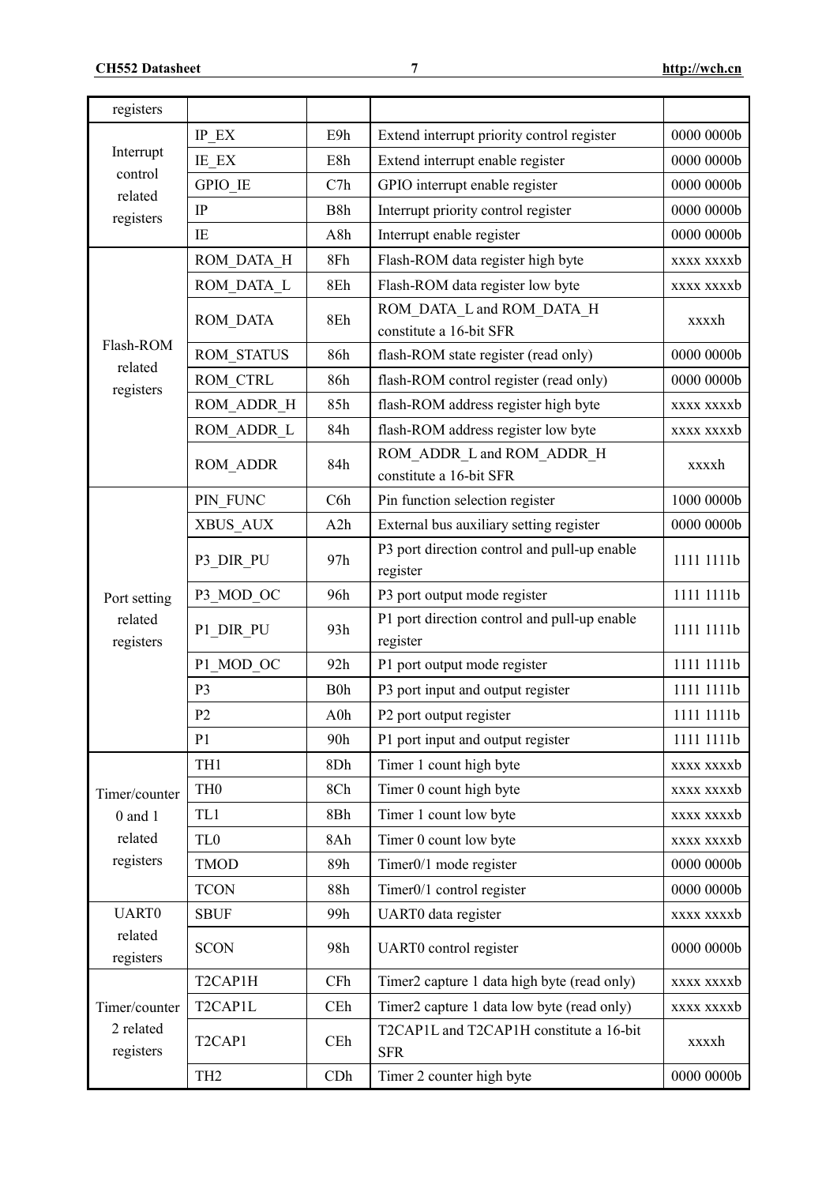| | | | | |
|---|---|---|---|---|
| registers | | | | |
| Interrupt control related registers | IP_EX | E9h | Extend interrupt priority control register | 0000 0000b |
| | IE_EX | E8h | Extend interrupt enable register | 0000 0000b |
| | GPIO_IE | C7h | GPIO interrupt enable register | 0000 0000b |
| | IP | B8h | Interrupt priority control register | 0000 0000b |
| | IE | A8h | Interrupt enable register | 0000 0000b |
| Flash-ROM related registers | ROM_DATA_H | 8Fh | Flash-ROM data register high byte | xxxx xxxxb |
| | ROM_DATA_L | 8Eh | Flash-ROM data register low byte | xxxx xxxxb |
| | ROM_DATA | 8Eh | ROM_DATA_L and ROM_DATA_H constitute a 16-bit SFR | xxxxh |
| | ROM_STATUS | 86h | flash-ROM state register (read only) | 0000 0000b |
| | ROM_CTRL | 86h | flash-ROM control register (read only) | 0000 0000b |
| | ROM_ADDR_H | 85h | flash-ROM address register high byte | xxxx xxxxb |
| | ROM_ADDR_L | 84h | flash-ROM address register low byte | xxxx xxxxb |
| | ROM_ADDR | 84h | ROM_ADDR_L and ROM_ADDR_H constitute a 16-bit SFR | xxxxh |
| Port setting related registers | PIN_FUNC | C6h | Pin function selection register | 1000 0000b |
| | XBUS_AUX | A2h | External bus auxiliary setting register | 0000 0000b |
| | P3_DIR_PU | 97h | P3 port direction control and pull-up enable register | 1111 1111b |
| | P3_MOD_OC | 96h | P3 port output mode register | 1111 1111b |
| | P1_DIR_PU | 93h | P1 port direction control and pull-up enable register | 1111 1111b |
| | P1_MOD_OC | 92h | P1 port output mode register | 1111 1111b |
| | P3 | B0h | P3 port input and output register | 1111 1111b |
| | P2 | A0h | P2 port output register | 1111 1111b |
| | P1 | 90h | P1 port input and output register | 1111 1111b |
| Timer/counter 0 and 1 related registers | TH1 | 8Dh | Timer 1 count high byte | xxxx xxxxb |
| | TH0 | 8Ch | Timer 0 count high byte | xxxx xxxxb |
| | TL1 | 8Bh | Timer 1 count low byte | xxxx xxxxb |
| | TL0 | 8Ah | Timer 0 count low byte | xxxx xxxxb |
| | TMOD | 89h | Timer0/1 mode register | 0000 0000b |
| | TCON | 88h | Timer0/1 control register | 0000 0000b |
| UART0 related registers | SBUF | 99h | UART0 data register | xxxx xxxxb |
| | SCON | 98h | UART0 control register | 0000 0000b |
| Timer/counter 2 related registers | T2CAP1H | CFh | Timer2 capture 1 data high byte (read only) | xxxx xxxxb |
| | T2CAP1L | CEh | Timer2 capture 1 data low byte (read only) | xxxx xxxxb |
| | T2CAP1 | CEh | T2CAP1L and T2CAP1H constitute a 16-bit SFR | xxxxh |
| | TH2 | CDh | Timer 2 counter high byte | 0000 0000b |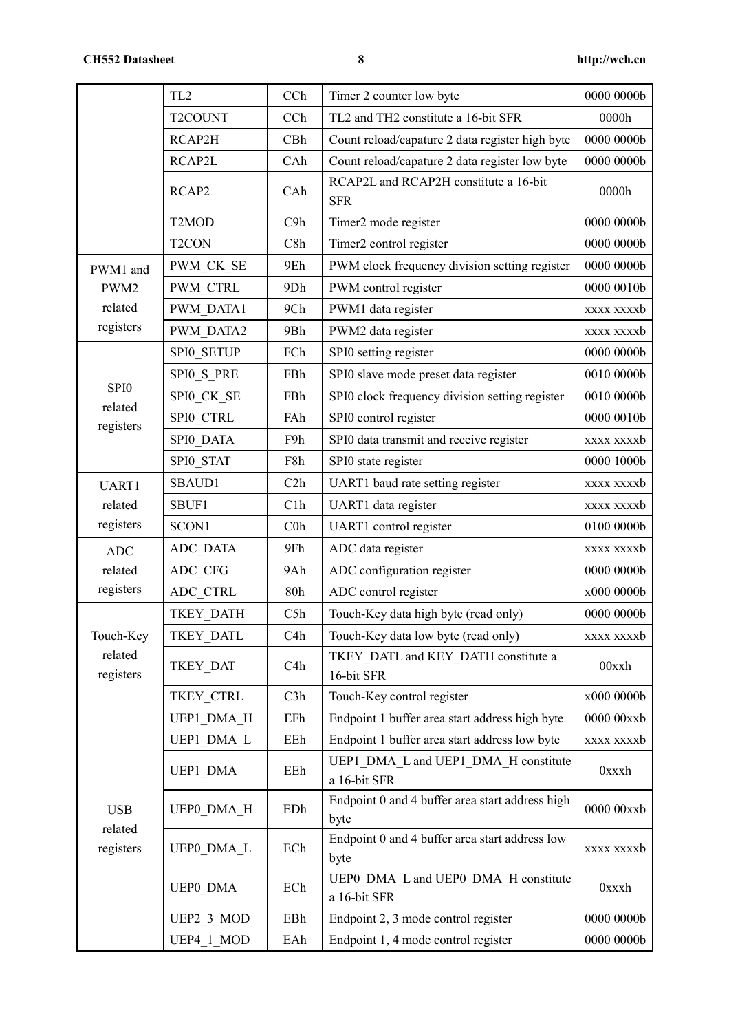| | | | | |
|---|---|---|---|---|
| | TL2 | CCh | Timer 2 counter low byte | 0000 0000b |
| | T2COUNT | CCh | TL2 and TH2 constitute a 16-bit SFR | 0000h |
| | RCAP2H | CBh | Count reload/capature 2 data register high byte | 0000 0000b |
| | RCAP2L | CAh | Count reload/capature 2 data register low byte | 0000 0000b |
| | RCAP2 | CAh | RCAP2L and RCAP2H constitute a 16-bit SFR | 0000h |
| | T2MOD | C9h | Timer2 mode register | 0000 0000b |
| | T2CON | C8h | Timer2 control register | 0000 0000b |
| PWM1 and PWM2 related registers | PWM_CK_SE | 9Eh | PWM clock frequency division setting register | 0000 0000b |
| | PWM_CTRL | 9Dh | PWM control register | 0000 0010b |
| | PWM_DATA1 | 9Ch | PWM1 data register | xxxx xxxxb |
| | PWM_DATA2 | 9Bh | PWM2 data register | xxxx xxxxb |
| SPI0 related registers | SPI0_SETUP | FCh | SPI0 setting register | 0000 0000b |
| | SPI0_S_PRE | FBh | SPI0 slave mode preset data register | 0010 0000b |
| | SPI0_CK_SE | FBh | SPI0 clock frequency division setting register | 0010 0000b |
| | SPI0_CTRL | FAh | SPI0 control register | 0000 0010b |
| | SPI0_DATA | F9h | SPI0 data transmit and receive register | xxxx xxxxb |
| | SPI0_STAT | F8h | SPI0 state register | 0000 1000b |
| UART1 related registers | SBAUD1 | C2h | UART1 baud rate setting register | xxxx xxxxb |
| | SBUF1 | C1h | UART1 data register | xxxx xxxxb |
| | SCON1 | C0h | UART1 control register | 0100 0000b |
| ADC related registers | ADC_DATA | 9Fh | ADC data register | xxxx xxxxb |
| | ADC_CFG | 9Ah | ADC configuration register | 0000 0000b |
| | ADC_CTRL | 80h | ADC control register | x000 0000b |
| Touch-Key related registers | TKEY_DATH | C5h | Touch-Key data high byte (read only) | 0000 0000b |
| | TKEY_DATL | C4h | Touch-Key data low byte (read only) | xxxx xxxxb |
| | TKEY_DAT | C4h | TKEY_DATL and KEY_DATH constitute a 16-bit SFR | 00xxh |
| | TKEY_CTRL | C3h | Touch-Key control register | x000 0000b |
| USB related registers | UEP1_DMA_H | EFh | Endpoint 1 buffer area start address high byte | 0000 00xxb |
| | UEP1_DMA_L | EEh | Endpoint 1 buffer area start address low byte | xxxx xxxxb |
| | UEP1_DMA | EEh | UEP1_DMA_L and UEP1_DMA_H constitute a 16-bit SFR | 0xxxh |
| | UEP0_DMA_H | EDh | Endpoint 0 and 4 buffer area start address high byte | 0000 00xxb |
| | UEP0_DMA_L | ECh | Endpoint 0 and 4 buffer area start address low byte | xxxx xxxxb |
| | UEP0_DMA | ECh | UEP0_DMA_L and UEP0_DMA_H constitute a 16-bit SFR | 0xxxh |
| | UEP2_3_MOD | EBh | Endpoint 2, 3 mode control register | 0000 0000b |
| | UEP4_1_MOD | EAh | Endpoint 1, 4 mode control register | 0000 0000b |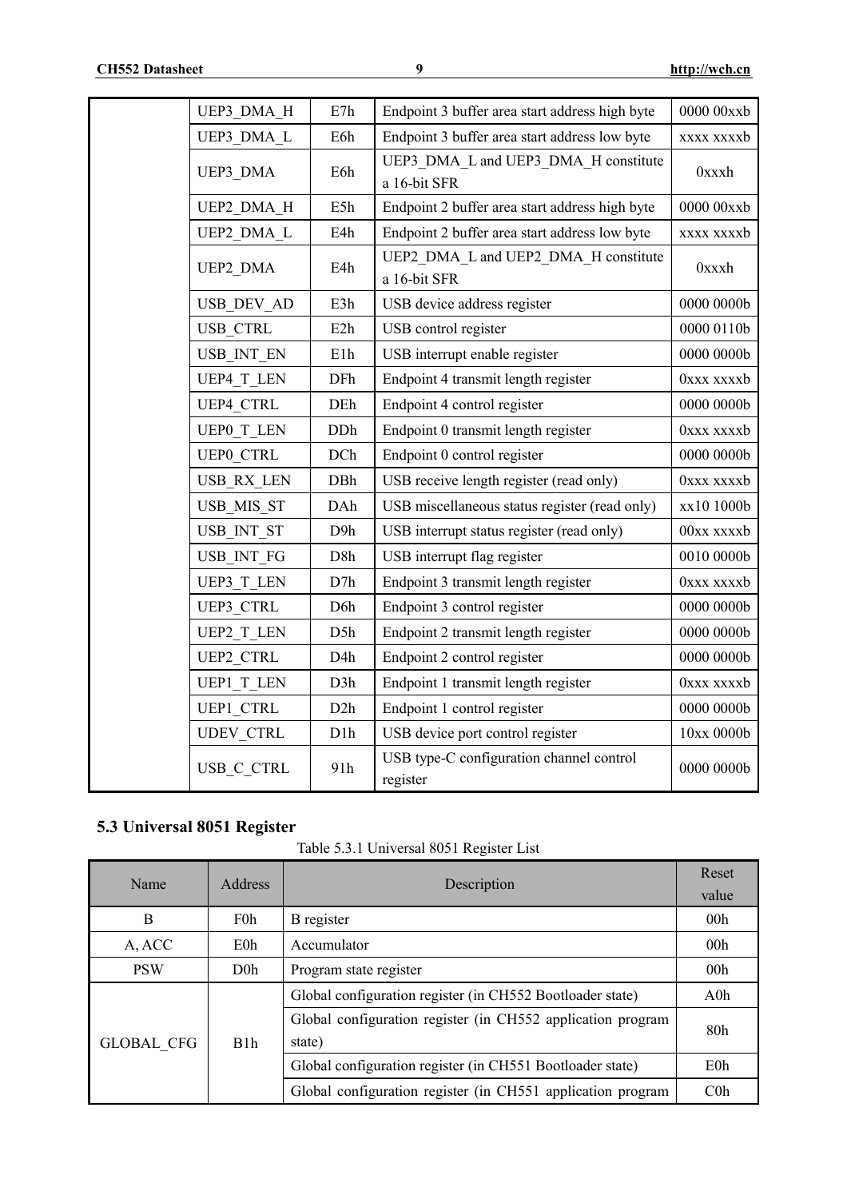|  | UEP3_DMA_H | E7h | Endpoint 3 buffer area start address high byte | 0000 00xxb |
|---|---|---|---|---|
|  | UEP3_DMA_L | E6h | Endpoint 3 buffer area start address low byte | xxxx xxxxb |
|  | UEP3_DMA | E6h | UEP3_DMA_L and UEP3_DMA_H constitute a 16-bit SFR | 0xxxh |
|  | UEP2_DMA_H | E5h | Endpoint 2 buffer area start address high byte | 0000 00xxb |
|  | UEP2_DMA_L | E4h | Endpoint 2 buffer area start address low byte | xxxx xxxxb |
|  | UEP2_DMA | E4h | UEP2_DMA_L and UEP2_DMA_H constitute a 16-bit SFR | 0xxxh |
|  | USB_DEV_AD | E3h | USB device address register | 0000 0000b |
|  | USB_CTRL | E2h | USB control register | 0000 0110b |
|  | USB_INT_EN | E1h | USB interrupt enable register | 0000 0000b |
|  | UEP4_T_LEN | DFh | Endpoint 4 transmit length register | 0xxx xxxxb |
|  | UEP4_CTRL | DEh | Endpoint 4 control register | 0000 0000b |
|  | UEP0_T_LEN | DDh | Endpoint 0 transmit length register | 0xxx xxxxb |
|  | UEP0_CTRL | DCh | Endpoint 0 control register | 0000 0000b |
|  | USB_RX_LEN | DBh | USB receive length register (read only) | 0xxx xxxxb |
|  | USB_MIS_ST | DAh | USB miscellaneous status register (read only) | xx10 1000b |
|  | USB_INT_ST | D9h | USB interrupt status register (read only) | 00xx xxxxb |
|  | USB_INT_FG | D8h | USB interrupt flag register | 0010 0000b |
|  | UEP3_T_LEN | D7h | Endpoint 3 transmit length register | 0xxx xxxxb |
|  | UEP3_CTRL | D6h | Endpoint 3 control register | 0000 0000b |
|  | UEP2_T_LEN | D5h | Endpoint 2 transmit length register | 0000 0000b |
|  | UEP2_CTRL | D4h | Endpoint 2 control register | 0000 0000b |
|  | UEP1_T_LEN | D3h | Endpoint 1 transmit length register | 0xxx xxxxb |
|  | UEP1_CTRL | D2h | Endpoint 1 control register | 0000 0000b |
|  | UDEV_CTRL | D1h | USB device port control register | 10xx 0000b |
|  | USB_C_CTRL | 91h | USB type-C configuration channel control register | 0000 0000b |

### 5.3 Universal 8051 Register

Table 5.3.1 Universal 8051 Register List

| Name | Address | Description | Reset value |
|---|---|---|---|
| B | F0h | B register | 00h |
| A, ACC | E0h | Accumulator | 00h |
| PSW | D0h | Program state register | 00h |
| GLOBAL_CFG | B1h | Global configuration register (in CH552 Bootloader state) | A0h |
|  |  | Global configuration register (in CH552 application program state) | 80h |
|  |  | Global configuration register (in CH551 Bootloader state) | E0h |
|  |  | Global configuration register (in CH551 application program | C0h |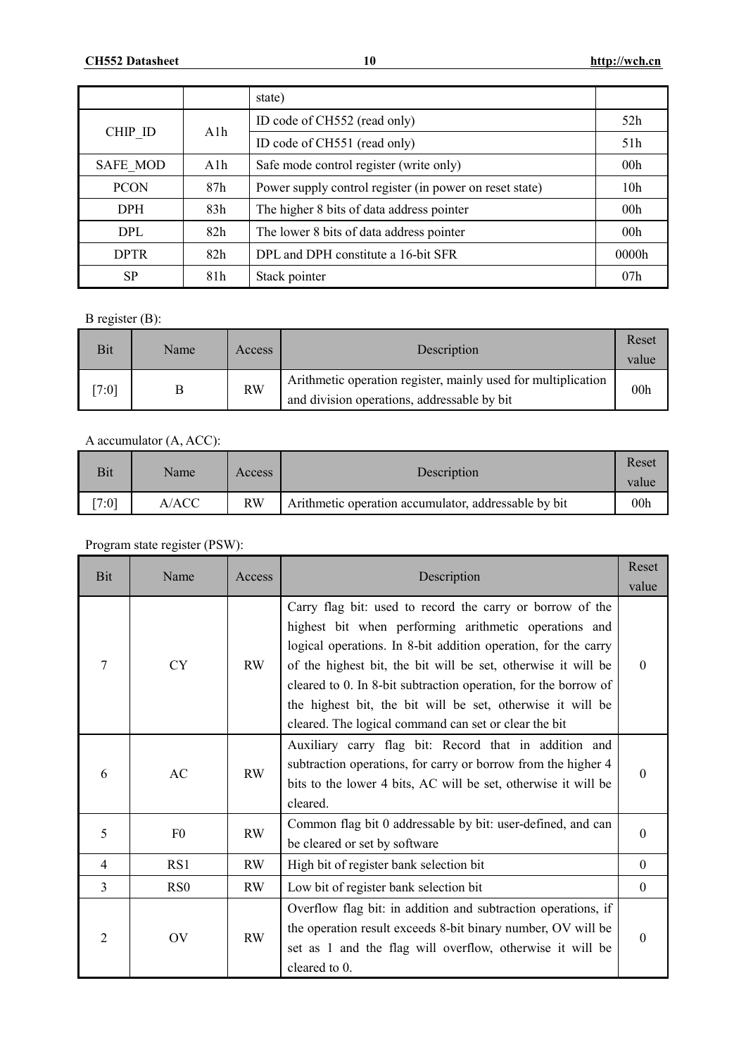| | | state) | |
|---|---|---|---|
| CHIP_ID | A1h | ID code of CH552 (read only) | 52h |
| | | ID code of CH551 (read only) | 51h |
| SAFE_MOD | A1h | Safe mode control register (write only) | 00h |
| PCON | 87h | Power supply control register (in power on reset state) | 10h |
| DPH | 83h | The higher 8 bits of data address pointer | 00h |
| DPL | 82h | The lower 8 bits of data address pointer | 00h |
| DPTR | 82h | DPL and DPH constitute a 16-bit SFR | 0000h |
| SP | 81h | Stack pointer | 07h |

B register (B):

| Bit | Name | Access | Description | Reset value |
|---|---|---|---|---|
| [7:0] | B | RW | Arithmetic operation register, mainly used for multiplication and division operations, addressable by bit | 00h |

A accumulator (A, ACC):

| Bit | Name | Access | Description | Reset value |
|---|---|---|---|---|
| [7:0] | A/ACC | RW | Arithmetic operation accumulator, addressable by bit | 00h |

Program state register (PSW):

| Bit | Name | Access | Description | Reset value |
|---|---|---|---|---|
| 7 | CY | RW | Carry flag bit: used to record the carry or borrow of the highest bit when performing arithmetic operations and logical operations. In 8-bit addition operation, for the carry of the highest bit, the bit will be set, otherwise it will be cleared to 0. In 8-bit subtraction operation, for the borrow of the highest bit, the bit will be set, otherwise it will be cleared. The logical command can set or clear the bit | 0 |
| 6 | AC | RW | Auxiliary carry flag bit: Record that in addition and subtraction operations, for carry or borrow from the higher 4 bits to the lower 4 bits, AC will be set, otherwise it will be cleared. | 0 |
| 5 | F0 | RW | Common flag bit 0 addressable by bit: user-defined, and can be cleared or set by software | 0 |
| 4 | RS1 | RW | High bit of register bank selection bit | 0 |
| 3 | RS0 | RW | Low bit of register bank selection bit | 0 |
| 2 | OV | RW | Overflow flag bit: in addition and subtraction operations, if the operation result exceeds 8-bit binary number, OV will be set as 1 and the flag will overflow, otherwise it will be cleared to 0. | 0 |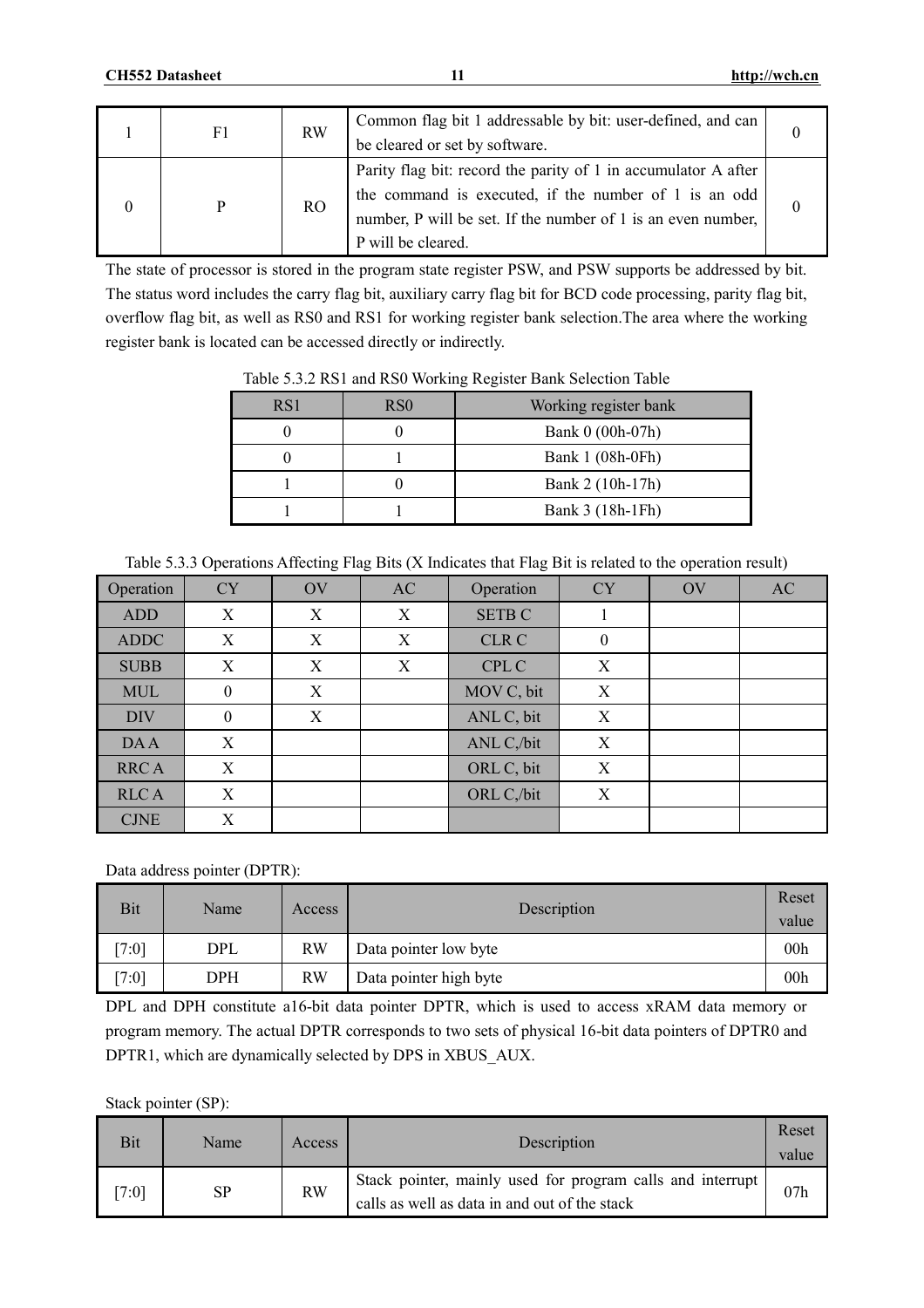| 1 | F1 | RW | Common flag bit 1 addressable by bit: user-defined, and can be cleared or set by software. | 0 |
|---|---|---|---|---|
| 0 | P | RO | Parity flag bit: record the parity of 1 in accumulator A after the command is executed, if the number of 1 is an odd number, P will be set. If the number of 1 is an even number, P will be cleared. | 0 |

The state of processor is stored in the program state register PSW, and PSW supports be addressed by bit. The status word includes the carry flag bit, auxiliary carry flag bit for BCD code processing, parity flag bit, overflow flag bit, as well as RS0 and RS1 for working register bank selection.The area where the working register bank is located can be accessed directly or indirectly.

Table 5.3.2 RS1 and RS0 Working Register Bank Selection Table

| RS1 | RS0 | Working register bank |
|---|---|---|
| 0 | 0 | Bank 0 (00h-07h) |
| 0 | 1 | Bank 1 (08h-0Fh) |
| 1 | 0 | Bank 2 (10h-17h) |
| 1 | 1 | Bank 3 (18h-1Fh) |

Table 5.3.3 Operations Affecting Flag Bits (X Indicates that Flag Bit is related to the operation result)

| Operation | CY | OV | AC | Operation | CY | OV | AC |
|---|---|---|---|---|---|---|---|
| ADD | X | X | X | SETB C | 1 | | |
| ADDC | X | X | X | CLR C | 0 | | |
| SUBB | X | X | X | CPL C | X | | |
| MUL | 0 | X | | MOV C, bit | X | | |
| DIV | 0 | X | | ANL C, bit | X | | |
| DA A | X | | | ANL C,/bit | X | | |
| RRC A | X | | | ORL C, bit | X | | |
| RLC A | X | | | ORL C,/bit | X | | |
| CJNE | X | | | | | | |

Data address pointer (DPTR):

| Bit | Name | Access | Description | Reset value |
|---|---|---|---|---|
| [7:0] | DPL | RW | Data pointer low byte | 00h |
| [7:0] | DPH | RW | Data pointer high byte | 00h |

DPL and DPH constitute a16-bit data pointer DPTR, which is used to access xRAM data memory or program memory. The actual DPTR corresponds to two sets of physical 16-bit data pointers of DPTR0 and DPTR1, which are dynamically selected by DPS in XBUS_AUX.

Stack pointer (SP):

| Bit | Name | Access | Description | Reset value |
|---|---|---|---|---|
| [7:0] | SP | RW | Stack pointer, mainly used for program calls and interrupt calls as well as data in and out of the stack | 07h |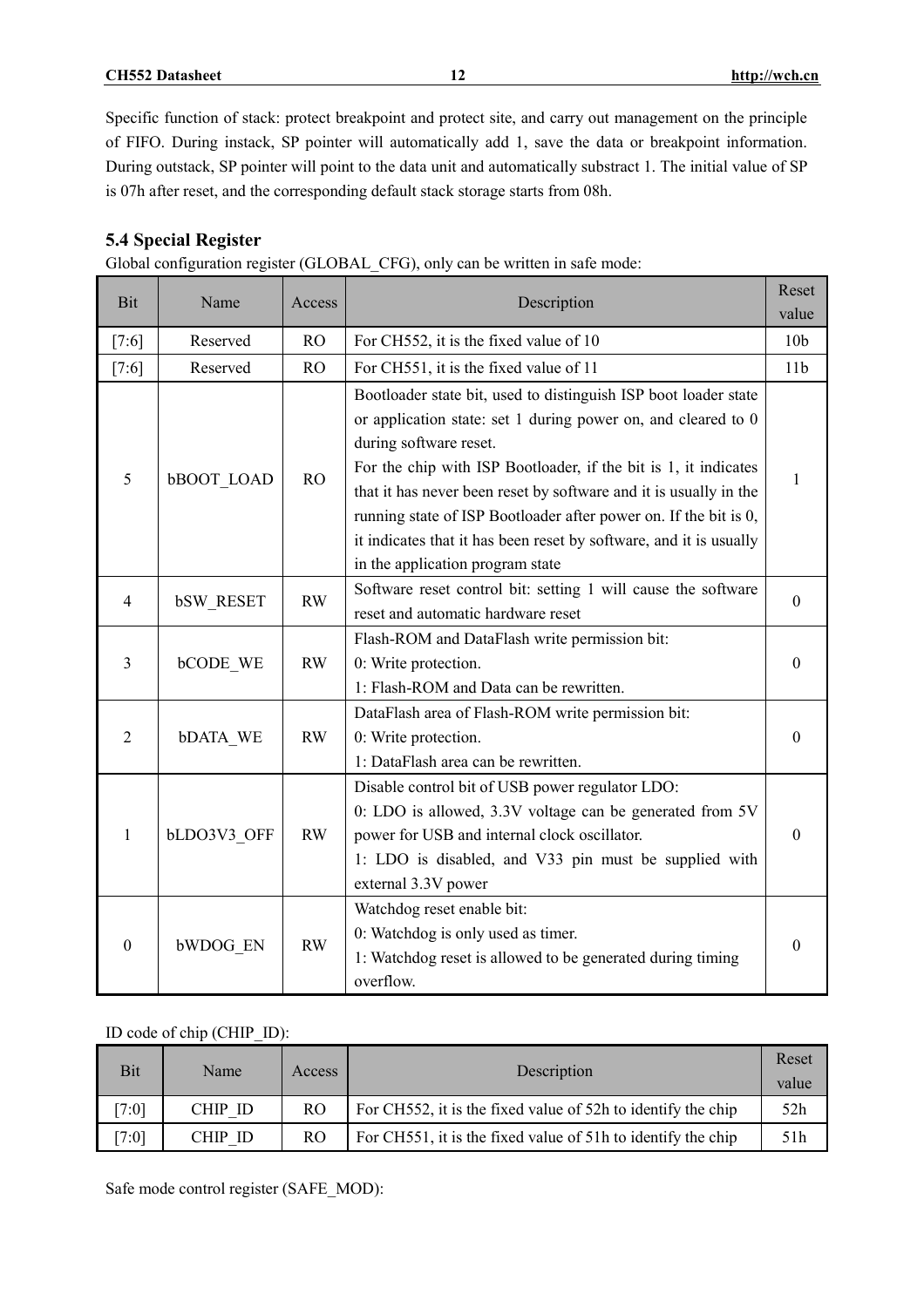Specific function of stack: protect breakpoint and protect site, and carry out management on the principle of FIFO. During instack, SP pointer will automatically add 1, save the data or breakpoint information. During outstack, SP pointer will point to the data unit and automatically substract 1. The initial value of SP is 07h after reset, and the corresponding default stack storage starts from 08h.

## 5.4 Special Register

Global configuration register (GLOBAL_CFG), only can be written in safe mode:

| Bit | Name | Access | Description | Reset value |
|---|---|---|---|---|
| [7:6] | Reserved | RO | For CH552, it is the fixed value of 10 | 10b |
| [7:6] | Reserved | RO | For CH551, it is the fixed value of 11 | 11b |
| 5 | bBOOT_LOAD | RO | Bootloader state bit, used to distinguish ISP boot loader state or application state: set 1 during power on, and cleared to 0 during software reset. For the chip with ISP Bootloader, if the bit is 1, it indicates that it has never been reset by software and it is usually in the running state of ISP Bootloader after power on. If the bit is 0, it indicates that it has been reset by software, and it is usually in the application program state | 1 |
| 4 | bSW_RESET | RW | Software reset control bit: setting 1 will cause the software reset and automatic hardware reset | 0 |
| 3 | bCODE_WE | RW | Flash-ROM and DataFlash write permission bit: 0: Write protection. 1: Flash-ROM and Data can be rewritten. | 0 |
| 2 | bDATA_WE | RW | DataFlash area of Flash-ROM write permission bit: 0: Write protection. 1: DataFlash area can be rewritten. | 0 |
| 1 | bLDO3V3_OFF | RW | Disable control bit of USB power regulator LDO: 0: LDO is allowed, 3.3V voltage can be generated from 5V power for USB and internal clock oscillator. 1: LDO is disabled, and V33 pin must be supplied with external 3.3V power | 0 |
| 0 | bWDOG_EN | RW | Watchdog reset enable bit: 0: Watchdog is only used as timer. 1: Watchdog reset is allowed to be generated during timing overflow. | 0 |

ID code of chip (CHIP_ID):

| Bit | Name | Access | Description | Reset value |
|---|---|---|---|---|
| [7:0] | CHIP_ID | RO | For CH552, it is the fixed value of 52h to identify the chip | 52h |
| [7:0] | CHIP_ID | RO | For CH551, it is the fixed value of 51h to identify the chip | 51h |

Safe mode control register (SAFE_MOD):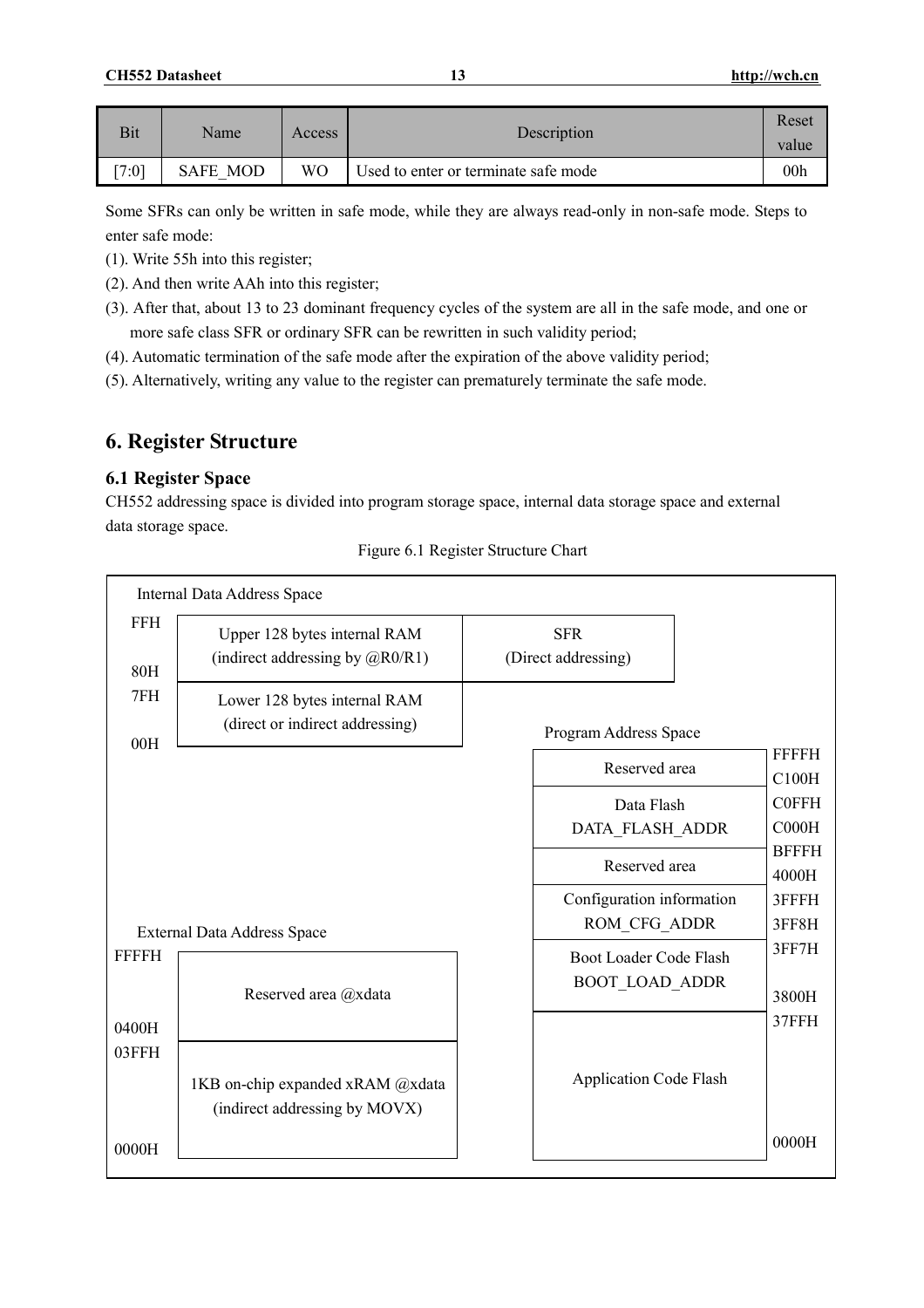| Bit | Name | Access | Description | Reset value |
| --- | --- | --- | --- | --- |
| [7:0] | SAFE_MOD | WO | Used to enter or terminate safe mode | 00h |

Some SFRs can only be written in safe mode, while they are always read-only in non-safe mode. Steps to enter safe mode:

(1). Write 55h into this register;

(2). And then write AAh into this register;

(3). After that, about 13 to 23 dominant frequency cycles of the system are all in the safe mode, and one or more safe class SFR or ordinary SFR can be rewritten in such validity period;

(4). Automatic termination of the safe mode after the expiration of the above validity period;

(5). Alternatively, writing any value to the register can prematurely terminate the safe mode.

# 6. Register Structure

## 6.1 Register Space

CH552 addressing space is divided into program storage space, internal data storage space and external data storage space.

Figure 6.1 Register Structure Chart

Internal Data Address Space

| Address | | |
| --- | --- | --- |
| FFH – 80H | Upper 128 bytes internal RAM (indirect addressing by @R0/R1) | SFR (Direct addressing) |
| 7FH – 00H | Lower 128 bytes internal RAM (direct or indirect addressing) | |

Program Address Space

| Area | Address |
| --- | --- |
| Reserved area | FFFFH – C100H |
| Data Flash DATA_FLASH_ADDR | C0FFH – C000H |
| Reserved area | BFFFH – 4000H |
| Configuration information ROM_CFG_ADDR | 3FFFH – 3FF8H |
| Boot Loader Code Flash BOOT_LOAD_ADDR | 3FF7H – 3800H |
| Application Code Flash | 37FFH – 0000H |

External Data Address Space

| Address | Area |
| --- | --- |
| FFFFH – 0400H | Reserved area @xdata |
| 03FFH – 0000H | 1KB on-chip expanded xRAM @xdata (indirect addressing by MOVX) |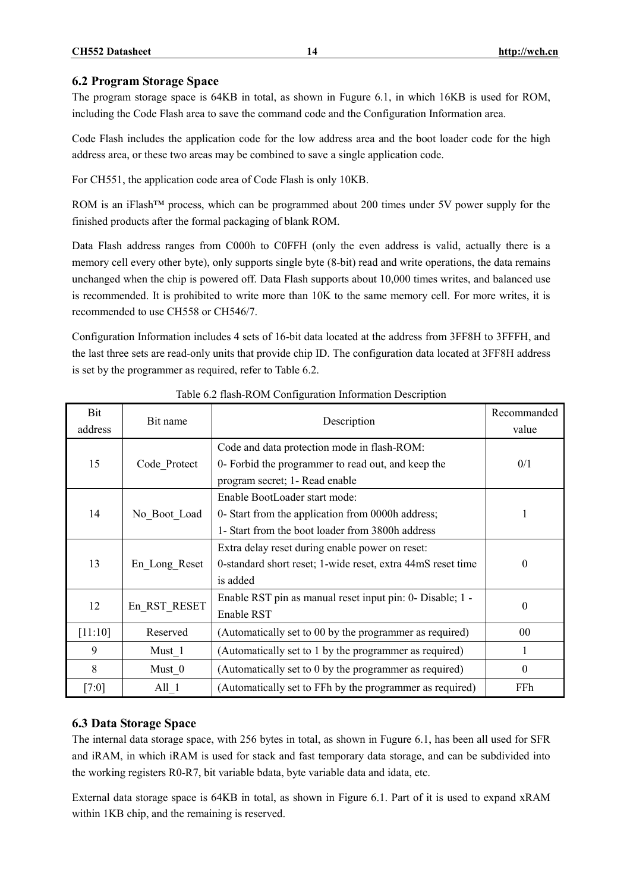## 6.2 Program Storage Space

The program storage space is 64KB in total, as shown in Fugure 6.1, in which 16KB is used for ROM, including the Code Flash area to save the command code and the Configuration Information area.

Code Flash includes the application code for the low address area and the boot loader code for the high address area, or these two areas may be combined to save a single application code.

For CH551, the application code area of Code Flash is only 10KB.

ROM is an iFlash™ process, which can be programmed about 200 times under 5V power supply for the finished products after the formal packaging of blank ROM.

Data Flash address ranges from C000h to C0FFH (only the even address is valid, actually there is a memory cell every other byte), only supports single byte (8-bit) read and write operations, the data remains unchanged when the chip is powered off. Data Flash supports about 10,000 times writes, and balanced use is recommended. It is prohibited to write more than 10K to the same memory cell. For more writes, it is recommended to use CH558 or CH546/7.

Configuration Information includes 4 sets of 16-bit data located at the address from 3FF8H to 3FFFH, and the last three sets are read-only units that provide chip ID. The configuration data located at 3FF8H address is set by the programmer as required, refer to Table 6.2.

Table 6.2 flash-ROM Configuration Information Description

| Bit address | Bit name | Description | Recommanded value |
|---|---|---|---|
| 15 | Code_Protect | Code and data protection mode in flash-ROM: 0- Forbid the programmer to read out, and keep the program secret; 1- Read enable | 0/1 |
| 14 | No_Boot_Load | Enable BootLoader start mode: 0- Start from the application from 0000h address; 1- Start from the boot loader from 3800h address | 1 |
| 13 | En_Long_Reset | Extra delay reset during enable power on reset: 0-standard short reset; 1-wide reset, extra 44mS reset time is added | 0 |
| 12 | En_RST_RESET | Enable RST pin as manual reset input pin: 0- Disable; 1 - Enable RST | 0 |
| [11:10] | Reserved | (Automatically set to 00 by the programmer as required) | 00 |
| 9 | Must_1 | (Automatically set to 1 by the programmer as required) | 1 |
| 8 | Must_0 | (Automatically set to 0 by the programmer as required) | 0 |
| [7:0] | All_1 | (Automatically set to FFh by the programmer as required) | FFh |

## 6.3 Data Storage Space

The internal data storage space, with 256 bytes in total, as shown in Fugure 6.1, has been all used for SFR and iRAM, in which iRAM is used for stack and fast temporary data storage, and can be subdivided into the working registers R0-R7, bit variable bdata, byte variable data and idata, etc.

External data storage space is 64KB in total, as shown in Figure 6.1. Part of it is used to expand xRAM within 1KB chip, and the remaining is reserved.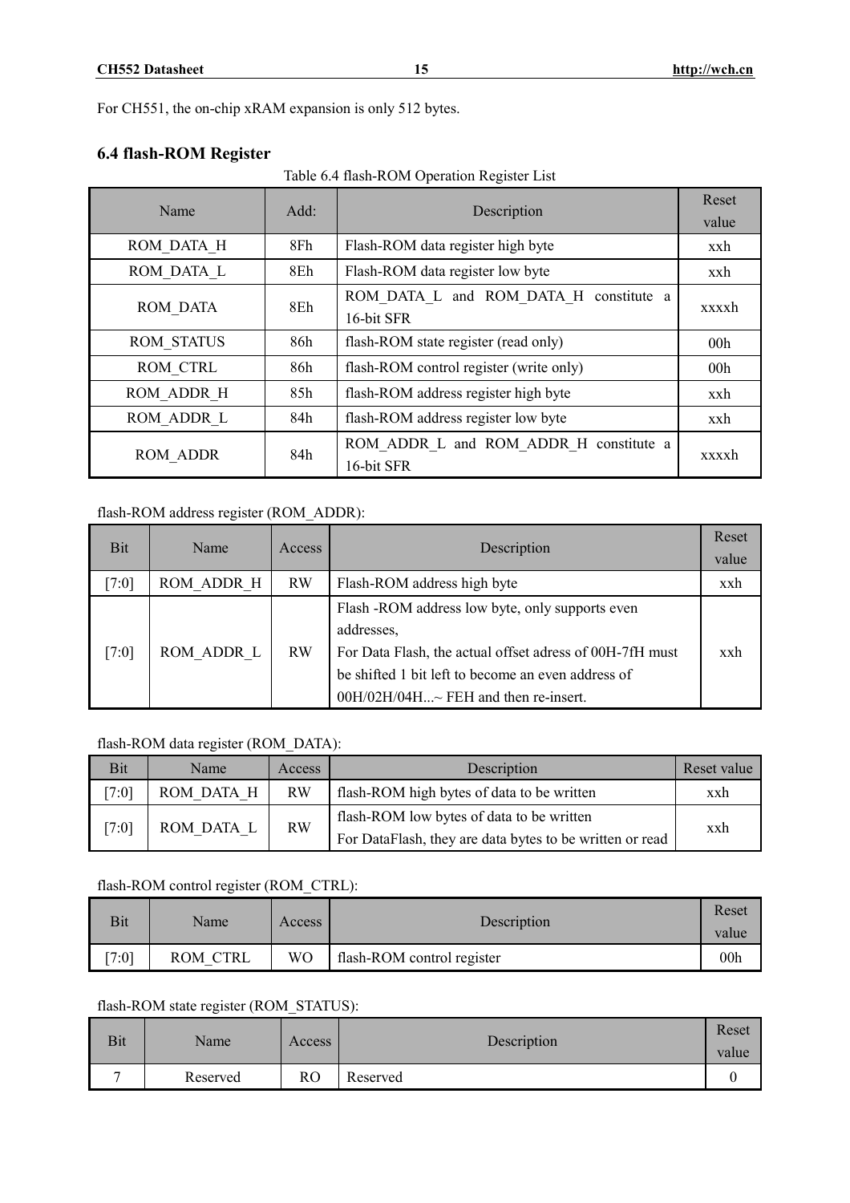For CH551, the on-chip xRAM expansion is only 512 bytes.

### 6.4 flash-ROM Register

Table 6.4 flash-ROM Operation Register List

| Name | Add: | Description | Reset value |
|---|---|---|---|
| ROM_DATA_H | 8Fh | Flash-ROM data register high byte | xxh |
| ROM_DATA_L | 8Eh | Flash-ROM data register low byte | xxh |
| ROM_DATA | 8Eh | ROM_DATA_L and ROM_DATA_H constitute a 16-bit SFR | xxxxh |
| ROM_STATUS | 86h | flash-ROM state register (read only) | 00h |
| ROM_CTRL | 86h | flash-ROM control register (write only) | 00h |
| ROM_ADDR_H | 85h | flash-ROM address register high byte | xxh |
| ROM_ADDR_L | 84h | flash-ROM address register low byte | xxh |
| ROM_ADDR | 84h | ROM_ADDR_L and ROM_ADDR_H constitute a 16-bit SFR | xxxxh |

flash-ROM address register (ROM_ADDR):

| Bit | Name | Access | Description | Reset value |
|---|---|---|---|---|
| [7:0] | ROM_ADDR_H | RW | Flash-ROM address high byte | xxh |
| [7:0] | ROM_ADDR_L | RW | Flash -ROM address low byte, only supports even addresses, For Data Flash, the actual offset adress of 00H-7fH must be shifted 1 bit left to become an even address of 00H/02H/04H...~ FEH and then re-insert. | xxh |

flash-ROM data register (ROM_DATA):

| Bit | Name | Access | Description | Reset value |
|---|---|---|---|---|
| [7:0] | ROM_DATA_H | RW | flash-ROM high bytes of data to be written | xxh |
| [7:0] | ROM_DATA_L | RW | flash-ROM low bytes of data to be written For DataFlash, they are data bytes to be written or read | xxh |

flash-ROM control register (ROM_CTRL):

| Bit | Name | Access | Description | Reset value |
|---|---|---|---|---|
| [7:0] | ROM_CTRL | WO | flash-ROM control register | 00h |

flash-ROM state register (ROM_STATUS):

| Bit | Name | Access | Description | Reset value |
|---|---|---|---|---|
| 7 | Reserved | RO | Reserved | 0 |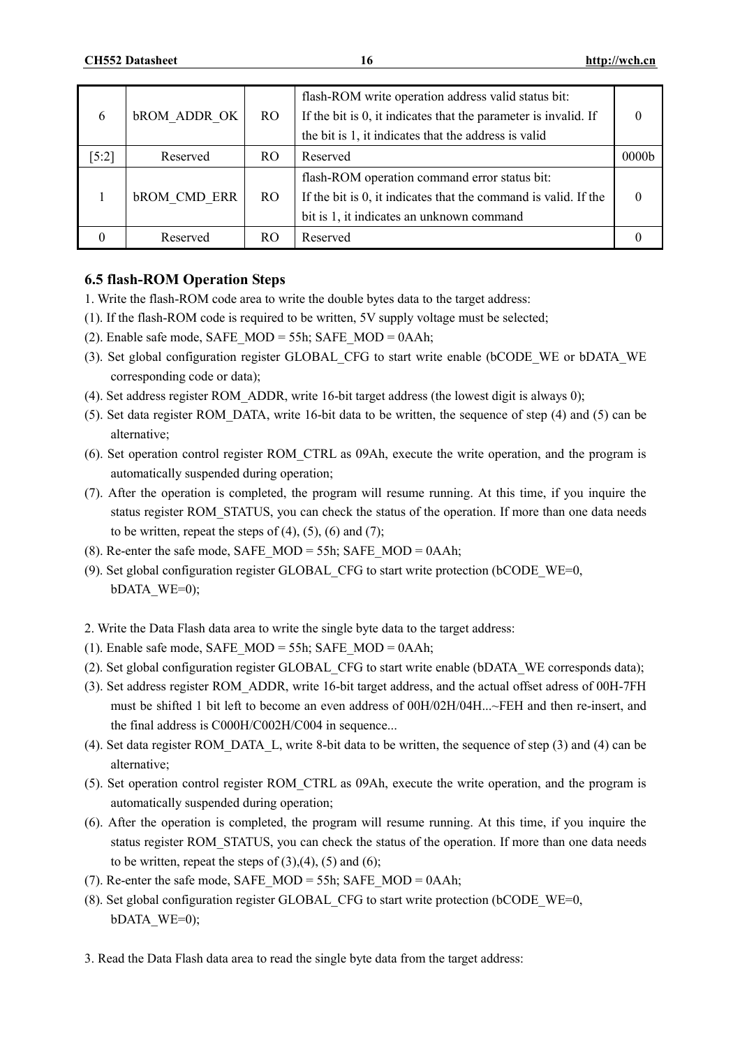| 6 | bROM_ADDR_OK | RO | flash-ROM write operation address valid status bit: If the bit is 0, it indicates that the parameter is invalid. If the bit is 1, it indicates that the address is valid | 0 |
|---|---|---|---|---|
| [5:2] | Reserved | RO | Reserved | 0000b |
| 1 | bROM_CMD_ERR | RO | flash-ROM operation command error status bit: If the bit is 0, it indicates that the command is valid. If the bit is 1, it indicates an unknown command | 0 |
| 0 | Reserved | RO | Reserved | 0 |

### 6.5 flash-ROM Operation Steps

1. Write the flash-ROM code area to write the double bytes data to the target address:

(1). If the flash-ROM code is required to be written, 5V supply voltage must be selected;

(2). Enable safe mode, SAFE_MOD = 55h; SAFE_MOD = 0AAh;

(3). Set global configuration register GLOBAL_CFG to start write enable (bCODE_WE or bDATA_WE corresponding code or data);

(4). Set address register ROM_ADDR, write 16-bit target address (the lowest digit is always 0);

(5). Set data register ROM_DATA, write 16-bit data to be written, the sequence of step (4) and (5) can be alternative;

(6). Set operation control register ROM_CTRL as 09Ah, execute the write operation, and the program is automatically suspended during operation;

(7). After the operation is completed, the program will resume running. At this time, if you inquire the status register ROM_STATUS, you can check the status of the operation. If more than one data needs to be written, repeat the steps of (4), (5), (6) and (7);

(8). Re-enter the safe mode, SAFE_MOD = 55h; SAFE_MOD = 0AAh;

(9). Set global configuration register GLOBAL_CFG to start write protection (bCODE_WE=0, bDATA_WE=0);

2. Write the Data Flash data area to write the single byte data to the target address:

(1). Enable safe mode, SAFE_MOD = 55h; SAFE_MOD = 0AAh;

(2). Set global configuration register GLOBAL_CFG to start write enable (bDATA_WE corresponds data);

(3). Set address register ROM_ADDR, write 16-bit target address, and the actual offset adress of 00H-7FH must be shifted 1 bit left to become an even address of 00H/02H/04H...~FEH and then re-insert, and the final address is C000H/C002H/C004 in sequence...

(4). Set data register ROM_DATA_L, write 8-bit data to be written, the sequence of step (3) and (4) can be alternative;

(5). Set operation control register ROM_CTRL as 09Ah, execute the write operation, and the program is automatically suspended during operation;

(6). After the operation is completed, the program will resume running. At this time, if you inquire the status register ROM_STATUS, you can check the status of the operation. If more than one data needs to be written, repeat the steps of (3),(4), (5) and (6);

(7). Re-enter the safe mode, SAFE_MOD = 55h; SAFE_MOD = 0AAh;

(8). Set global configuration register GLOBAL_CFG to start write protection (bCODE_WE=0, bDATA_WE=0);

3. Read the Data Flash data area to read the single byte data from the target address: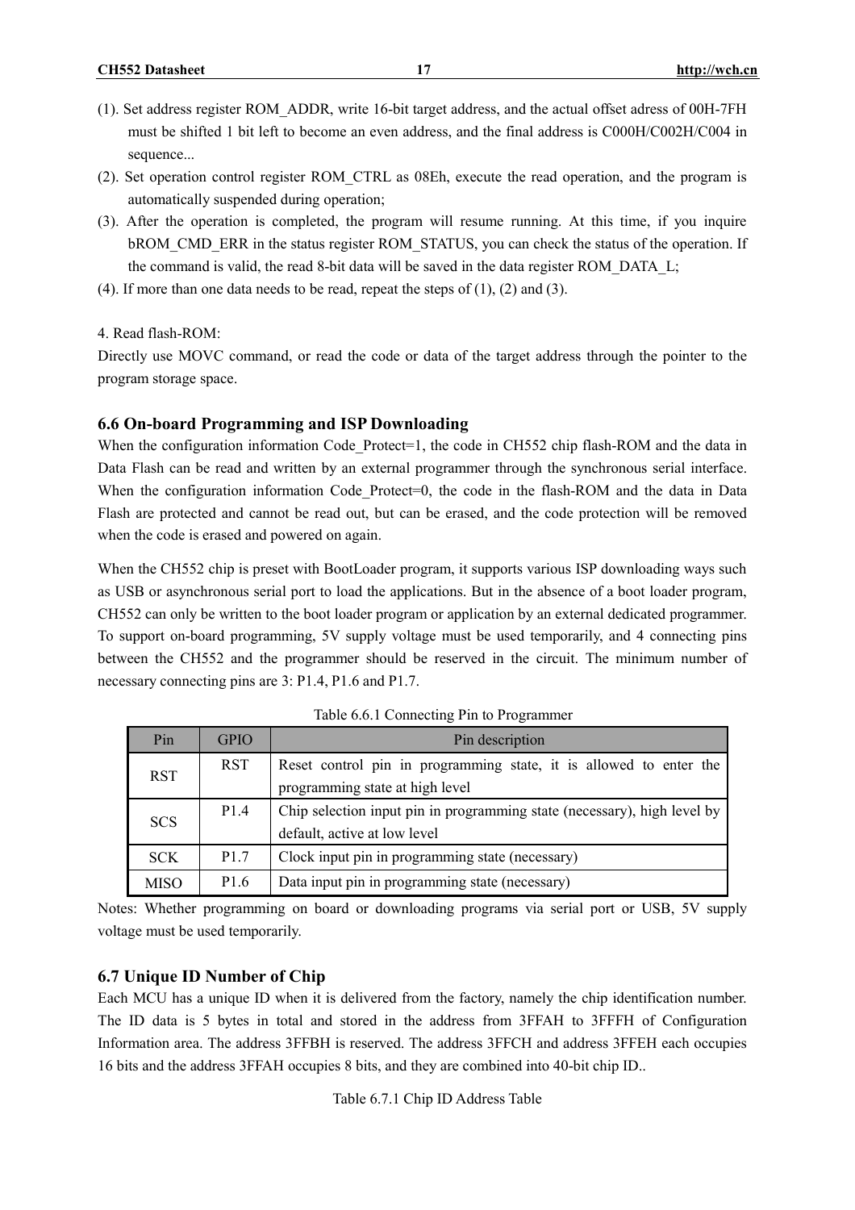(1). Set address register ROM_ADDR, write 16-bit target address, and the actual offset adress of 00H-7FH must be shifted 1 bit left to become an even address, and the final address is C000H/C002H/C004 in sequence...

(2). Set operation control register ROM_CTRL as 08Eh, execute the read operation, and the program is automatically suspended during operation;

(3). After the operation is completed, the program will resume running. At this time, if you inquire bROM_CMD_ERR in the status register ROM_STATUS, you can check the status of the operation. If the command is valid, the read 8-bit data will be saved in the data register ROM_DATA_L;

(4). If more than one data needs to be read, repeat the steps of (1), (2) and (3).

4. Read flash-ROM:

Directly use MOVC command, or read the code or data of the target address through the pointer to the program storage space.

### 6.6 On-board Programming and ISP Downloading

When the configuration information Code_Protect=1, the code in CH552 chip flash-ROM and the data in Data Flash can be read and written by an external programmer through the synchronous serial interface. When the configuration information Code_Protect=0, the code in the flash-ROM and the data in Data Flash are protected and cannot be read out, but can be erased, and the code protection will be removed when the code is erased and powered on again.

When the CH552 chip is preset with BootLoader program, it supports various ISP downloading ways such as USB or asynchronous serial port to load the applications. But in the absence of a boot loader program, CH552 can only be written to the boot loader program or application by an external dedicated programmer. To support on-board programming, 5V supply voltage must be used temporarily, and 4 connecting pins between the CH552 and the programmer should be reserved in the circuit. The minimum number of necessary connecting pins are 3: P1.4, P1.6 and P1.7.

Table 6.6.1 Connecting Pin to Programmer

| Pin | GPIO | Pin description |
|---|---|---|
| RST | RST | Reset control pin in programming state, it is allowed to enter the programming state at high level |
| SCS | P1.4 | Chip selection input pin in programming state (necessary), high level by default, active at low level |
| SCK | P1.7 | Clock input pin in programming state (necessary) |
| MISO | P1.6 | Data input pin in programming state (necessary) |

Notes: Whether programming on board or downloading programs via serial port or USB, 5V supply voltage must be used temporarily.

### 6.7 Unique ID Number of Chip

Each MCU has a unique ID when it is delivered from the factory, namely the chip identification number. The ID data is 5 bytes in total and stored in the address from 3FFAH to 3FFFH of Configuration Information area. The address 3FFBH is reserved. The address 3FFCH and address 3FFEH each occupies 16 bits and the address 3FFAH occupies 8 bits, and they are combined into 40-bit chip ID..

Table 6.7.1 Chip ID Address Table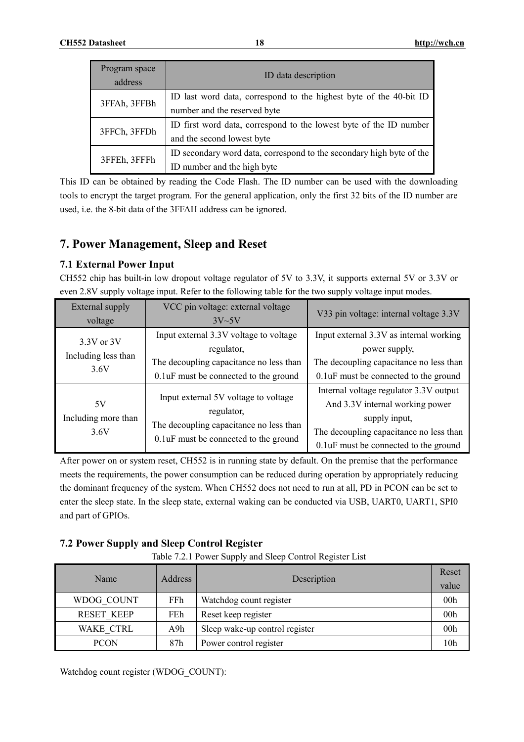| Program space address | ID data description |
| --- | --- |
| 3FFAh, 3FFBh | ID last word data, correspond to the highest byte of the 40-bit ID number and the reserved byte |
| 3FFCh, 3FFDh | ID first word data, correspond to the lowest byte of the ID number and the second lowest byte |
| 3FFEh, 3FFFh | ID secondary word data, correspond to the secondary high byte of the ID number and the high byte |

This ID can be obtained by reading the Code Flash. The ID number can be used with the downloading tools to encrypt the target program. For the general application, only the first 32 bits of the ID number are used, i.e. the 8-bit data of the 3FFAH address can be ignored.

# 7. Power Management, Sleep and Reset

## 7.1 External Power Input

CH552 chip has built-in low dropout voltage regulator of 5V to 3.3V, it supports external 5V or 3.3V or even 2.8V supply voltage input. Refer to the following table for the two supply voltage input modes.

| External supply voltage | VCC pin voltage: external voltage 3V~5V | V33 pin voltage: internal voltage 3.3V |
| --- | --- | --- |
| 3.3V or 3V Including less than 3.6V | Input external 3.3V voltage to voltage regulator, The decoupling capacitance no less than 0.1uF must be connected to the ground | Input external 3.3V as internal working power supply, The decoupling capacitance no less than 0.1uF must be connected to the ground |
| 5V Including more than 3.6V | Input external 5V voltage to voltage regulator, The decoupling capacitance no less than 0.1uF must be connected to the ground | Internal voltage regulator 3.3V output And 3.3V internal working power supply input, The decoupling capacitance no less than 0.1uF must be connected to the ground |

After power on or system reset, CH552 is in running state by default. On the premise that the performance meets the requirements, the power consumption can be reduced during operation by appropriately reducing the dominant frequency of the system. When CH552 does not need to run at all, PD in PCON can be set to enter the sleep state. In the sleep state, external waking can be conducted via USB, UART0, UART1, SPI0 and part of GPIOs.

## 7.2 Power Supply and Sleep Control Register

Table 7.2.1 Power Supply and Sleep Control Register List

| Name | Address | Description | Reset value |
| --- | --- | --- | --- |
| WDOG_COUNT | FFh | Watchdog count register | 00h |
| RESET_KEEP | FEh | Reset keep register | 00h |
| WAKE_CTRL | A9h | Sleep wake-up control register | 00h |
| PCON | 87h | Power control register | 10h |

Watchdog count register (WDOG_COUNT):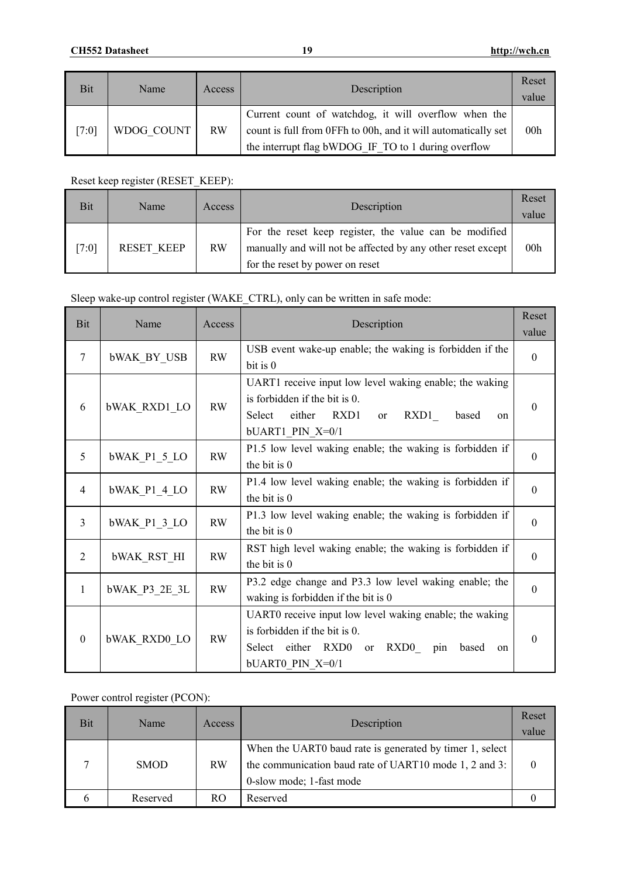| Bit | Name | Access | Description | Reset value |
|---|---|---|---|---|
| [7:0] | WDOG_COUNT | RW | Current count of watchdog, it will overflow when the count is full from 0FFh to 00h, and it will automatically set the interrupt flag bWDOG_IF_TO to 1 during overflow | 00h |

Reset keep register (RESET_KEEP):

| Bit | Name | Access | Description | Reset value |
|---|---|---|---|---|
| [7:0] | RESET_KEEP | RW | For the reset keep register, the value can be modified manually and will not be affected by any other reset except for the reset by power on reset | 00h |

Sleep wake-up control register (WAKE_CTRL), only can be written in safe mode:

| Bit | Name | Access | Description | Reset value |
|---|---|---|---|---|
| 7 | bWAK_BY_USB | RW | USB event wake-up enable; the waking is forbidden if the bit is 0 | 0 |
| 6 | bWAK_RXD1_LO | RW | UART1 receive input low level waking enable; the waking is forbidden if the bit is 0. Select either RXD1 or RXD1_ based on bUART1_PIN_X=0/1 | 0 |
| 5 | bWAK_P1_5_LO | RW | P1.5 low level waking enable; the waking is forbidden if the bit is 0 | 0 |
| 4 | bWAK_P1_4_LO | RW | P1.4 low level waking enable; the waking is forbidden if the bit is 0 | 0 |
| 3 | bWAK_P1_3_LO | RW | P1.3 low level waking enable; the waking is forbidden if the bit is 0 | 0 |
| 2 | bWAK_RST_HI | RW | RST high level waking enable; the waking is forbidden if the bit is 0 | 0 |
| 1 | bWAK_P3_2E_3L | RW | P3.2 edge change and P3.3 low level waking enable; the waking is forbidden if the bit is 0 | 0 |
| 0 | bWAK_RXD0_LO | RW | UART0 receive input low level waking enable; the waking is forbidden if the bit is 0. Select either RXD0 or RXD0_ pin based on bUART0_PIN_X=0/1 | 0 |

Power control register (PCON):

| Bit | Name | Access | Description | Reset value |
|---|---|---|---|---|
| 7 | SMOD | RW | When the UART0 baud rate is generated by timer 1, select the communication baud rate of UART10 mode 1, 2 and 3: 0-slow mode; 1-fast mode | 0 |
| 6 | Reserved | RO | Reserved | 0 |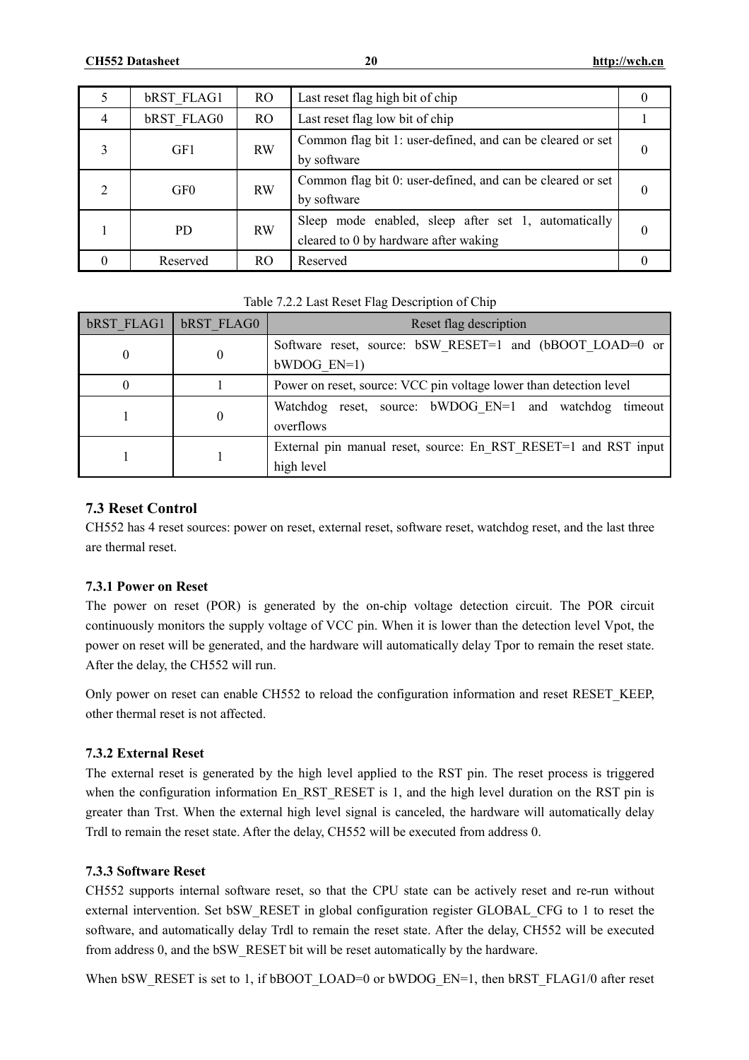| 5 | bRST_FLAG1 | RO | Last reset flag high bit of chip | 0 |
|---|---|---|---|---|
| 4 | bRST_FLAG0 | RO | Last reset flag low bit of chip | 1 |
| 3 | GF1 | RW | Common flag bit 1: user-defined, and can be cleared or set by software | 0 |
| 2 | GF0 | RW | Common flag bit 0: user-defined, and can be cleared or set by software | 0 |
| 1 | PD | RW | Sleep mode enabled, sleep after set 1, automatically cleared to 0 by hardware after waking | 0 |
| 0 | Reserved | RO | Reserved | 0 |

Table 7.2.2 Last Reset Flag Description of Chip

| bRST_FLAG1 | bRST_FLAG0 | Reset flag description |
|---|---|---|
| 0 | 0 | Software reset, source: bSW_RESET=1 and (bBOOT_LOAD=0 or bWDOG_EN=1) |
| 0 | 1 | Power on reset, source: VCC pin voltage lower than detection level |
| 1 | 0 | Watchdog reset, source: bWDOG_EN=1 and watchdog timeout overflows |
| 1 | 1 | External pin manual reset, source: En_RST_RESET=1 and RST input high level |

## 7.3 Reset Control

CH552 has 4 reset sources: power on reset, external reset, software reset, watchdog reset, and the last three are thermal reset.

### 7.3.1 Power on Reset

The power on reset (POR) is generated by the on-chip voltage detection circuit. The POR circuit continuously monitors the supply voltage of VCC pin. When it is lower than the detection level Vpot, the power on reset will be generated, and the hardware will automatically delay Tpor to remain the reset state. After the delay, the CH552 will run.

Only power on reset can enable CH552 to reload the configuration information and reset RESET_KEEP, other thermal reset is not affected.

### 7.3.2 External Reset

The external reset is generated by the high level applied to the RST pin. The reset process is triggered when the configuration information En_RST_RESET is 1, and the high level duration on the RST pin is greater than Trst. When the external high level signal is canceled, the hardware will automatically delay Trdl to remain the reset state. After the delay, CH552 will be executed from address 0.

### 7.3.3 Software Reset

CH552 supports internal software reset, so that the CPU state can be actively reset and re-run without external intervention. Set bSW_RESET in global configuration register GLOBAL_CFG to 1 to reset the software, and automatically delay Trdl to remain the reset state. After the delay, CH552 will be executed from address 0, and the bSW_RESET bit will be reset automatically by the hardware.

When bSW_RESET is set to 1, if bBOOT_LOAD=0 or bWDOG_EN=1, then bRST_FLAG1/0 after reset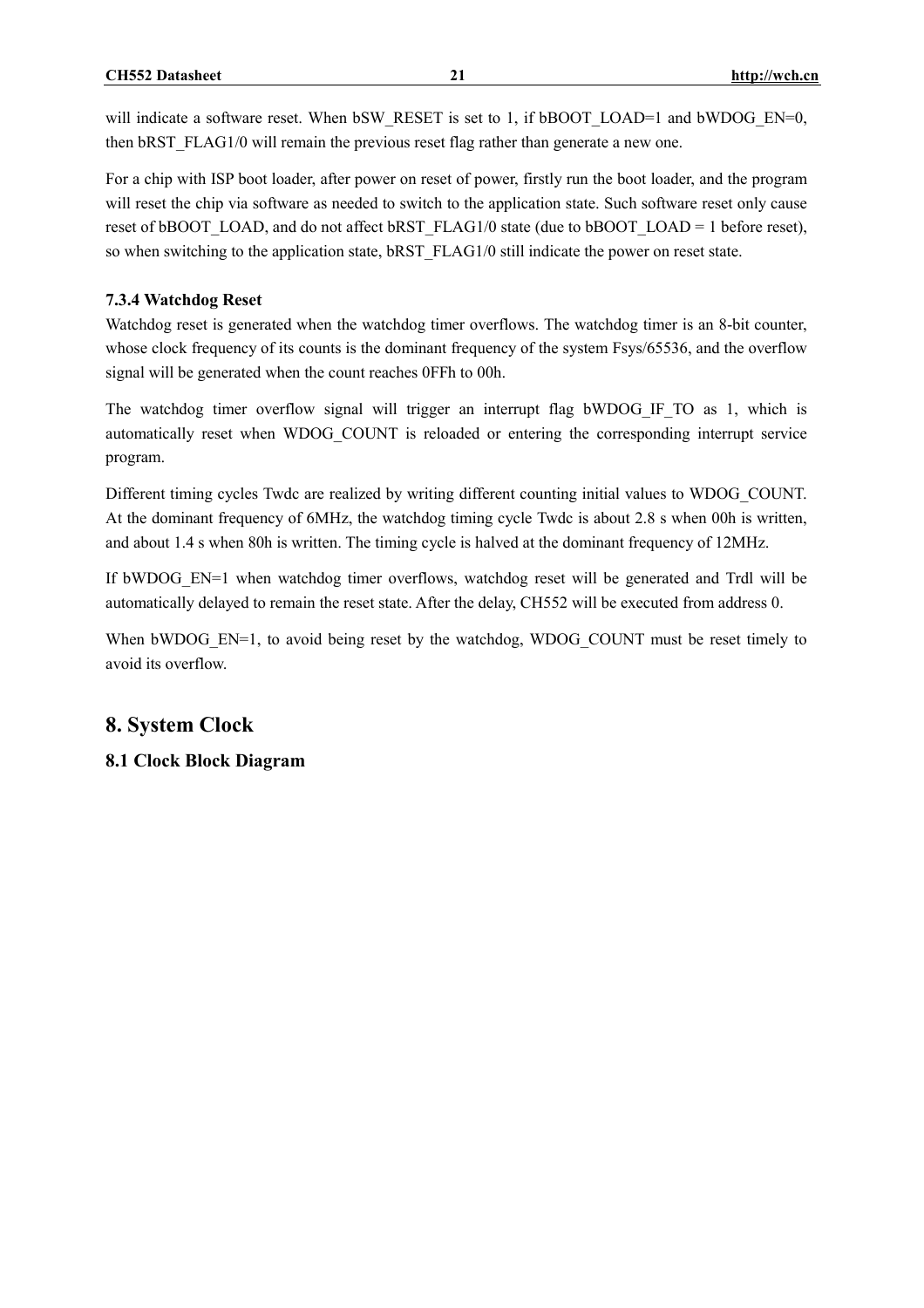will indicate a software reset. When bSW_RESET is set to 1, if bBOOT_LOAD=1 and bWDOG_EN=0, then bRST_FLAG1/0 will remain the previous reset flag rather than generate a new one.

For a chip with ISP boot loader, after power on reset of power, firstly run the boot loader, and the program will reset the chip via software as needed to switch to the application state. Such software reset only cause reset of bBOOT_LOAD, and do not affect bRST_FLAG1/0 state (due to bBOOT_LOAD = 1 before reset), so when switching to the application state, bRST_FLAG1/0 still indicate the power on reset state.

### 7.3.4 Watchdog Reset

Watchdog reset is generated when the watchdog timer overflows. The watchdog timer is an 8-bit counter, whose clock frequency of its counts is the dominant frequency of the system Fsys/65536, and the overflow signal will be generated when the count reaches 0FFh to 00h.

The watchdog timer overflow signal will trigger an interrupt flag bWDOG_IF_TO as 1, which is automatically reset when WDOG_COUNT is reloaded or entering the corresponding interrupt service program.

Different timing cycles Twdc are realized by writing different counting initial values to WDOG_COUNT. At the dominant frequency of 6MHz, the watchdog timing cycle Twdc is about 2.8 s when 00h is written, and about 1.4 s when 80h is written. The timing cycle is halved at the dominant frequency of 12MHz.

If bWDOG_EN=1 when watchdog timer overflows, watchdog reset will be generated and Trdl will be automatically delayed to remain the reset state. After the delay, CH552 will be executed from address 0.

When bWDOG_EN=1, to avoid being reset by the watchdog, WDOG_COUNT must be reset timely to avoid its overflow.

# 8. System Clock

## 8.1 Clock Block Diagram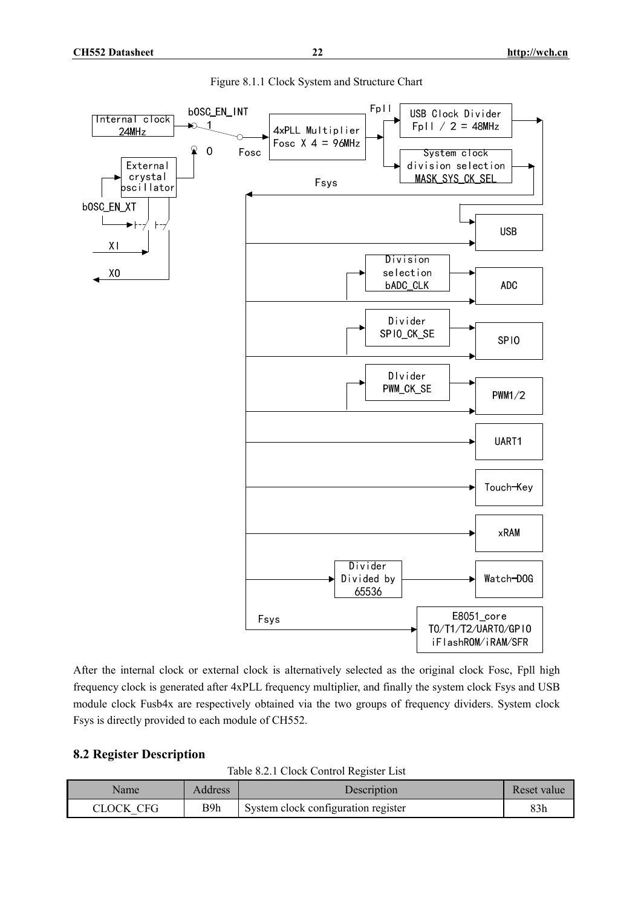Figure 8.1.1 Clock System and Structure Chart

After the internal clock or external clock is alternatively selected as the original clock Fosc, Fpll high frequency clock is generated after 4xPLL frequency multiplier, and finally the system clock Fsys and USB module clock Fusb4x are respectively obtained via the two groups of frequency dividers. System clock Fsys is directly provided to each module of CH552.

## 8.2 Register Description

Table 8.2.1 Clock Control Register List

| Name | Address | Description | Reset value |
|---|---|---|---|
| CLOCK_CFG | B9h | System clock configuration register | 83h |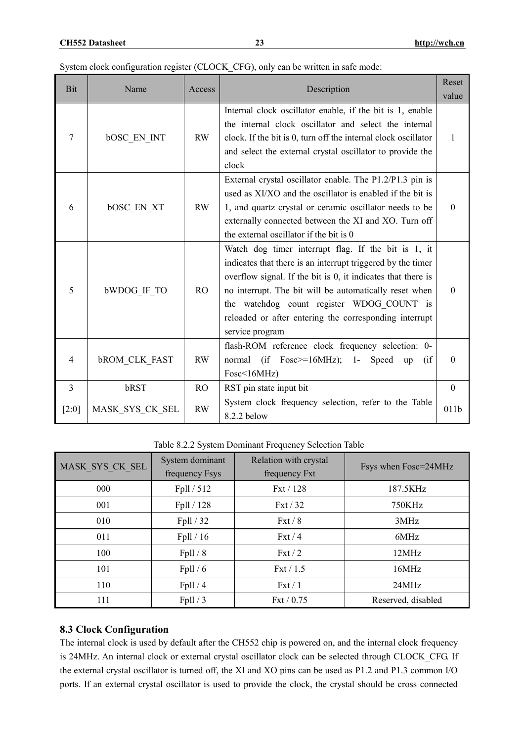System clock configuration register (CLOCK_CFG), only can be written in safe mode:

| Bit | Name | Access | Description | Reset value |
|---|---|---|---|---|
| 7 | bOSC_EN_INT | RW | Internal clock oscillator enable, if the bit is 1, enable the internal clock oscillator and select the internal clock. If the bit is 0, turn off the internal clock oscillator and select the external crystal oscillator to provide the clock | 1 |
| 6 | bOSC_EN_XT | RW | External crystal oscillator enable. The P1.2/P1.3 pin is used as XI/XO and the oscillator is enabled if the bit is 1, and quartz crystal or ceramic oscillator needs to be externally connected between the XI and XO. Turn off the external oscillator if the bit is 0 | 0 |
| 5 | bWDOG_IF_TO | RO | Watch dog timer interrupt flag. If the bit is 1, it indicates that there is an interrupt triggered by the timer overflow signal. If the bit is 0, it indicates that there is no interrupt. The bit will be automatically reset when the watchdog count register WDOG_COUNT is reloaded or after entering the corresponding interrupt service program | 0 |
| 4 | bROM_CLK_FAST | RW | flash-ROM reference clock frequency selection: 0-normal (if Fosc>=16MHz); 1- Speed up (if Fosc<16MHz) | 0 |
| 3 | bRST | RO | RST pin state input bit | 0 |
| [2:0] | MASK_SYS_CK_SEL | RW | System clock frequency selection, refer to the Table 8.2.2 below | 011b |

Table 8.2.2 System Dominant Frequency Selection Table

| MASK_SYS_CK_SEL | System dominant frequency Fsys | Relation with crystal frequency Fxt | Fsys when Fosc=24MHz |
|---|---|---|---|
| 000 | Fpll / 512 | Fxt / 128 | 187.5KHz |
| 001 | Fpll / 128 | Fxt / 32 | 750KHz |
| 010 | Fpll / 32 | Fxt / 8 | 3MHz |
| 011 | Fpll / 16 | Fxt / 4 | 6MHz |
| 100 | Fpll / 8 | Fxt / 2 | 12MHz |
| 101 | Fpll / 6 | Fxt / 1.5 | 16MHz |
| 110 | Fpll / 4 | Fxt / 1 | 24MHz |
| 111 | Fpll / 3 | Fxt / 0.75 | Reserved, disabled |

### 8.3 Clock Configuration

The internal clock is used by default after the CH552 chip is powered on, and the internal clock frequency is 24MHz. An internal clock or external crystal oscillator clock can be selected through CLOCK_CFG. If the external crystal oscillator is turned off, the XI and XO pins can be used as P1.2 and P1.3 common I/O ports. If an external crystal oscillator is used to provide the clock, the crystal should be cross connected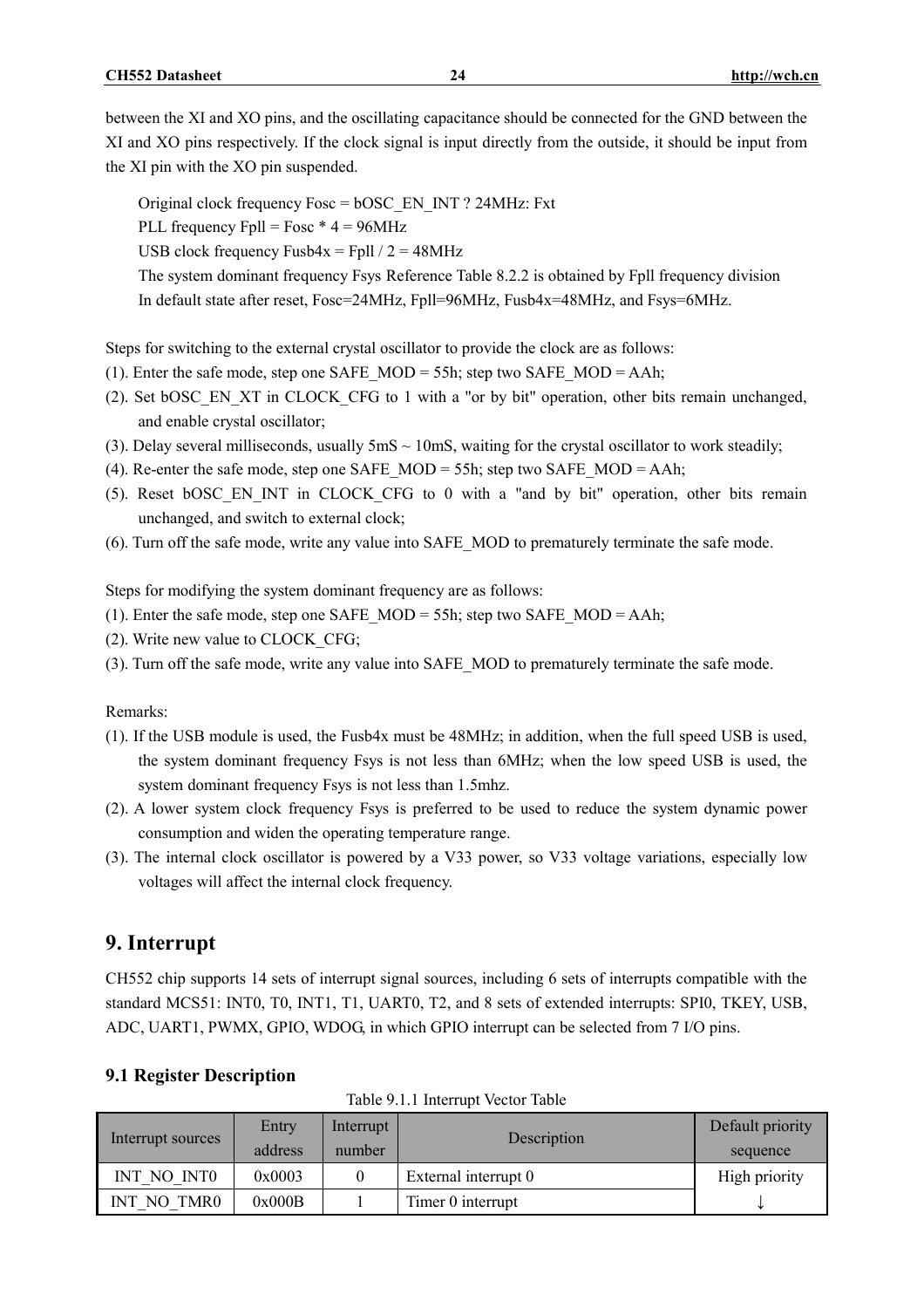between the XI and XO pins, and the oscillating capacitance should be connected for the GND between the XI and XO pins respectively. If the clock signal is input directly from the outside, it should be input from the XI pin with the XO pin suspended.

Original clock frequency Fosc = bOSC_EN_INT ? 24MHz: Fxt
PLL frequency Fpll = Fosc * 4 = 96MHz
USB clock frequency Fusb4x = Fpll / 2 = 48MHz
The system dominant frequency Fsys Reference Table 8.2.2 is obtained by Fpll frequency division
In default state after reset, Fosc=24MHz, Fpll=96MHz, Fusb4x=48MHz, and Fsys=6MHz.

Steps for switching to the external crystal oscillator to provide the clock are as follows:

(1). Enter the safe mode, step one SAFE_MOD = 55h; step two SAFE_MOD = AAh;
(2). Set bOSC_EN_XT in CLOCK_CFG to 1 with a "or by bit" operation, other bits remain unchanged, and enable crystal oscillator;
(3). Delay several milliseconds, usually 5mS ~ 10mS, waiting for the crystal oscillator to work steadily;
(4). Re-enter the safe mode, step one SAFE_MOD = 55h; step two SAFE_MOD = AAh;
(5). Reset bOSC_EN_INT in CLOCK_CFG to 0 with a "and by bit" operation, other bits remain unchanged, and switch to external clock;
(6). Turn off the safe mode, write any value into SAFE_MOD to prematurely terminate the safe mode.

Steps for modifying the system dominant frequency are as follows:

(1). Enter the safe mode, step one SAFE_MOD = 55h; step two SAFE_MOD = AAh;
(2). Write new value to CLOCK_CFG;
(3). Turn off the safe mode, write any value into SAFE_MOD to prematurely terminate the safe mode.

Remarks:

(1). If the USB module is used, the Fusb4x must be 48MHz; in addition, when the full speed USB is used, the system dominant frequency Fsys is not less than 6MHz; when the low speed USB is used, the system dominant frequency Fsys is not less than 1.5mhz.
(2). A lower system clock frequency Fsys is preferred to be used to reduce the system dynamic power consumption and widen the operating temperature range.
(3). The internal clock oscillator is powered by a V33 power, so V33 voltage variations, especially low voltages will affect the internal clock frequency.

# 9. Interrupt

CH552 chip supports 14 sets of interrupt signal sources, including 6 sets of interrupts compatible with the standard MCS51: INT0, T0, INT1, T1, UART0, T2, and 8 sets of extended interrupts: SPI0, TKEY, USB, ADC, UART1, PWMX, GPIO, WDOG, in which GPIO interrupt can be selected from 7 I/O pins.

## 9.1 Register Description

Table 9.1.1 Interrupt Vector Table

| Interrupt sources | Entry address | Interrupt number | Description | Default priority sequence |
|---|---|---|---|---|
| INT_NO_INT0 | 0x0003 | 0 | External interrupt 0 | High priority |
| INT_NO_TMR0 | 0x000B | 1 | Timer 0 interrupt | ↓ |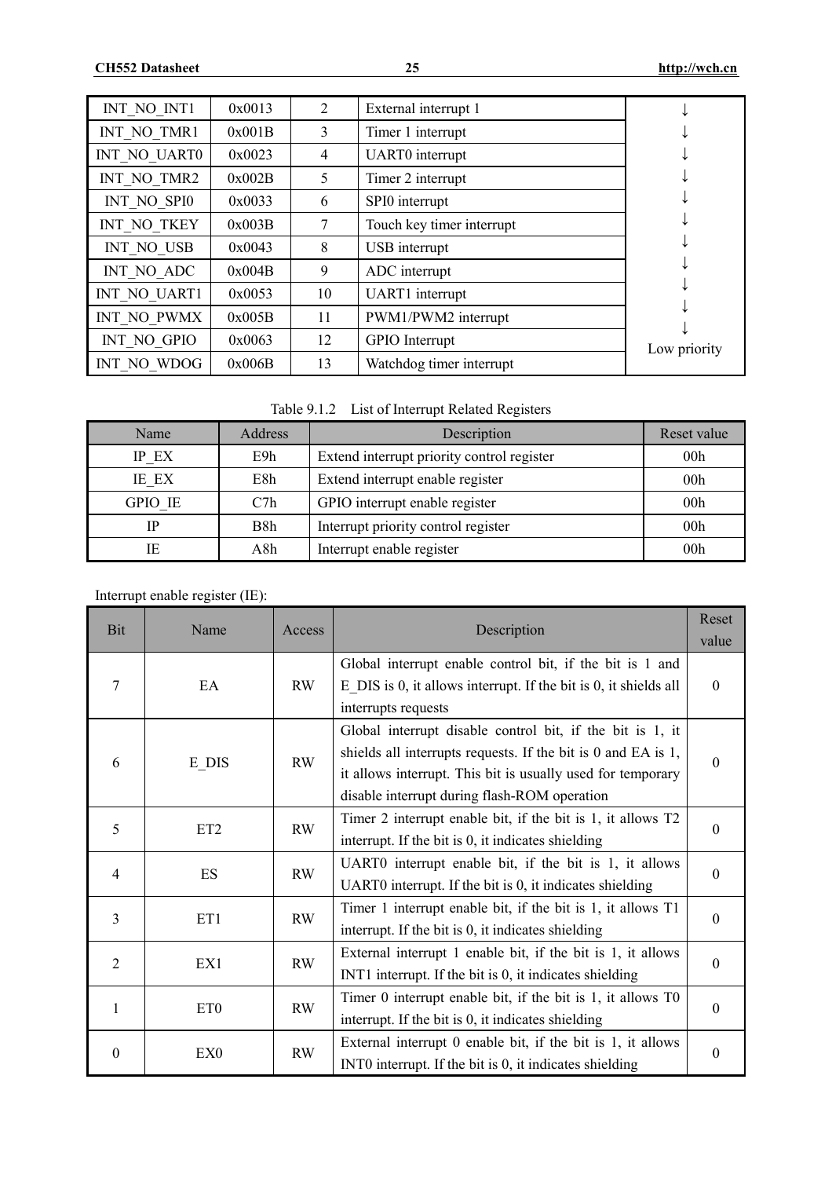| INT_NO_INT1 | 0x0013 | 2 | External interrupt 1 | ↓ |
|---|---|---|---|---|
| INT_NO_TMR1 | 0x001B | 3 | Timer 1 interrupt | ↓ |
| INT_NO_UART0 | 0x0023 | 4 | UART0 interrupt | ↓ |
| INT_NO_TMR2 | 0x002B | 5 | Timer 2 interrupt | ↓ |
| INT_NO_SPI0 | 0x0033 | 6 | SPI0 interrupt | ↓ |
| INT_NO_TKEY | 0x003B | 7 | Touch key timer interrupt | ↓ |
| INT_NO_USB | 0x0043 | 8 | USB interrupt | ↓ |
| INT_NO_ADC | 0x004B | 9 | ADC interrupt | ↓ |
| INT_NO_UART1 | 0x0053 | 10 | UART1 interrupt | ↓ |
| INT_NO_PWMX | 0x005B | 11 | PWM1/PWM2 interrupt | ↓ |
| INT_NO_GPIO | 0x0063 | 12 | GPIO Interrupt | ↓ |
| INT_NO_WDOG | 0x006B | 13 | Watchdog timer interrupt | Low priority |

Table 9.1.2 List of Interrupt Related Registers

| Name | Address | Description | Reset value |
|---|---|---|---|
| IP_EX | E9h | Extend interrupt priority control register | 00h |
| IE_EX | E8h | Extend interrupt enable register | 00h |
| GPIO_IE | C7h | GPIO interrupt enable register | 00h |
| IP | B8h | Interrupt priority control register | 00h |
| IE | A8h | Interrupt enable register | 00h |

Interrupt enable register (IE):

| Bit | Name | Access | Description | Reset value |
|---|---|---|---|---|
| 7 | EA | RW | Global interrupt enable control bit, if the bit is 1 and E_DIS is 0, it allows interrupt. If the bit is 0, it shields all interrupts requests | 0 |
| 6 | E_DIS | RW | Global interrupt disable control bit, if the bit is 1, it shields all interrupts requests. If the bit is 0 and EA is 1, it allows interrupt. This bit is usually used for temporary disable interrupt during flash-ROM operation | 0 |
| 5 | ET2 | RW | Timer 2 interrupt enable bit, if the bit is 1, it allows T2 interrupt. If the bit is 0, it indicates shielding | 0 |
| 4 | ES | RW | UART0 interrupt enable bit, if the bit is 1, it allows UART0 interrupt. If the bit is 0, it indicates shielding | 0 |
| 3 | ET1 | RW | Timer 1 interrupt enable bit, if the bit is 1, it allows T1 interrupt. If the bit is 0, it indicates shielding | 0 |
| 2 | EX1 | RW | External interrupt 1 enable bit, if the bit is 1, it allows INT1 interrupt. If the bit is 0, it indicates shielding | 0 |
| 1 | ET0 | RW | Timer 0 interrupt enable bit, if the bit is 1, it allows T0 interrupt. If the bit is 0, it indicates shielding | 0 |
| 0 | EX0 | RW | External interrupt 0 enable bit, if the bit is 1, it allows INT0 interrupt. If the bit is 0, it indicates shielding | 0 |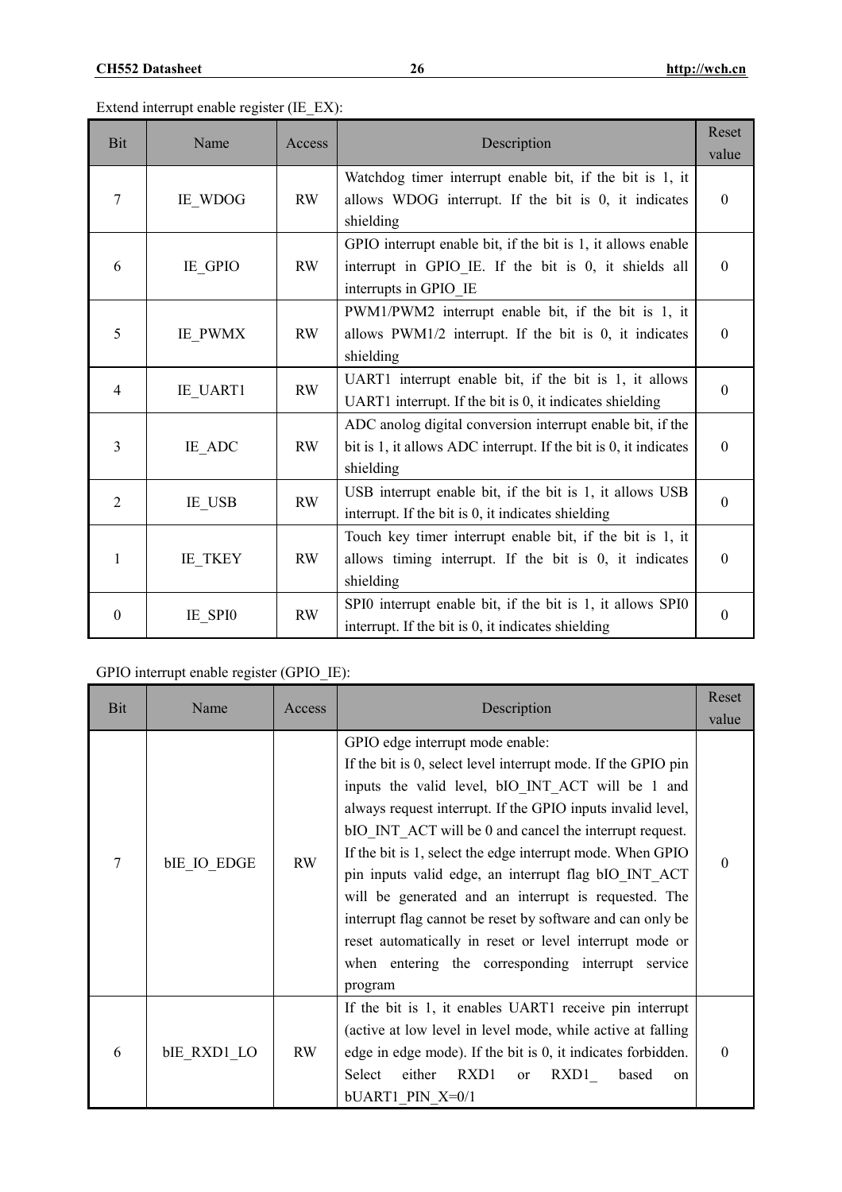Extend interrupt enable register (IE_EX):

| Bit | Name | Access | Description | Reset value |
|---|---|---|---|---|
| 7 | IE_WDOG | RW | Watchdog timer interrupt enable bit, if the bit is 1, it allows WDOG interrupt. If the bit is 0, it indicates shielding | 0 |
| 6 | IE_GPIO | RW | GPIO interrupt enable bit, if the bit is 1, it allows enable interrupt in GPIO_IE. If the bit is 0, it shields all interrupts in GPIO_IE | 0 |
| 5 | IE_PWMX | RW | PWM1/PWM2 interrupt enable bit, if the bit is 1, it allows PWM1/2 interrupt. If the bit is 0, it indicates shielding | 0 |
| 4 | IE_UART1 | RW | UART1 interrupt enable bit, if the bit is 1, it allows UART1 interrupt. If the bit is 0, it indicates shielding | 0 |
| 3 | IE_ADC | RW | ADC anolog digital conversion interrupt enable bit, if the bit is 1, it allows ADC interrupt. If the bit is 0, it indicates shielding | 0 |
| 2 | IE_USB | RW | USB interrupt enable bit, if the bit is 1, it allows USB interrupt. If the bit is 0, it indicates shielding | 0 |
| 1 | IE_TKEY | RW | Touch key timer interrupt enable bit, if the bit is 1, it allows timing interrupt. If the bit is 0, it indicates shielding | 0 |
| 0 | IE_SPI0 | RW | SPI0 interrupt enable bit, if the bit is 1, it allows SPI0 interrupt. If the bit is 0, it indicates shielding | 0 |

GPIO interrupt enable register (GPIO_IE):

| Bit | Name | Access | Description | Reset value |
|---|---|---|---|---|
| 7 | bIE_IO_EDGE | RW | GPIO edge interrupt mode enable: If the bit is 0, select level interrupt mode. If the GPIO pin inputs the valid level, bIO_INT_ACT will be 1 and always request interrupt. If the GPIO inputs invalid level, bIO_INT_ACT will be 0 and cancel the interrupt request. If the bit is 1, select the edge interrupt mode. When GPIO pin inputs valid edge, an interrupt flag bIO_INT_ACT will be generated and an interrupt is requested. The interrupt flag cannot be reset by software and can only be reset automatically in reset or level interrupt mode or when entering the corresponding interrupt service program | 0 |
| 6 | bIE_RXD1_LO | RW | If the bit is 1, it enables UART1 receive pin interrupt (active at low level in level mode, while active at falling edge in edge mode). If the bit is 0, it indicates forbidden. Select either RXD1 or RXD1_ based on bUART1_PIN_X=0/1 | 0 |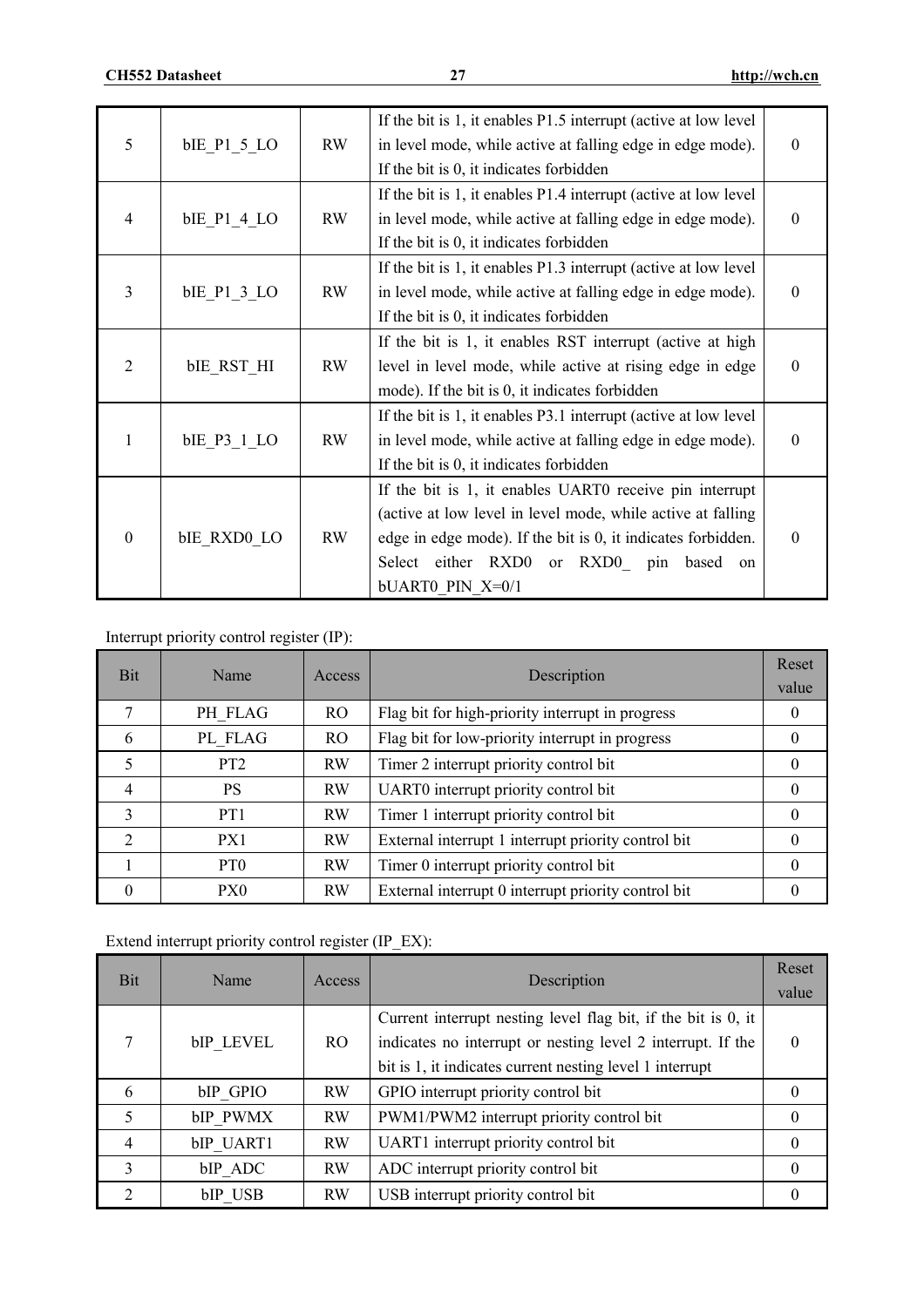| Bit | Name | Access | Description | Reset value |
|---|---|---|---|---|
| 5 | bIE_P1_5_LO | RW | If the bit is 1, it enables P1.5 interrupt (active at low level in level mode, while active at falling edge in edge mode). If the bit is 0, it indicates forbidden | 0 |
| 4 | bIE_P1_4_LO | RW | If the bit is 1, it enables P1.4 interrupt (active at low level in level mode, while active at falling edge in edge mode). If the bit is 0, it indicates forbidden | 0 |
| 3 | bIE_P1_3_LO | RW | If the bit is 1, it enables P1.3 interrupt (active at low level in level mode, while active at falling edge in edge mode). If the bit is 0, it indicates forbidden | 0 |
| 2 | bIE_RST_HI | RW | If the bit is 1, it enables RST interrupt (active at high level in level mode, while active at rising edge in edge mode). If the bit is 0, it indicates forbidden | 0 |
| 1 | bIE_P3_1_LO | RW | If the bit is 1, it enables P3.1 interrupt (active at low level in level mode, while active at falling edge in edge mode). If the bit is 0, it indicates forbidden | 0 |
| 0 | bIE_RXD0_LO | RW | If the bit is 1, it enables UART0 receive pin interrupt (active at low level in level mode, while active at falling edge in edge mode). If the bit is 0, it indicates forbidden. Select either RXD0 or RXD0_ pin based on bUART0_PIN_X=0/1 | 0 |

Interrupt priority control register (IP):

| Bit | Name | Access | Description | Reset value |
|---|---|---|---|---|
| 7 | PH_FLAG | RO | Flag bit for high-priority interrupt in progress | 0 |
| 6 | PL_FLAG | RO | Flag bit for low-priority interrupt in progress | 0 |
| 5 | PT2 | RW | Timer 2 interrupt priority control bit | 0 |
| 4 | PS | RW | UART0 interrupt priority control bit | 0 |
| 3 | PT1 | RW | Timer 1 interrupt priority control bit | 0 |
| 2 | PX1 | RW | External interrupt 1 interrupt priority control bit | 0 |
| 1 | PT0 | RW | Timer 0 interrupt priority control bit | 0 |
| 0 | PX0 | RW | External interrupt 0 interrupt priority control bit | 0 |

Extend interrupt priority control register (IP_EX):

| Bit | Name | Access | Description | Reset value |
|---|---|---|---|---|
| 7 | bIP_LEVEL | RO | Current interrupt nesting level flag bit, if the bit is 0, it indicates no interrupt or nesting level 2 interrupt. If the bit is 1, it indicates current nesting level 1 interrupt | 0 |
| 6 | bIP_GPIO | RW | GPIO interrupt priority control bit | 0 |
| 5 | bIP_PWMX | RW | PWM1/PWM2 interrupt priority control bit | 0 |
| 4 | bIP_UART1 | RW | UART1 interrupt priority control bit | 0 |
| 3 | bIP_ADC | RW | ADC interrupt priority control bit | 0 |
| 2 | bIP_USB | RW | USB interrupt priority control bit | 0 |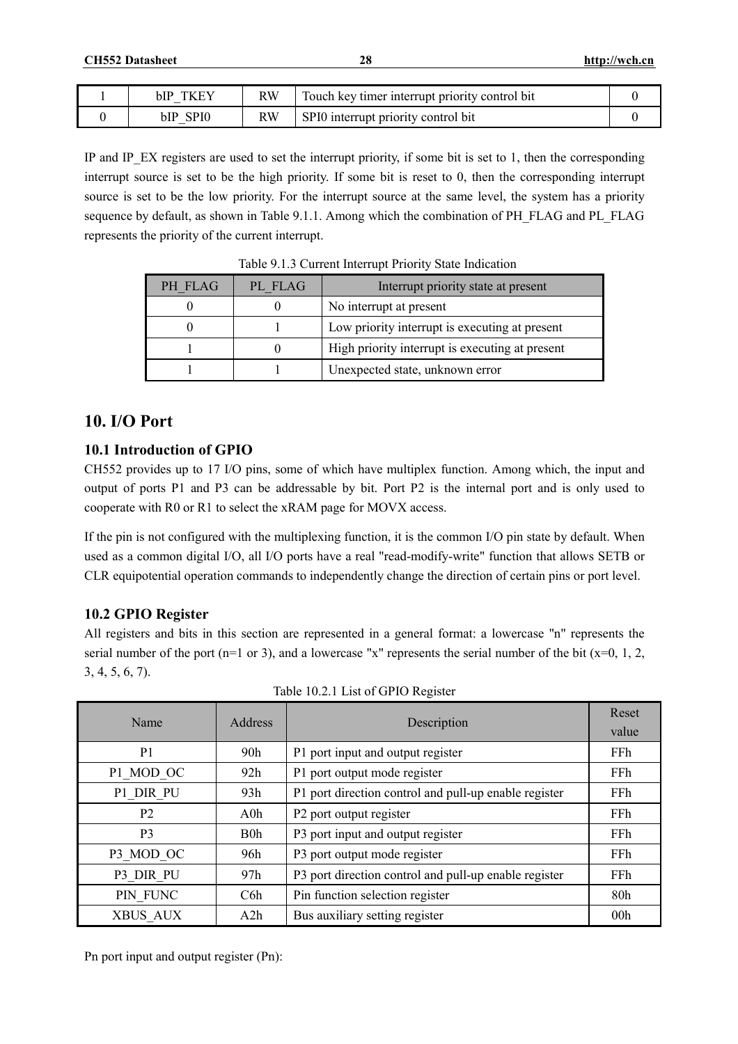| 1 | bIP_TKEY | RW | Touch key timer interrupt priority control bit | 0 |
|---|---|---|---|---|
| 0 | bIP_SPI0 | RW | SPI0 interrupt priority control bit | 0 |

IP and IP_EX registers are used to set the interrupt priority, if some bit is set to 1, then the corresponding interrupt source is set to be the high priority. If some bit is reset to 0, then the corresponding interrupt source is set to be the low priority. For the interrupt source at the same level, the system has a priority sequence by default, as shown in Table 9.1.1. Among which the combination of PH_FLAG and PL_FLAG represents the priority of the current interrupt.

Table 9.1.3 Current Interrupt Priority State Indication

| PH_FLAG | PL_FLAG | Interrupt priority state at present |
|---|---|---|
| 0 | 0 | No interrupt at present |
| 0 | 1 | Low priority interrupt is executing at present |
| 1 | 0 | High priority interrupt is executing at present |
| 1 | 1 | Unexpected state, unknown error |

# 10. I/O Port

## 10.1 Introduction of GPIO

CH552 provides up to 17 I/O pins, some of which have multiplex function. Among which, the input and output of ports P1 and P3 can be addressable by bit. Port P2 is the internal port and is only used to cooperate with R0 or R1 to select the xRAM page for MOVX access.

If the pin is not configured with the multiplexing function, it is the common I/O pin state by default. When used as a common digital I/O, all I/O ports have a real "read-modify-write" function that allows SETB or CLR equipotential operation commands to independently change the direction of certain pins or port level.

## 10.2 GPIO Register

All registers and bits in this section are represented in a general format: a lowercase "n" represents the serial number of the port (n=1 or 3), and a lowercase "x" represents the serial number of the bit (x=0, 1, 2, 3, 4, 5, 6, 7).

Table 10.2.1 List of GPIO Register

| Name | Address | Description | Reset value |
|---|---|---|---|
| P1 | 90h | P1 port input and output register | FFh |
| P1_MOD_OC | 92h | P1 port output mode register | FFh |
| P1_DIR_PU | 93h | P1 port direction control and pull-up enable register | FFh |
| P2 | A0h | P2 port output register | FFh |
| P3 | B0h | P3 port input and output register | FFh |
| P3_MOD_OC | 96h | P3 port output mode register | FFh |
| P3_DIR_PU | 97h | P3 port direction control and pull-up enable register | FFh |
| PIN_FUNC | C6h | Pin function selection register | 80h |
| XBUS_AUX | A2h | Bus auxiliary setting register | 00h |

Pn port input and output register (Pn):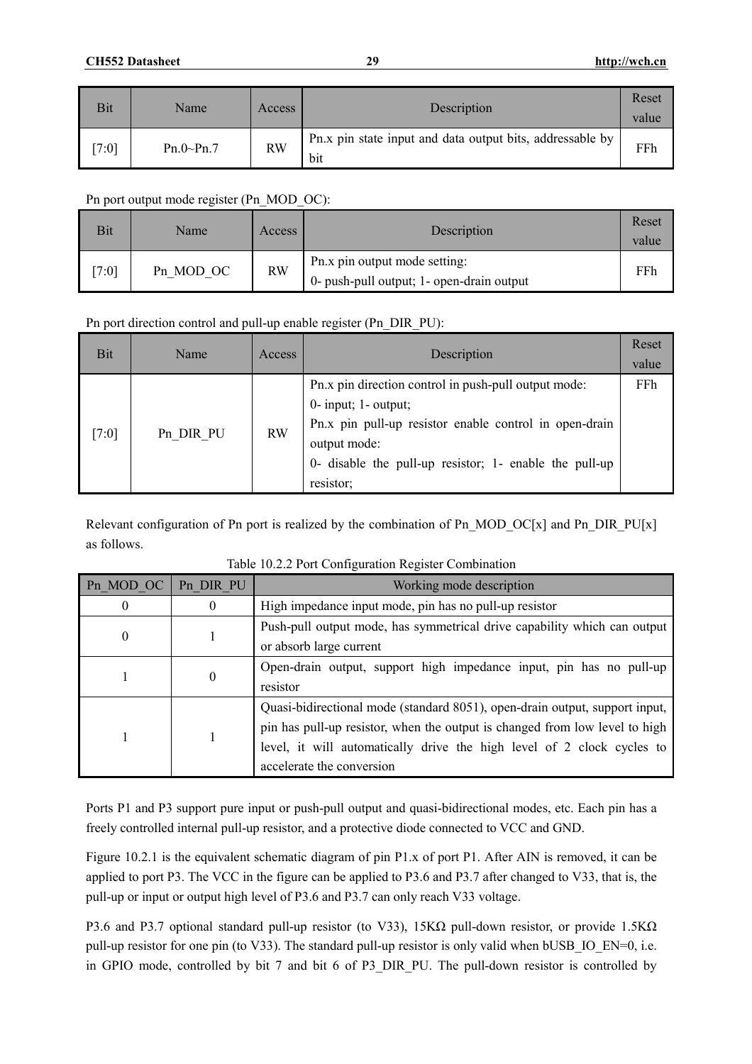| Bit | Name | Access | Description | Reset value |
|---|---|---|---|---|
| [7:0] | Pn.0~Pn.7 | RW | Pn.x pin state input and data output bits, addressable by bit | FFh |

Pn port output mode register (Pn_MOD_OC):

| Bit | Name | Access | Description | Reset value |
|---|---|---|---|---|
| [7:0] | Pn_MOD_OC | RW | Pn.x pin output mode setting:<br>0- push-pull output; 1- open-drain output | FFh |

Pn port direction control and pull-up enable register (Pn_DIR_PU):

| Bit | Name | Access | Description | Reset value |
|---|---|---|---|---|
| [7:0] | Pn_DIR_PU | RW | Pn.x pin direction control in push-pull output mode:<br>0- input; 1- output;<br>Pn.x pin pull-up resistor enable control in open-drain output mode:<br>0- disable the pull-up resistor; 1- enable the pull-up resistor; | FFh |

Relevant configuration of Pn port is realized by the combination of Pn_MOD_OC[x] and Pn_DIR_PU[x] as follows.

Table 10.2.2 Port Configuration Register Combination

| Pn_MOD_OC | Pn_DIR_PU | Working mode description |
|---|---|---|
| 0 | 0 | High impedance input mode, pin has no pull-up resistor |
| 0 | 1 | Push-pull output mode, has symmetrical drive capability which can output or absorb large current |
| 1 | 0 | Open-drain output, support high impedance input, pin has no pull-up resistor |
| 1 | 1 | Quasi-bidirectional mode (standard 8051), open-drain output, support input, pin has pull-up resistor, when the output is changed from low level to high level, it will automatically drive the high level of 2 clock cycles to accelerate the conversion |

Ports P1 and P3 support pure input or push-pull output and quasi-bidirectional modes, etc. Each pin has a freely controlled internal pull-up resistor, and a protective diode connected to VCC and GND.

Figure 10.2.1 is the equivalent schematic diagram of pin P1.x of port P1. After AIN is removed, it can be applied to port P3. The VCC in the figure can be applied to P3.6 and P3.7 after changed to V33, that is, the pull-up or input or output high level of P3.6 and P3.7 can only reach V33 voltage.

P3.6 and P3.7 optional standard pull-up resistor (to V33), 15KΩ pull-down resistor, or provide 1.5KΩ pull-up resistor for one pin (to V33). The standard pull-up resistor is only valid when bUSB_IO_EN=0, i.e. in GPIO mode, controlled by bit 7 and bit 6 of P3_DIR_PU. The pull-down resistor is controlled by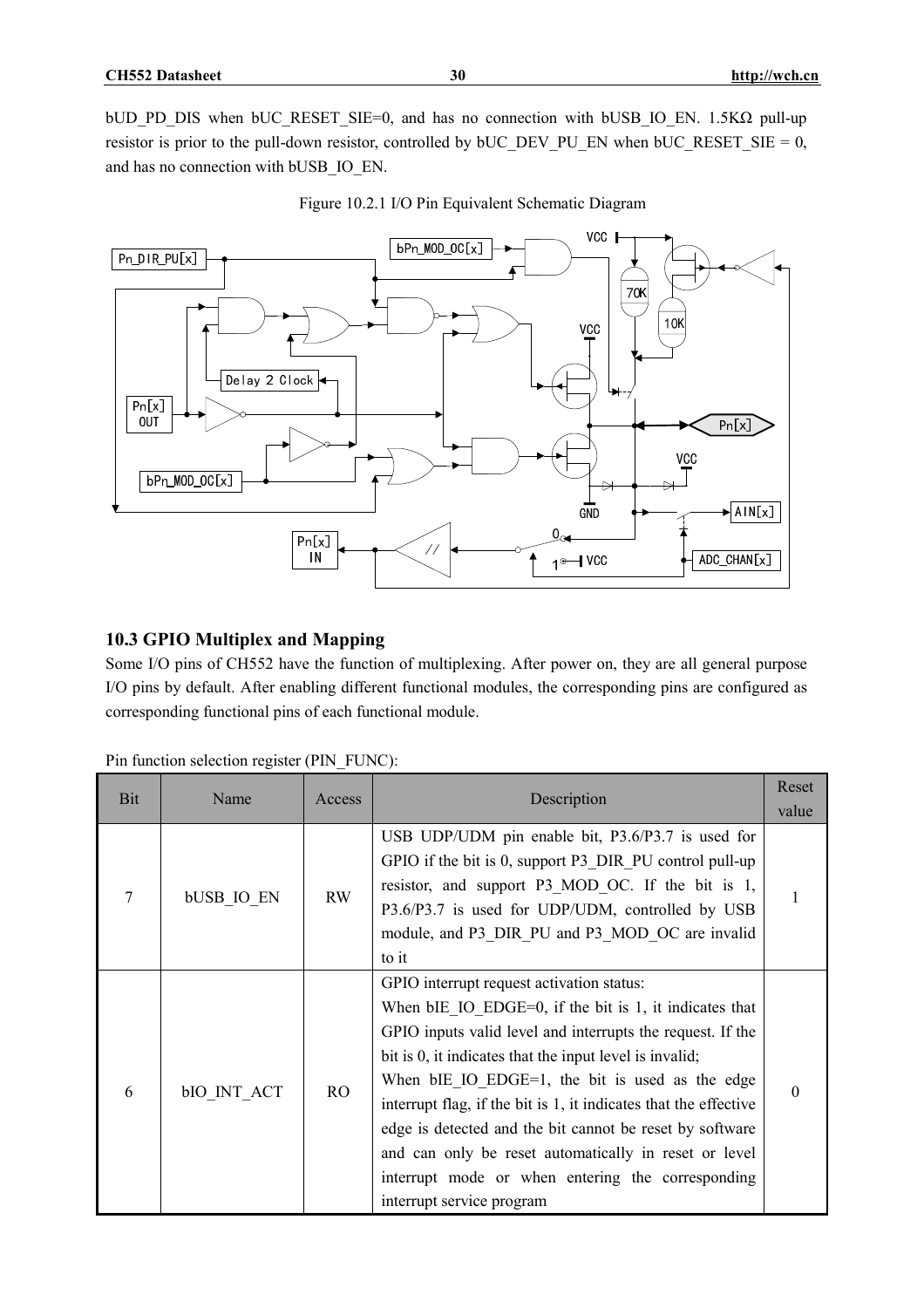bUD_PD_DIS when bUC_RESET_SIE=0, and has no connection with bUSB_IO_EN. 1.5KΩ pull-up resistor is prior to the pull-down resistor, controlled by bUC_DEV_PU_EN when bUC_RESET_SIE = 0, and has no connection with bUSB_IO_EN.

Figure 10.2.1 I/O Pin Equivalent Schematic Diagram

## 10.3 GPIO Multiplex and Mapping

Some I/O pins of CH552 have the function of multiplexing. After power on, they are all general purpose I/O pins by default. After enabling different functional modules, the corresponding pins are configured as corresponding functional pins of each functional module.

Pin function selection register (PIN_FUNC):

| Bit | Name | Access | Description | Reset value |
|---|---|---|---|---|
| 7 | bUSB_IO_EN | RW | USB UDP/UDM pin enable bit, P3.6/P3.7 is used for GPIO if the bit is 0, support P3_DIR_PU control pull-up resistor, and support P3_MOD_OC. If the bit is 1, P3.6/P3.7 is used for UDP/UDM, controlled by USB module, and P3_DIR_PU and P3_MOD_OC are invalid to it | 1 |
| 6 | bIO_INT_ACT | RO | GPIO interrupt request activation status:<br>When bIE_IO_EDGE=0, if the bit is 1, it indicates that GPIO inputs valid level and interrupts the request. If the bit is 0, it indicates that the input level is invalid;<br>When bIE_IO_EDGE=1, the bit is used as the edge interrupt flag, if the bit is 1, it indicates that the effective edge is detected and the bit cannot be reset by software and can only be reset automatically in reset or level interrupt mode or when entering the corresponding interrupt service program | 0 |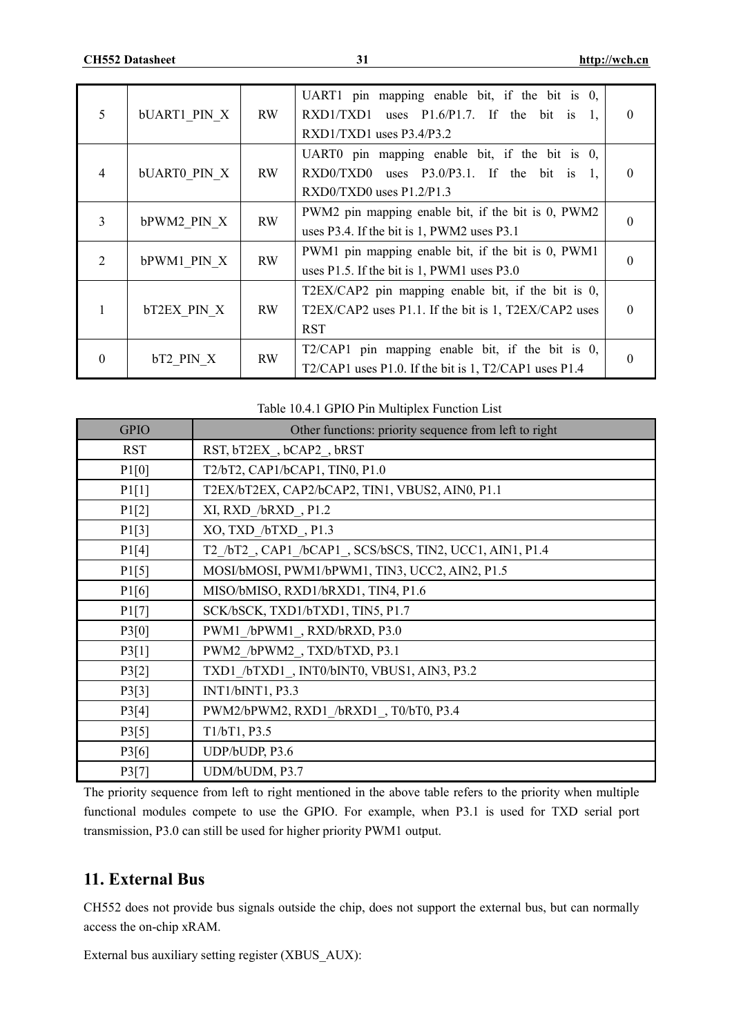| 5 | bUART1_PIN_X | RW | UART1 pin mapping enable bit, if the bit is 0, RXD1/TXD1 uses P1.6/P1.7. If the bit is 1, RXD1/TXD1 uses P3.4/P3.2 | 0 |
|---|---|---|---|---|
| 4 | bUART0_PIN_X | RW | UART0 pin mapping enable bit, if the bit is 0, RXD0/TXD0 uses P3.0/P3.1. If the bit is 1, RXD0/TXD0 uses P1.2/P1.3 | 0 |
| 3 | bPWM2_PIN_X | RW | PWM2 pin mapping enable bit, if the bit is 0, PWM2 uses P3.4. If the bit is 1, PWM2 uses P3.1 | 0 |
| 2 | bPWM1_PIN_X | RW | PWM1 pin mapping enable bit, if the bit is 0, PWM1 uses P1.5. If the bit is 1, PWM1 uses P3.0 | 0 |
| 1 | bT2EX_PIN_X | RW | T2EX/CAP2 pin mapping enable bit, if the bit is 0, T2EX/CAP2 uses P1.1. If the bit is 1, T2EX/CAP2 uses RST | 0 |
| 0 | bT2_PIN_X | RW | T2/CAP1 pin mapping enable bit, if the bit is 0, T2/CAP1 uses P1.0. If the bit is 1, T2/CAP1 uses P1.4 | 0 |

Table 10.4.1 GPIO Pin Multiplex Function List

| GPIO | Other functions: priority sequence from left to right |
|---|---|
| RST | RST, bT2EX_, bCAP2_, bRST |
| P1[0] | T2/bT2, CAP1/bCAP1, TIN0, P1.0 |
| P1[1] | T2EX/bT2EX, CAP2/bCAP2, TIN1, VBUS2, AIN0, P1.1 |
| P1[2] | XI, RXD_/bRXD_, P1.2 |
| P1[3] | XO, TXD_/bTXD_, P1.3 |
| P1[4] | T2_/bT2_, CAP1_/bCAP1_, SCS/bSCS, TIN2, UCC1, AIN1, P1.4 |
| P1[5] | MOSI/bMOSI, PWM1/bPWM1, TIN3, UCC2, AIN2, P1.5 |
| P1[6] | MISO/bMISO, RXD1/bRXD1, TIN4, P1.6 |
| P1[7] | SCK/bSCK, TXD1/bTXD1, TIN5, P1.7 |
| P3[0] | PWM1_/bPWM1_, RXD/bRXD, P3.0 |
| P3[1] | PWM2_/bPWM2_, TXD/bTXD, P3.1 |
| P3[2] | TXD1_/bTXD1_, INT0/bINT0, VBUS1, AIN3, P3.2 |
| P3[3] | INT1/bINT1, P3.3 |
| P3[4] | PWM2/bPWM2, RXD1_/bRXD1_, T0/bT0, P3.4 |
| P3[5] | T1/bT1, P3.5 |
| P3[6] | UDP/bUDP, P3.6 |
| P3[7] | UDM/bUDM, P3.7 |

The priority sequence from left to right mentioned in the above table refers to the priority when multiple functional modules compete to use the GPIO. For example, when P3.1 is used for TXD serial port transmission, P3.0 can still be used for higher priority PWM1 output.

## 11. External Bus

CH552 does not provide bus signals outside the chip, does not support the external bus, but can normally access the on-chip xRAM.

External bus auxiliary setting register (XBUS_AUX):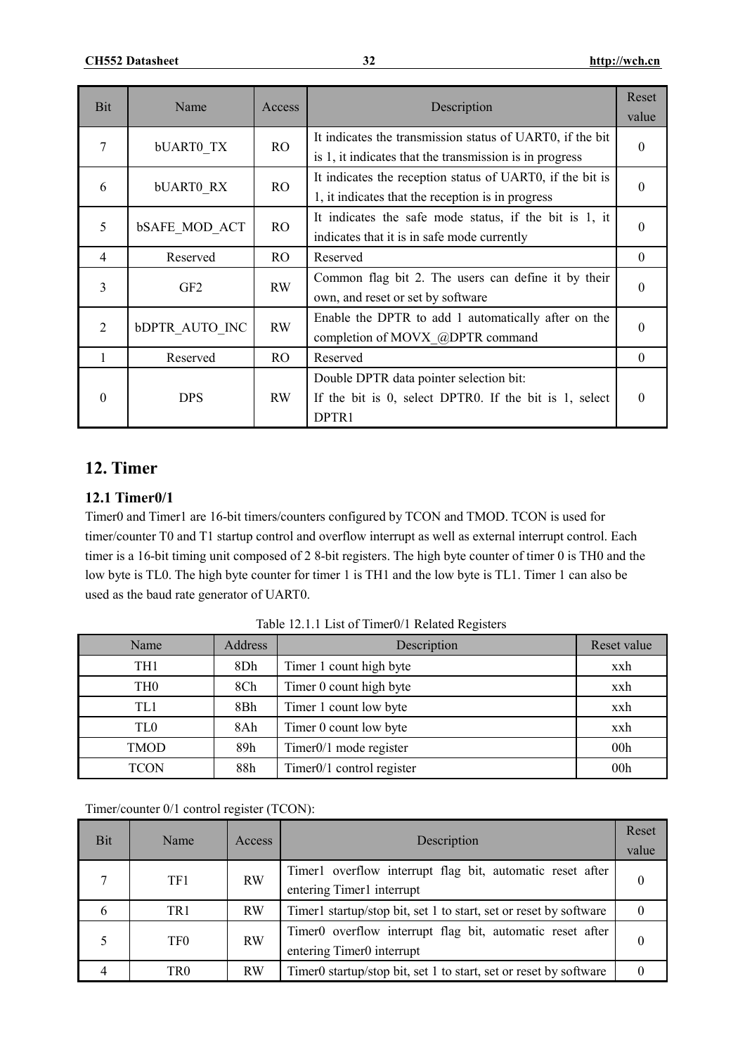| Bit | Name | Access | Description | Reset value |
|---|---|---|---|---|
| 7 | bUART0_TX | RO | It indicates the transmission status of UART0, if the bit is 1, it indicates that the transmission is in progress | 0 |
| 6 | bUART0_RX | RO | It indicates the reception status of UART0, if the bit is 1, it indicates that the reception is in progress | 0 |
| 5 | bSAFE_MOD_ACT | RO | It indicates the safe mode status, if the bit is 1, it indicates that it is in safe mode currently | 0 |
| 4 | Reserved | RO | Reserved | 0 |
| 3 | GF2 | RW | Common flag bit 2. The users can define it by their own, and reset or set by software | 0 |
| 2 | bDPTR_AUTO_INC | RW | Enable the DPTR to add 1 automatically after on the completion of MOVX_@DPTR command | 0 |
| 1 | Reserved | RO | Reserved | 0 |
| 0 | DPS | RW | Double DPTR data pointer selection bit:<br>If the bit is 0, select DPTR0. If the bit is 1, select DPTR1 | 0 |

# 12. Timer

## 12.1 Timer0/1

Timer0 and Timer1 are 16-bit timers/counters configured by TCON and TMOD. TCON is used for timer/counter T0 and T1 startup control and overflow interrupt as well as external interrupt control. Each timer is a 16-bit timing unit composed of 2 8-bit registers. The high byte counter of timer 0 is TH0 and the low byte is TL0. The high byte counter for timer 1 is TH1 and the low byte is TL1. Timer 1 can also be used as the baud rate generator of UART0.

Table 12.1.1 List of Timer0/1 Related Registers

| Name | Address | Description | Reset value |
|---|---|---|---|
| TH1 | 8Dh | Timer 1 count high byte | xxh |
| TH0 | 8Ch | Timer 0 count high byte | xxh |
| TL1 | 8Bh | Timer 1 count low byte | xxh |
| TL0 | 8Ah | Timer 0 count low byte | xxh |
| TMOD | 89h | Timer0/1 mode register | 00h |
| TCON | 88h | Timer0/1 control register | 00h |

Timer/counter 0/1 control register (TCON):

| Bit | Name | Access | Description | Reset value |
|---|---|---|---|---|
| 7 | TF1 | RW | Timer1 overflow interrupt flag bit, automatic reset after entering Timer1 interrupt | 0 |
| 6 | TR1 | RW | Timer1 startup/stop bit, set 1 to start, set or reset by software | 0 |
| 5 | TF0 | RW | Timer0 overflow interrupt flag bit, automatic reset after entering Timer0 interrupt | 0 |
| 4 | TR0 | RW | Timer0 startup/stop bit, set 1 to start, set or reset by software | 0 |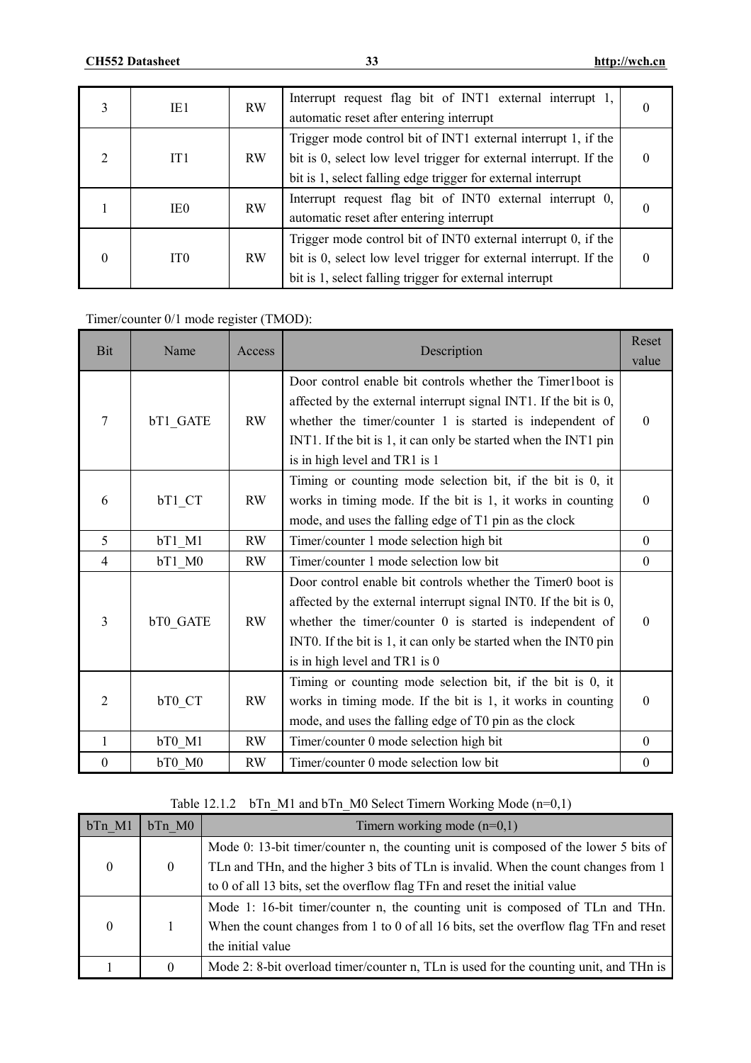| 3 | IE1 | RW | Interrupt request flag bit of INT1 external interrupt 1, automatic reset after entering interrupt | 0 |
|---|---|---|---|---|
| 2 | IT1 | RW | Trigger mode control bit of INT1 external interrupt 1, if the bit is 0, select low level trigger for external interrupt. If the bit is 1, select falling edge trigger for external interrupt | 0 |
| 1 | IE0 | RW | Interrupt request flag bit of INT0 external interrupt 0, automatic reset after entering interrupt | 0 |
| 0 | IT0 | RW | Trigger mode control bit of INT0 external interrupt 0, if the bit is 0, select low level trigger for external interrupt. If the bit is 1, select falling trigger for external interrupt | 0 |

Timer/counter 0/1 mode register (TMOD):

| Bit | Name | Access | Description | Reset value |
|---|---|---|---|---|
| 7 | bT1_GATE | RW | Door control enable bit controls whether the Timer1boot is affected by the external interrupt signal INT1. If the bit is 0, whether the timer/counter 1 is started is independent of INT1. If the bit is 1, it can only be started when the INT1 pin is in high level and TR1 is 1 | 0 |
| 6 | bT1_CT | RW | Timing or counting mode selection bit, if the bit is 0, it works in timing mode. If the bit is 1, it works in counting mode, and uses the falling edge of T1 pin as the clock | 0 |
| 5 | bT1_M1 | RW | Timer/counter 1 mode selection high bit | 0 |
| 4 | bT1_M0 | RW | Timer/counter 1 mode selection low bit | 0 |
| 3 | bT0_GATE | RW | Door control enable bit controls whether the Timer0 boot is affected by the external interrupt signal INT0. If the bit is 0, whether the timer/counter 0 is started is independent of INT0. If the bit is 1, it can only be started when the INT0 pin is in high level and TR1 is 0 | 0 |
| 2 | bT0_CT | RW | Timing or counting mode selection bit, if the bit is 0, it works in timing mode. If the bit is 1, it works in counting mode, and uses the falling edge of T0 pin as the clock | 0 |
| 1 | bT0_M1 | RW | Timer/counter 0 mode selection high bit | 0 |
| 0 | bT0_M0 | RW | Timer/counter 0 mode selection low bit | 0 |

Table 12.1.2 bTn_M1 and bTn_M0 Select Timern Working Mode (n=0,1)

| bTn_M1 | bTn_M0 | Timern working mode (n=0,1) |
|---|---|---|
| 0 | 0 | Mode 0: 13-bit timer/counter n, the counting unit is composed of the lower 5 bits of TLn and THn, and the higher 3 bits of TLn is invalid. When the count changes from 1 to 0 of all 13 bits, set the overflow flag TFn and reset the initial value |
| 0 | 1 | Mode 1: 16-bit timer/counter n, the counting unit is composed of TLn and THn. When the count changes from 1 to 0 of all 16 bits, set the overflow flag TFn and reset the initial value |
| 1 | 0 | Mode 2: 8-bit overload timer/counter n, TLn is used for the counting unit, and THn is |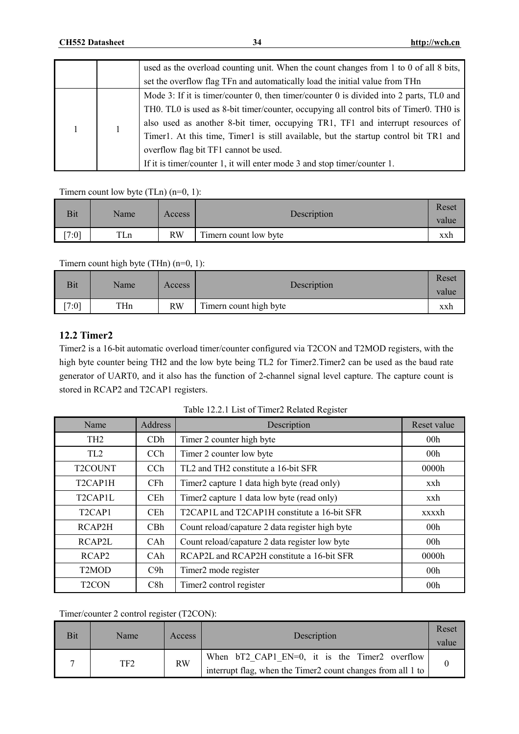| | | used as the overload counting unit. When the count changes from 1 to 0 of all 8 bits, set the overflow flag TFn and automatically load the initial value from THn |
|---|---|---|
| 1 | 1 | Mode 3: If it is timer/counter 0, then timer/counter 0 is divided into 2 parts, TL0 and TH0. TL0 is used as 8-bit timer/counter, occupying all control bits of Timer0. TH0 is also used as another 8-bit timer, occupying TR1, TF1 and interrupt resources of Timer1. At this time, Timer1 is still available, but the startup control bit TR1 and overflow flag bit TF1 cannot be used.<br>If it is timer/counter 1, it will enter mode 3 and stop timer/counter 1. |

Timern count low byte (TLn) (n=0, 1):

| Bit | Name | Access | Description | Reset value |
|---|---|---|---|---|
| [7:0] | TLn | RW | Timern count low byte | xxh |

Timern count high byte (THn) (n=0, 1):

| Bit | Name | Access | Description | Reset value |
|---|---|---|---|---|
| [7:0] | THn | RW | Timern count high byte | xxh |

### 12.2 Timer2

Timer2 is a 16-bit automatic overload timer/counter configured via T2CON and T2MOD registers, with the high byte counter being TH2 and the low byte being TL2 for Timer2.Timer2 can be used as the baud rate generator of UART0, and it also has the function of 2-channel signal level capture. The capture count is stored in RCAP2 and T2CAP1 registers.

Table 12.2.1 List of Timer2 Related Register

| Name | Address | Description | Reset value |
|---|---|---|---|
| TH2 | CDh | Timer 2 counter high byte | 00h |
| TL2 | CCh | Timer 2 counter low byte | 00h |
| T2COUNT | CCh | TL2 and TH2 constitute a 16-bit SFR | 0000h |
| T2CAP1H | CFh | Timer2 capture 1 data high byte (read only) | xxh |
| T2CAP1L | CEh | Timer2 capture 1 data low byte (read only) | xxh |
| T2CAP1 | CEh | T2CAP1L and T2CAP1H constitute a 16-bit SFR | xxxxh |
| RCAP2H | CBh | Count reload/capature 2 data register high byte | 00h |
| RCAP2L | CAh | Count reload/capature 2 data register low byte | 00h |
| RCAP2 | CAh | RCAP2L and RCAP2H constitute a 16-bit SFR | 0000h |
| T2MOD | C9h | Timer2 mode register | 00h |
| T2CON | C8h | Timer2 control register | 00h |

Timer/counter 2 control register (T2CON):

| Bit | Name | Access | Description | Reset value |
|---|---|---|---|---|
| 7 | TF2 | RW | When bT2_CAP1_EN=0, it is the Timer2 overflow interrupt flag, when the Timer2 count changes from all 1 to | 0 |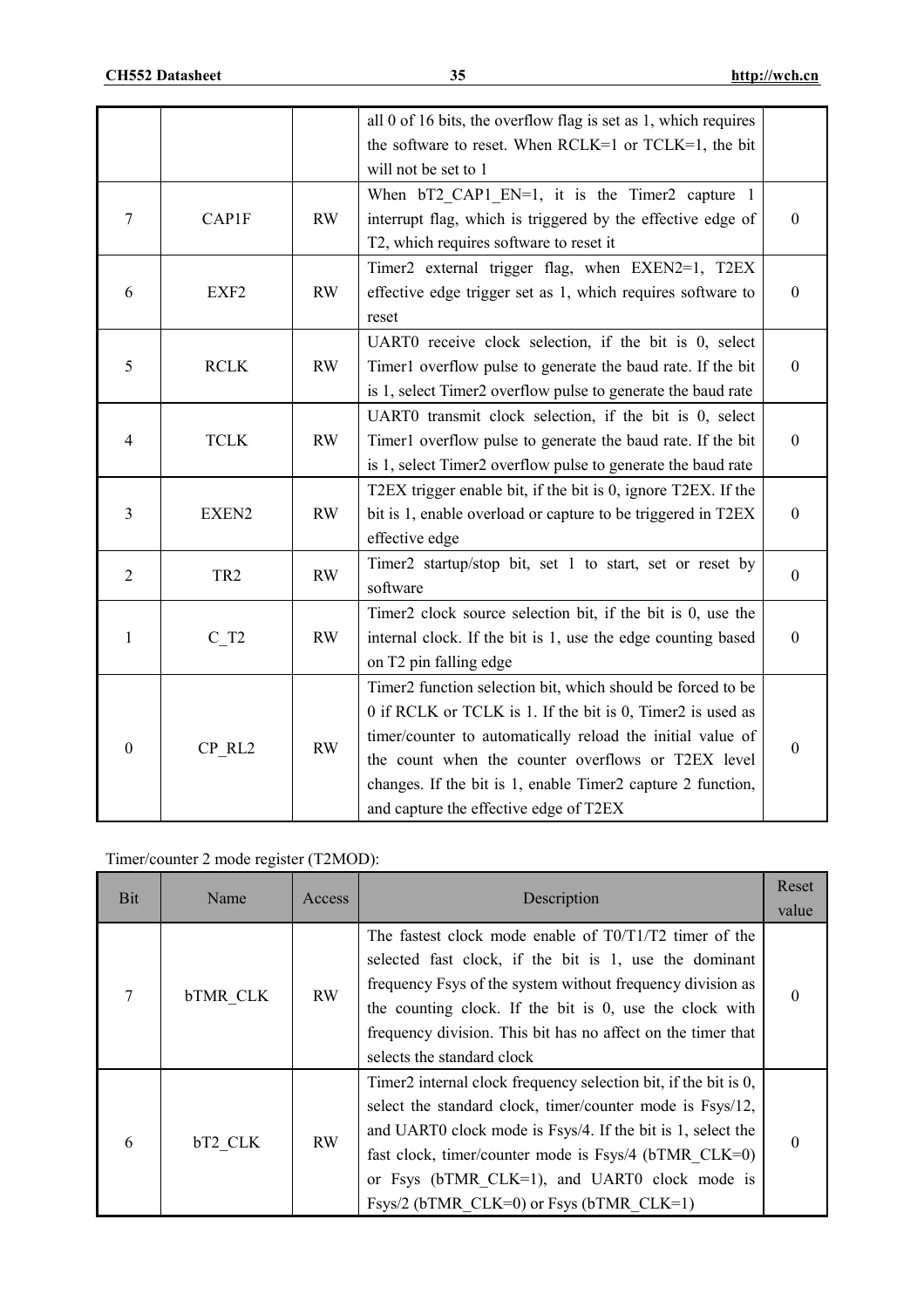| | | | all 0 of 16 bits, the overflow flag is set as 1, which requires the software to reset. When RCLK=1 or TCLK=1, the bit will not be set to 1 | |
|---|---|---|---|---|
| 7 | CAP1F | RW | When bT2_CAP1_EN=1, it is the Timer2 capture 1 interrupt flag, which is triggered by the effective edge of T2, which requires software to reset it | 0 |
| 6 | EXF2 | RW | Timer2 external trigger flag, when EXEN2=1, T2EX effective edge trigger set as 1, which requires software to reset | 0 |
| 5 | RCLK | RW | UART0 receive clock selection, if the bit is 0, select Timer1 overflow pulse to generate the baud rate. If the bit is 1, select Timer2 overflow pulse to generate the baud rate | 0 |
| 4 | TCLK | RW | UART0 transmit clock selection, if the bit is 0, select Timer1 overflow pulse to generate the baud rate. If the bit is 1, select Timer2 overflow pulse to generate the baud rate | 0 |
| 3 | EXEN2 | RW | T2EX trigger enable bit, if the bit is 0, ignore T2EX. If the bit is 1, enable overload or capture to be triggered in T2EX effective edge | 0 |
| 2 | TR2 | RW | Timer2 startup/stop bit, set 1 to start, set or reset by software | 0 |
| 1 | C_T2 | RW | Timer2 clock source selection bit, if the bit is 0, use the internal clock. If the bit is 1, use the edge counting based on T2 pin falling edge | 0 |
| 0 | CP_RL2 | RW | Timer2 function selection bit, which should be forced to be 0 if RCLK or TCLK is 1. If the bit is 0, Timer2 is used as timer/counter to automatically reload the initial value of the count when the counter overflows or T2EX level changes. If the bit is 1, enable Timer2 capture 2 function, and capture the effective edge of T2EX | 0 |

Timer/counter 2 mode register (T2MOD):

| Bit | Name | Access | Description | Reset value |
|---|---|---|---|---|
| 7 | bTMR_CLK | RW | The fastest clock mode enable of T0/T1/T2 timer of the selected fast clock, if the bit is 1, use the dominant frequency Fsys of the system without frequency division as the counting clock. If the bit is 0, use the clock with frequency division. This bit has no affect on the timer that selects the standard clock | 0 |
| 6 | bT2_CLK | RW | Timer2 internal clock frequency selection bit, if the bit is 0, select the standard clock, timer/counter mode is Fsys/12, and UART0 clock mode is Fsys/4. If the bit is 1, select the fast clock, timer/counter mode is Fsys/4 (bTMR_CLK=0) or Fsys (bTMR_CLK=1), and UART0 clock mode is Fsys/2 (bTMR_CLK=0) or Fsys (bTMR_CLK=1) | 0 |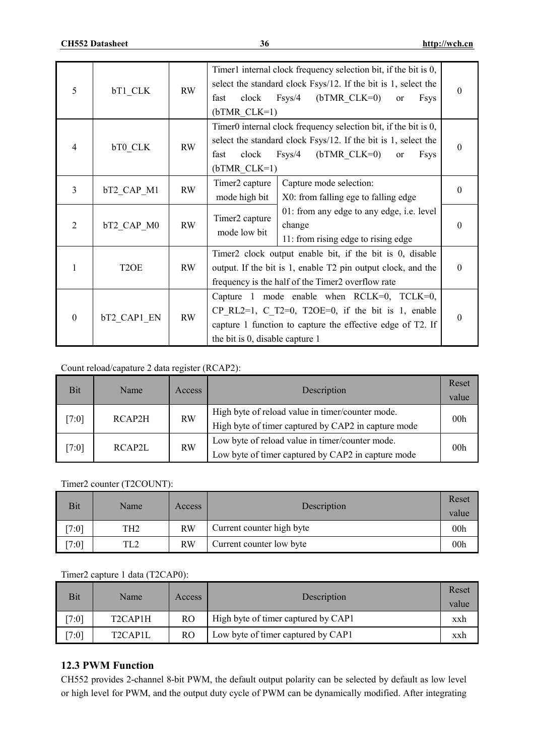| Bit | Name | Access | Description | | Reset value |
|---|---|---|---|---|---|
| 5 | bT1_CLK | RW | Timer1 internal clock frequency selection bit, if the bit is 0, select the standard clock Fsys/12. If the bit is 1, select the fast clock Fsys/4 (bTMR_CLK=0) or Fsys (bTMR_CLK=1) | | 0 |
| 4 | bT0_CLK | RW | Timer0 internal clock frequency selection bit, if the bit is 0, select the standard clock Fsys/12. If the bit is 1, select the fast clock Fsys/4 (bTMR_CLK=0) or Fsys (bTMR_CLK=1) | | 0 |
| 3 | bT2_CAP_M1 | RW | Timer2 capture mode high bit | Capture mode selection: X0: from falling ege to falling edge | 0 |
| 2 | bT2_CAP_M0 | RW | Timer2 capture mode low bit | 01: from any edge to any edge, i.e. level change 11: from rising edge to rising edge | 0 |
| 1 | T2OE | RW | Timer2 clock output enable bit, if the bit is 0, disable output. If the bit is 1, enable T2 pin output clock, and the frequency is the half of the Timer2 overflow rate | | 0 |
| 0 | bT2_CAP1_EN | RW | Capture 1 mode enable when RCLK=0, TCLK=0, CP_RL2=1, C_T2=0, T2OE=0, if the bit is 1, enable capture 1 function to capture the effective edge of T2. If the bit is 0, disable capture 1 | | 0 |

Count reload/capature 2 data register (RCAP2):

| Bit | Name | Access | Description | Reset value |
|---|---|---|---|---|
| [7:0] | RCAP2H | RW | High byte of reload value in timer/counter mode. High byte of timer captured by CAP2 in capture mode | 00h |
| [7:0] | RCAP2L | RW | Low byte of reload value in timer/counter mode. Low byte of timer captured by CAP2 in capture mode | 00h |

Timer2 counter (T2COUNT):

| Bit | Name | Access | Description | Reset value |
|---|---|---|---|---|
| [7:0] | TH2 | RW | Current counter high byte | 00h |
| [7:0] | TL2 | RW | Current counter low byte | 00h |

Timer2 capture 1 data (T2CAP0):

| Bit | Name | Access | Description | Reset value |
|---|---|---|---|---|
| [7:0] | T2CAP1H | RO | High byte of timer captured by CAP1 | xxh |
| [7:0] | T2CAP1L | RO | Low byte of timer captured by CAP1 | xxh |

### 12.3 PWM Function

CH552 provides 2-channel 8-bit PWM, the default output polarity can be selected by default as low level or high level for PWM, and the output duty cycle of PWM can be dynamically modified. After integrating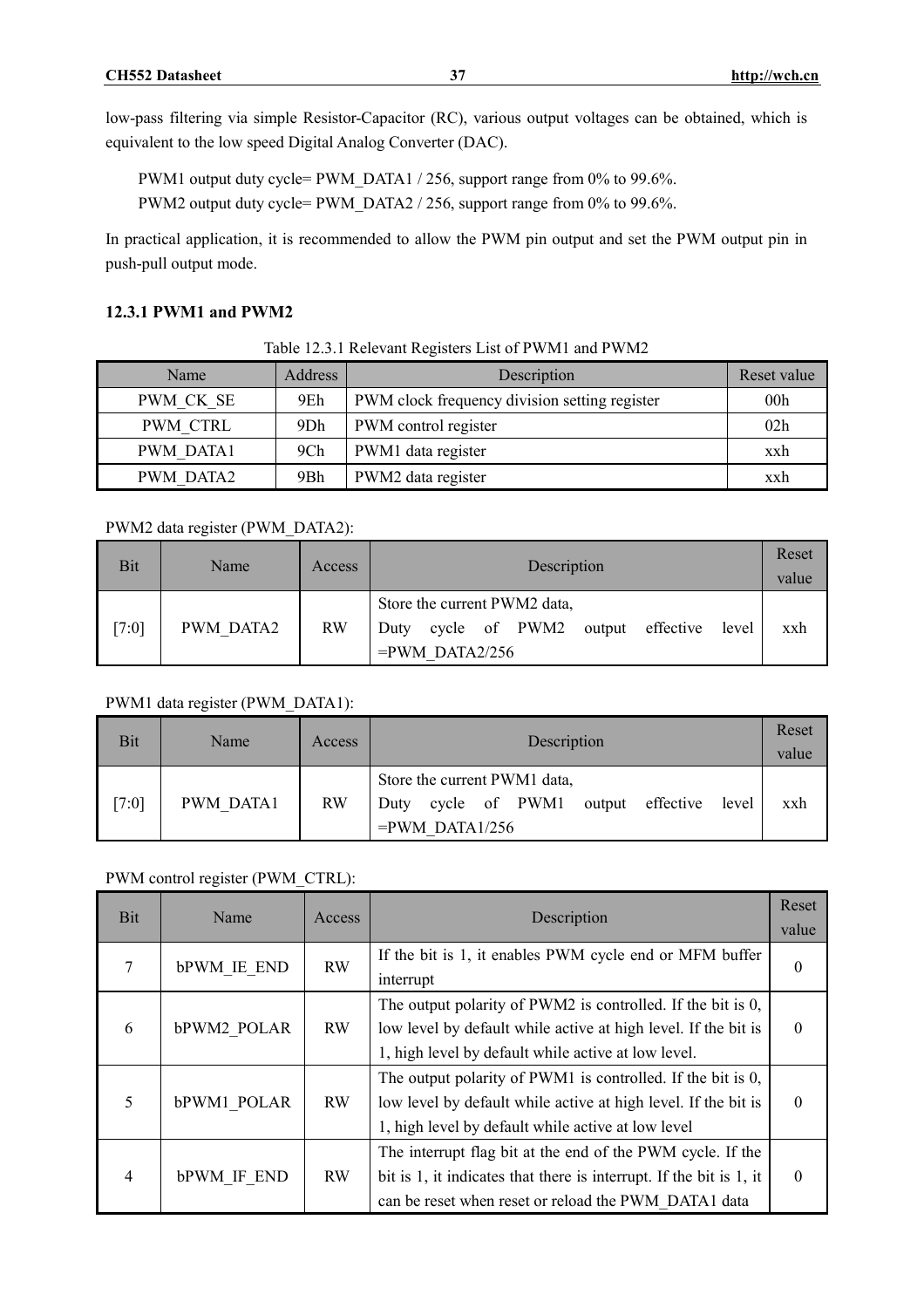low-pass filtering via simple Resistor-Capacitor (RC), various output voltages can be obtained, which is equivalent to the low speed Digital Analog Converter (DAC).

PWM1 output duty cycle= PWM_DATA1 / 256, support range from 0% to 99.6%.
PWM2 output duty cycle= PWM_DATA2 / 256, support range from 0% to 99.6%.

In practical application, it is recommended to allow the PWM pin output and set the PWM output pin in push-pull output mode.

### 12.3.1 PWM1 and PWM2

Table 12.3.1 Relevant Registers List of PWM1 and PWM2

| Name | Address | Description | Reset value |
|---|---|---|---|
| PWM_CK_SE | 9Eh | PWM clock frequency division setting register | 00h |
| PWM_CTRL | 9Dh | PWM control register | 02h |
| PWM_DATA1 | 9Ch | PWM1 data register | xxh |
| PWM_DATA2 | 9Bh | PWM2 data register | xxh |

PWM2 data register (PWM_DATA2):

| Bit | Name | Access | Description | Reset value |
|---|---|---|---|---|
| [7:0] | PWM_DATA2 | RW | Store the current PWM2 data, Duty cycle of PWM2 output effective level =PWM_DATA2/256 | xxh |

PWM1 data register (PWM_DATA1):

| Bit | Name | Access | Description | Reset value |
|---|---|---|---|---|
| [7:0] | PWM_DATA1 | RW | Store the current PWM1 data, Duty cycle of PWM1 output effective level =PWM_DATA1/256 | xxh |

PWM control register (PWM_CTRL):

| Bit | Name | Access | Description | Reset value |
|---|---|---|---|---|
| 7 | bPWM_IE_END | RW | If the bit is 1, it enables PWM cycle end or MFM buffer interrupt | 0 |
| 6 | bPWM2_POLAR | RW | The output polarity of PWM2 is controlled. If the bit is 0, low level by default while active at high level. If the bit is 1, high level by default while active at low level. | 0 |
| 5 | bPWM1_POLAR | RW | The output polarity of PWM1 is controlled. If the bit is 0, low level by default while active at high level. If the bit is 1, high level by default while active at low level | 0 |
| 4 | bPWM_IF_END | RW | The interrupt flag bit at the end of the PWM cycle. If the bit is 1, it indicates that there is interrupt. If the bit is 1, it can be reset when reset or reload the PWM_DATA1 data | 0 |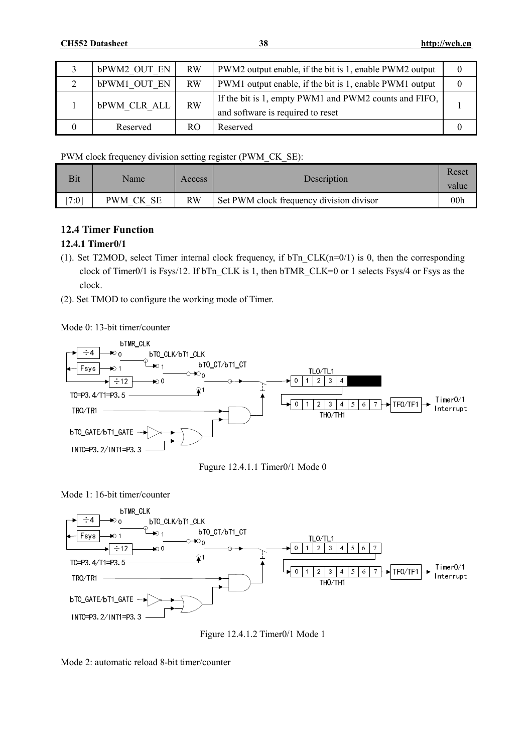| 3 | bPWM2_OUT_EN | RW | PWM2 output enable, if the bit is 1, enable PWM2 output | 0 |
|---|---|---|---|---|
| 2 | bPWM1_OUT_EN | RW | PWM1 output enable, if the bit is 1, enable PWM1 output | 0 |
| 1 | bPWM_CLR_ALL | RW | If the bit is 1, empty PWM1 and PWM2 counts and FIFO, and software is required to reset | 1 |
| 0 | Reserved | RO | Reserved | 0 |

PWM clock frequency division setting register (PWM_CK_SE):

| Bit | Name | Access | Description | Reset value |
|---|---|---|---|---|
| [7:0] | PWM_CK_SE | RW | Set PWM clock frequency division divisor | 00h |

## 12.4 Timer Function

### 12.4.1 Timer0/1

(1). Set T2MOD, select Timer internal clock frequency, if bTn_CLK(n=0/1) is 0, then the corresponding clock of Timer0/1 is Fsys/12. If bTn_CLK is 1, then bTMR_CLK=0 or 1 selects Fsys/4 or Fsys as the clock.

(2). Set TMOD to configure the working mode of Timer.

Mode 0: 13-bit timer/counter

Fugure 12.4.1.1 Timer0/1 Mode 0

Mode 1: 16-bit timer/counter

Figure 12.4.1.2 Timer0/1 Mode 1

Mode 2: automatic reload 8-bit timer/counter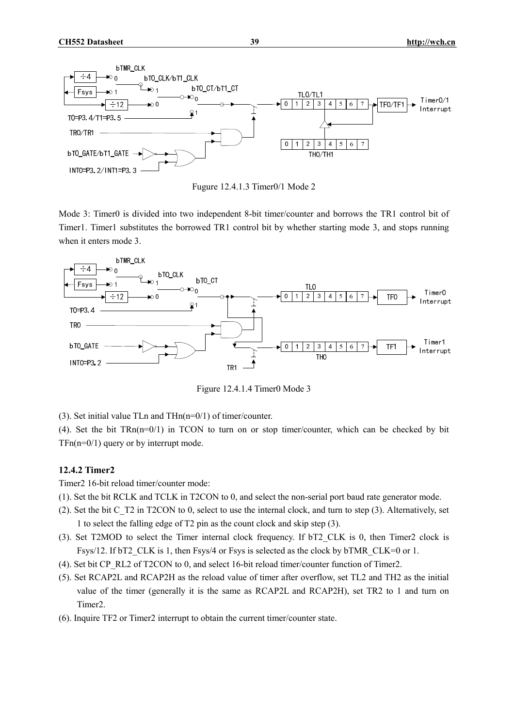Fugure 12.4.1.3 Timer0/1 Mode 2

Mode 3: Timer0 is divided into two independent 8-bit timer/counter and borrows the TR1 control bit of Timer1. Timer1 substitutes the borrowed TR1 control bit by whether starting mode 3, and stops running when it enters mode 3.

Figure 12.4.1.4 Timer0 Mode 3

(3). Set initial value TLn and THn(n=0/1) of timer/counter.

(4). Set the bit TRn(n=0/1) in TCON to turn on or stop timer/counter, which can be checked by bit TFn(n=0/1) query or by interrupt mode.

### 12.4.2 Timer2

Timer2 16-bit reload timer/counter mode:

(1). Set the bit RCLK and TCLK in T2CON to 0, and select the non-serial port baud rate generator mode.

(2). Set the bit C_T2 in T2CON to 0, select to use the internal clock, and turn to step (3). Alternatively, set 1 to select the falling edge of T2 pin as the count clock and skip step (3).

(3). Set T2MOD to select the Timer internal clock frequency. If bT2_CLK is 0, then Timer2 clock is Fsys/12. If bT2_CLK is 1, then Fsys/4 or Fsys is selected as the clock by bTMR_CLK=0 or 1.

(4). Set bit CP_RL2 of T2CON to 0, and select 16-bit reload timer/counter function of Timer2.

(5). Set RCAP2L and RCAP2H as the reload value of timer after overflow, set TL2 and TH2 as the initial value of the timer (generally it is the same as RCAP2L and RCAP2H), set TR2 to 1 and turn on Timer2.

(6). Inquire TF2 or Timer2 interrupt to obtain the current timer/counter state.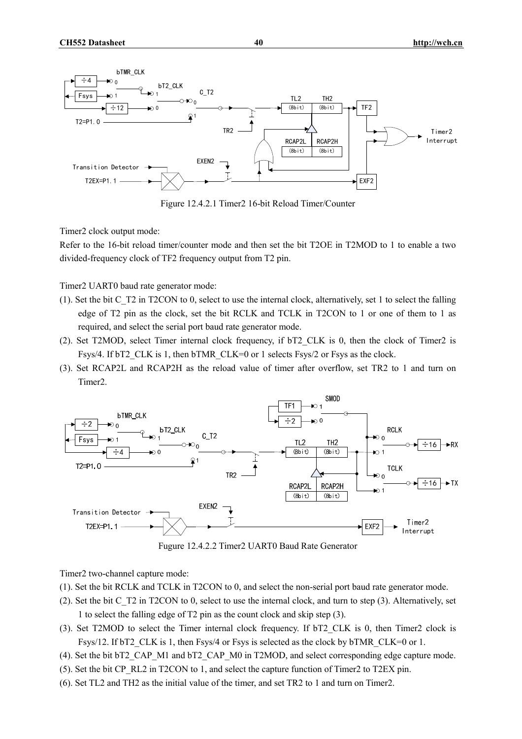Figure 12.4.2.1 Timer2 16-bit Reload Timer/Counter

Timer2 clock output mode:

Refer to the 16-bit reload timer/counter mode and then set the bit T2OE in T2MOD to 1 to enable a two divided-frequency clock of TF2 frequency output from T2 pin.

Timer2 UART0 baud rate generator mode:

(1). Set the bit C_T2 in T2CON to 0, select to use the internal clock, alternatively, set 1 to select the falling edge of T2 pin as the clock, set the bit RCLK and TCLK in T2CON to 1 or one of them to 1 as required, and select the serial port baud rate generator mode.

(2). Set T2MOD, select Timer internal clock frequency, if bT2_CLK is 0, then the clock of Timer2 is Fsys/4. If bT2_CLK is 1, then bTMR_CLK=0 or 1 selects Fsys/2 or Fsys as the clock.

(3). Set RCAP2L and RCAP2H as the reload value of timer after overflow, set TR2 to 1 and turn on Timer2.

Fugure 12.4.2.2 Timer2 UART0 Baud Rate Generator

Timer2 two-channel capture mode:

(1). Set the bit RCLK and TCLK in T2CON to 0, and select the non-serial port baud rate generator mode.

(2). Set the bit C_T2 in T2CON to 0, select to use the internal clock, and turn to step (3). Alternatively, set 1 to select the falling edge of T2 pin as the count clock and skip step (3).

(3). Set T2MOD to select the Timer internal clock frequency. If bT2_CLK is 0, then Timer2 clock is Fsys/12. If bT2_CLK is 1, then Fsys/4 or Fsys is selected as the clock by bTMR_CLK=0 or 1.

(4). Set the bit bT2_CAP_M1 and bT2_CAP_M0 in T2MOD, and select corresponding edge capture mode.

(5). Set the bit CP_RL2 in T2CON to 1, and select the capture function of Timer2 to T2EX pin.

(6). Set TL2 and TH2 as the initial value of the timer, and set TR2 to 1 and turn on Timer2.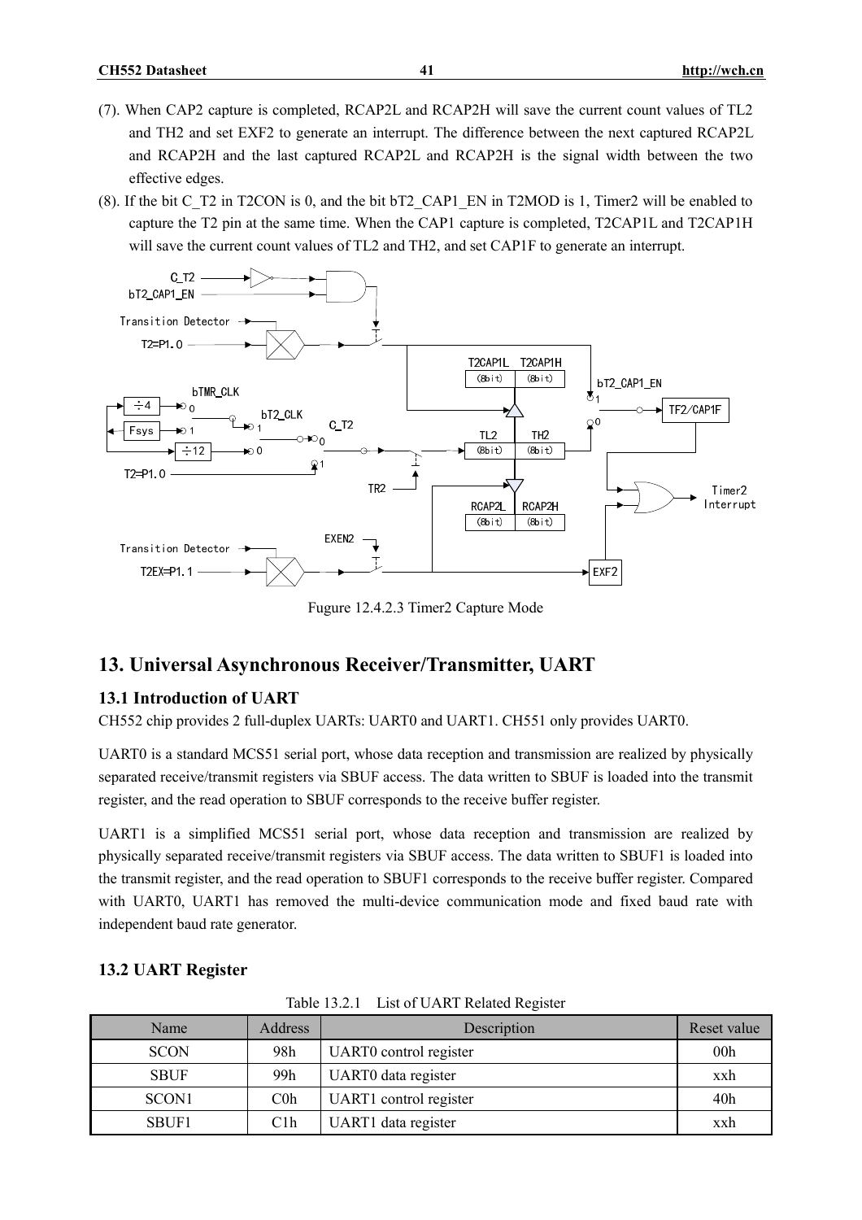(7). When CAP2 capture is completed, RCAP2L and RCAP2H will save the current count values of TL2 and TH2 and set EXF2 to generate an interrupt. The difference between the next captured RCAP2L and RCAP2H and the last captured RCAP2L and RCAP2H is the signal width between the two effective edges.

(8). If the bit C_T2 in T2CON is 0, and the bit bT2_CAP1_EN in T2MOD is 1, Timer2 will be enabled to capture the T2 pin at the same time. When the CAP1 capture is completed, T2CAP1L and T2CAP1H will save the current count values of TL2 and TH2, and set CAP1F to generate an interrupt.

Fugure 12.4.2.3 Timer2 Capture Mode

# 13. Universal Asynchronous Receiver/Transmitter, UART

## 13.1 Introduction of UART

CH552 chip provides 2 full-duplex UARTs: UART0 and UART1. CH551 only provides UART0.

UART0 is a standard MCS51 serial port, whose data reception and transmission are realized by physically separated receive/transmit registers via SBUF access. The data written to SBUF is loaded into the transmit register, and the read operation to SBUF corresponds to the receive buffer register.

UART1 is a simplified MCS51 serial port, whose data reception and transmission are realized by physically separated receive/transmit registers via SBUF access. The data written to SBUF1 is loaded into the transmit register, and the read operation to SBUF1 corresponds to the receive buffer register. Compared with UART0, UART1 has removed the multi-device communication mode and fixed baud rate with independent baud rate generator.

## 13.2 UART Register

Table 13.2.1 List of UART Related Register

| Name | Address | Description | Reset value |
|---|---|---|---|
| SCON | 98h | UART0 control register | 00h |
| SBUF | 99h | UART0 data register | xxh |
| SCON1 | C0h | UART1 control register | 40h |
| SBUF1 | C1h | UART1 data register | xxh |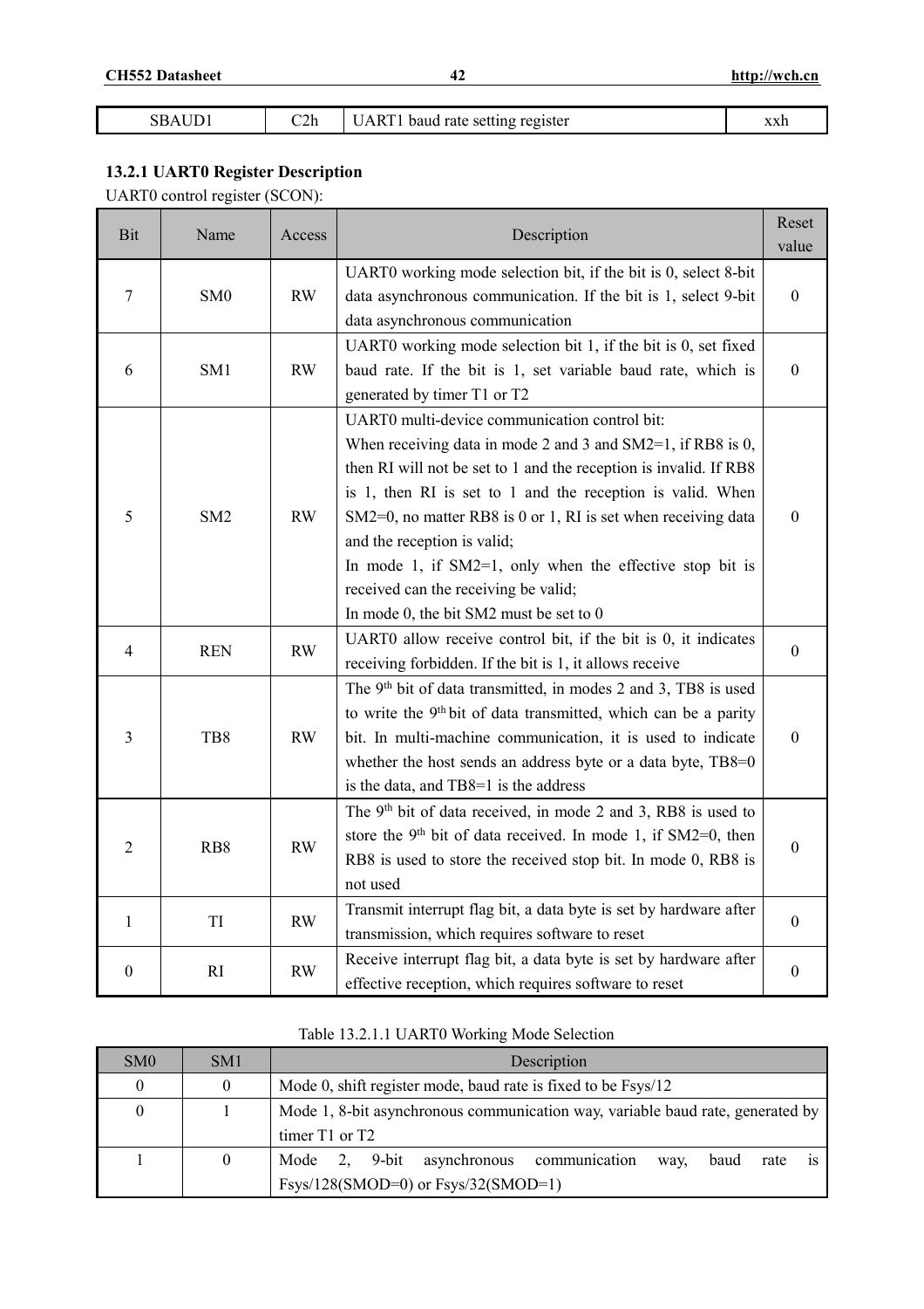| SBAUD1 | C2h | UART1 baud rate setting register | xxh |
|---|---|---|---|

### 13.2.1 UART0 Register Description

UART0 control register (SCON):

| Bit | Name | Access | Description | Reset value |
|---|---|---|---|---|
| 7 | SM0 | RW | UART0 working mode selection bit, if the bit is 0, select 8-bit data asynchronous communication. If the bit is 1, select 9-bit data asynchronous communication | 0 |
| 6 | SM1 | RW | UART0 working mode selection bit 1, if the bit is 0, set fixed baud rate. If the bit is 1, set variable baud rate, which is generated by timer T1 or T2 | 0 |
| 5 | SM2 | RW | UART0 multi-device communication control bit:<br>When receiving data in mode 2 and 3 and SM2=1, if RB8 is 0, then RI will not be set to 1 and the reception is invalid. If RB8 is 1, then RI is set to 1 and the reception is valid. When SM2=0, no matter RB8 is 0 or 1, RI is set when receiving data and the reception is valid;<br>In mode 1, if SM2=1, only when the effective stop bit is received can the receiving be valid;<br>In mode 0, the bit SM2 must be set to 0 | 0 |
| 4 | REN | RW | UART0 allow receive control bit, if the bit is 0, it indicates receiving forbidden. If the bit is 1, it allows receive | 0 |
| 3 | TB8 | RW | The 9th bit of data transmitted, in modes 2 and 3, TB8 is used to write the 9th bit of data transmitted, which can be a parity bit. In multi-machine communication, it is used to indicate whether the host sends an address byte or a data byte, TB8=0 is the data, and TB8=1 is the address | 0 |
| 2 | RB8 | RW | The 9th bit of data received, in mode 2 and 3, RB8 is used to store the 9th bit of data received. In mode 1, if SM2=0, then RB8 is used to store the received stop bit. In mode 0, RB8 is not used | 0 |
| 1 | TI | RW | Transmit interrupt flag bit, a data byte is set by hardware after transmission, which requires software to reset | 0 |
| 0 | RI | RW | Receive interrupt flag bit, a data byte is set by hardware after effective reception, which requires software to reset | 0 |

Table 13.2.1.1 UART0 Working Mode Selection

| SM0 | SM1 | Description |
|---|---|---|
| 0 | 0 | Mode 0, shift register mode, baud rate is fixed to be Fsys/12 |
| 0 | 1 | Mode 1, 8-bit asynchronous communication way, variable baud rate, generated by timer T1 or T2 |
| 1 | 0 | Mode 2, 9-bit asynchronous communication way, baud rate is Fsys/128(SMOD=0) or Fsys/32(SMOD=1) |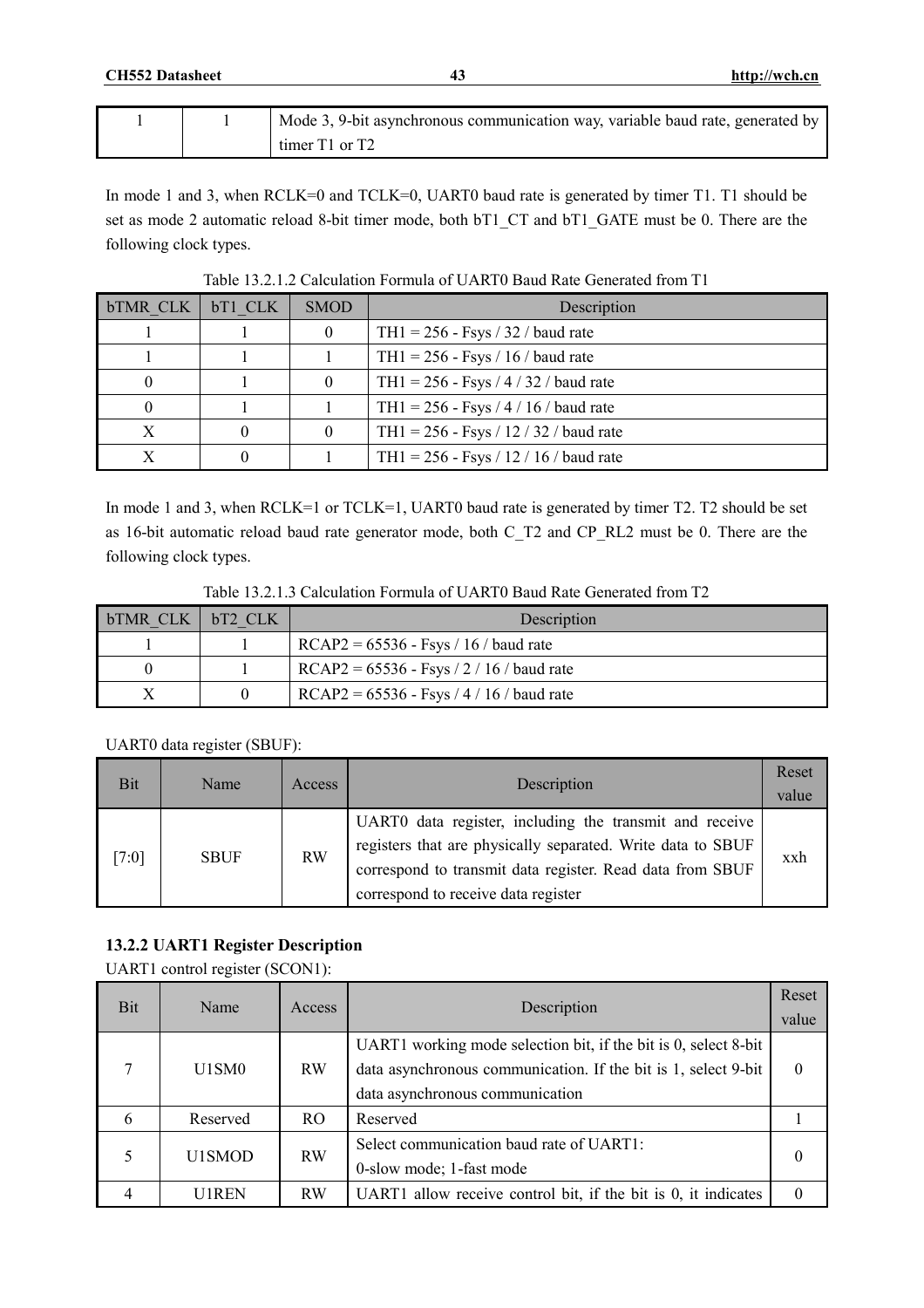| 1 | 1 | Mode 3, 9-bit asynchronous communication way, variable baud rate, generated by timer T1 or T2 |
|---|---|---|

In mode 1 and 3, when RCLK=0 and TCLK=0, UART0 baud rate is generated by timer T1. T1 should be set as mode 2 automatic reload 8-bit timer mode, both bT1_CT and bT1_GATE must be 0. There are the following clock types.

Table 13.2.1.2 Calculation Formula of UART0 Baud Rate Generated from T1

| bTMR_CLK | bT1_CLK | SMOD | Description |
|---|---|---|---|
| 1 | 1 | 0 | TH1 = 256 - Fsys / 32 / baud rate |
| 1 | 1 | 1 | TH1 = 256 - Fsys / 16 / baud rate |
| 0 | 1 | 0 | TH1 = 256 - Fsys / 4 / 32 / baud rate |
| 0 | 1 | 1 | TH1 = 256 - Fsys / 4 / 16 / baud rate |
| X | 0 | 0 | TH1 = 256 - Fsys / 12 / 32 / baud rate |
| X | 0 | 1 | TH1 = 256 - Fsys / 12 / 16 / baud rate |

In mode 1 and 3, when RCLK=1 or TCLK=1, UART0 baud rate is generated by timer T2. T2 should be set as 16-bit automatic reload baud rate generator mode, both C_T2 and CP_RL2 must be 0. There are the following clock types.

Table 13.2.1.3 Calculation Formula of UART0 Baud Rate Generated from T2

| bTMR_CLK | bT2_CLK | Description |
|---|---|---|
| 1 | 1 | RCAP2 = 65536 - Fsys / 16 / baud rate |
| 0 | 1 | RCAP2 = 65536 - Fsys / 2 / 16 / baud rate |
| X | 0 | RCAP2 = 65536 - Fsys / 4 / 16 / baud rate |

UART0 data register (SBUF):

| Bit | Name | Access | Description | Reset value |
|---|---|---|---|---|
| [7:0] | SBUF | RW | UART0 data register, including the transmit and receive registers that are physically separated. Write data to SBUF correspond to transmit data register. Read data from SBUF correspond to receive data register | xxh |

### 13.2.2 UART1 Register Description

UART1 control register (SCON1):

| Bit | Name | Access | Description | Reset value |
|---|---|---|---|---|
| 7 | U1SM0 | RW | UART1 working mode selection bit, if the bit is 0, select 8-bit data asynchronous communication. If the bit is 1, select 9-bit data asynchronous communication | 0 |
| 6 | Reserved | RO | Reserved | 1 |
| 5 | U1SMOD | RW | Select communication baud rate of UART1: 0-slow mode; 1-fast mode | 0 |
| 4 | U1REN | RW | UART1 allow receive control bit, if the bit is 0, it indicates | 0 |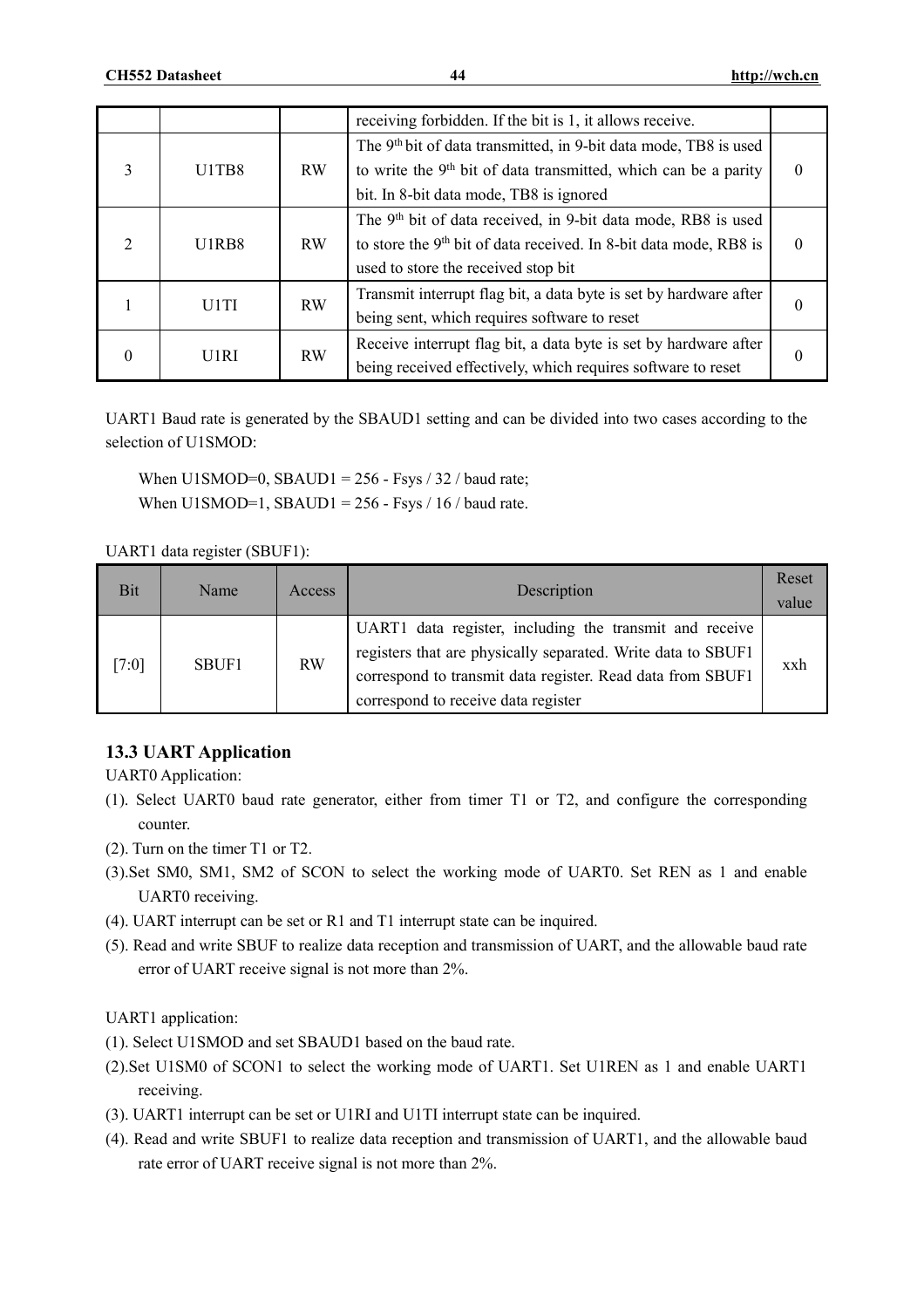|  |  |  | receiving forbidden. If the bit is 1, it allows receive. |  |
|---|---|---|---|---|
| 3 | U1TB8 | RW | The 9th bit of data transmitted, in 9-bit data mode, TB8 is used to write the 9th bit of data transmitted, which can be a parity bit. In 8-bit data mode, TB8 is ignored | 0 |
| 2 | U1RB8 | RW | The 9th bit of data received, in 9-bit data mode, RB8 is used to store the 9th bit of data received. In 8-bit data mode, RB8 is used to store the received stop bit | 0 |
| 1 | U1TI | RW | Transmit interrupt flag bit, a data byte is set by hardware after being sent, which requires software to reset | 0 |
| 0 | U1RI | RW | Receive interrupt flag bit, a data byte is set by hardware after being received effectively, which requires software to reset | 0 |

UART1 Baud rate is generated by the SBAUD1 setting and can be divided into two cases according to the selection of U1SMOD:

When U1SMOD=0, SBAUD1 = 256 - Fsys / 32 / baud rate;
When U1SMOD=1, SBAUD1 = 256 - Fsys / 16 / baud rate.

UART1 data register (SBUF1):

| Bit | Name | Access | Description | Reset value |
|---|---|---|---|---|
| [7:0] | SBUF1 | RW | UART1 data register, including the transmit and receive registers that are physically separated. Write data to SBUF1 correspond to transmit data register. Read data from SBUF1 correspond to receive data register | xxh |

## 13.3 UART Application

UART0 Application:

(1). Select UART0 baud rate generator, either from timer T1 or T2, and configure the corresponding counter.
(2). Turn on the timer T1 or T2.
(3).Set SM0, SM1, SM2 of SCON to select the working mode of UART0. Set REN as 1 and enable UART0 receiving.
(4). UART interrupt can be set or R1 and T1 interrupt state can be inquired.
(5). Read and write SBUF to realize data reception and transmission of UART, and the allowable baud rate error of UART receive signal is not more than 2%.

UART1 application:

(1). Select U1SMOD and set SBAUD1 based on the baud rate.
(2).Set U1SM0 of SCON1 to select the working mode of UART1. Set U1REN as 1 and enable UART1 receiving.
(3). UART1 interrupt can be set or U1RI and U1TI interrupt state can be inquired.
(4). Read and write SBUF1 to realize data reception and transmission of UART1, and the allowable baud rate error of UART receive signal is not more than 2%.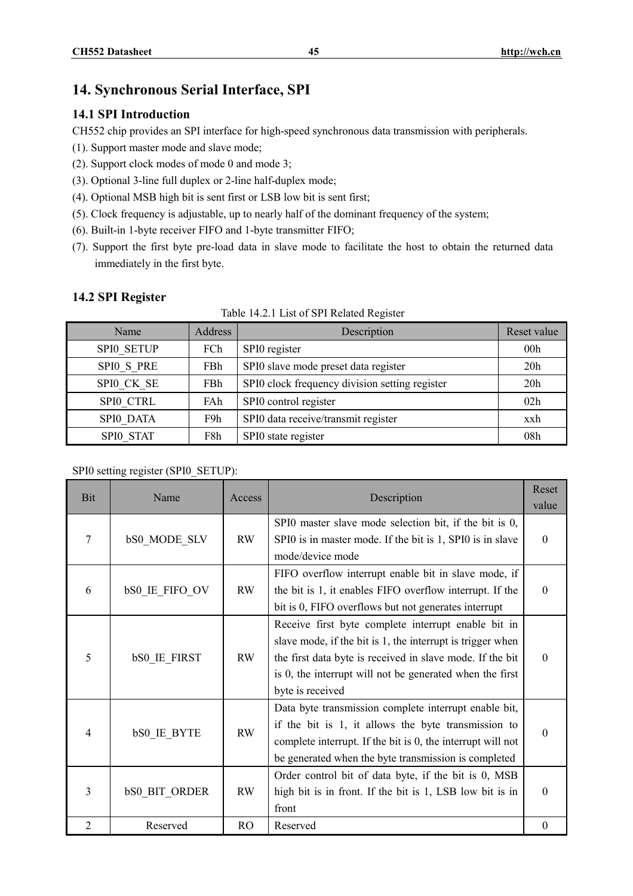# 14. Synchronous Serial Interface, SPI

## 14.1 SPI Introduction

CH552 chip provides an SPI interface for high-speed synchronous data transmission with peripherals.

(1). Support master mode and slave mode;

(2). Support clock modes of mode 0 and mode 3;

(3). Optional 3-line full duplex or 2-line half-duplex mode;

(4). Optional MSB high bit is sent first or LSB low bit is sent first;

(5). Clock frequency is adjustable, up to nearly half of the dominant frequency of the system;

(6). Built-in 1-byte receiver FIFO and 1-byte transmitter FIFO;

(7). Support the first byte pre-load data in slave mode to facilitate the host to obtain the returned data immediately in the first byte.

## 14.2 SPI Register

Table 14.2.1 List of SPI Related Register

| Name | Address | Description | Reset value |
|---|---|---|---|
| SPI0_SETUP | FCh | SPI0 register | 00h |
| SPI0_S_PRE | FBh | SPI0 slave mode preset data register | 20h |
| SPI0_CK_SE | FBh | SPI0 clock frequency division setting register | 20h |
| SPI0_CTRL | FAh | SPI0 control register | 02h |
| SPI0_DATA | F9h | SPI0 data receive/transmit register | xxh |
| SPI0_STAT | F8h | SPI0 state register | 08h |

SPI0 setting register (SPI0_SETUP):

| Bit | Name | Access | Description | Reset value |
|---|---|---|---|---|
| 7 | bS0_MODE_SLV | RW | SPI0 master slave mode selection bit, if the bit is 0, SPI0 is in master mode. If the bit is 1, SPI0 is in slave mode/device mode | 0 |
| 6 | bS0_IE_FIFO_OV | RW | FIFO overflow interrupt enable bit in slave mode, if the bit is 1, it enables FIFO overflow interrupt. If the bit is 0, FIFO overflows but not generates interrupt | 0 |
| 5 | bS0_IE_FIRST | RW | Receive first byte complete interrupt enable bit in slave mode, if the bit is 1, the interrupt is trigger when the first data byte is received in slave mode. If the bit is 0, the interrupt will not be generated when the first byte is received | 0 |
| 4 | bS0_IE_BYTE | RW | Data byte transmission complete interrupt enable bit, if the bit is 1, it allows the byte transmission to complete interrupt. If the bit is 0, the interrupt will not be generated when the byte transmission is completed | 0 |
| 3 | bS0_BIT_ORDER | RW | Order control bit of data byte, if the bit is 0, MSB high bit is in front. If the bit is 1, LSB low bit is in front | 0 |
| 2 | Reserved | RO | Reserved | 0 |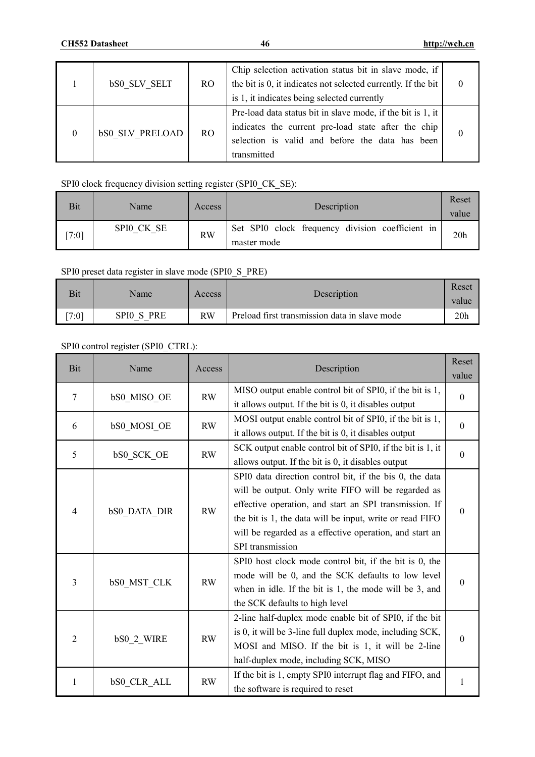| Bit | Name | Access | Description | Reset value |
|---|---|---|---|---|
| 1 | bS0_SLV_SELT | RO | Chip selection activation status bit in slave mode, if the bit is 0, it indicates not selected currently. If the bit is 1, it indicates being selected currently | 0 |
| 0 | bS0_SLV_PRELOAD | RO | Pre-load data status bit in slave mode, if the bit is 1, it indicates the current pre-load state after the chip selection is valid and before the data has been transmitted | 0 |

SPI0 clock frequency division setting register (SPI0_CK_SE):

| Bit | Name | Access | Description | Reset value |
|---|---|---|---|---|
| [7:0] | SPI0_CK_SE | RW | Set SPI0 clock frequency division coefficient in master mode | 20h |

SPI0 preset data register in slave mode (SPI0_S_PRE)

| Bit | Name | Access | Description | Reset value |
|---|---|---|---|---|
| [7:0] | SPI0_S_PRE | RW | Preload first transmission data in slave mode | 20h |

SPI0 control register (SPI0_CTRL):

| Bit | Name | Access | Description | Reset value |
|---|---|---|---|---|
| 7 | bS0_MISO_OE | RW | MISO output enable control bit of SPI0, if the bit is 1, it allows output. If the bit is 0, it disables output | 0 |
| 6 | bS0_MOSI_OE | RW | MOSI output enable control bit of SPI0, if the bit is 1, it allows output. If the bit is 0, it disables output | 0 |
| 5 | bS0_SCK_OE | RW | SCK output enable control bit of SPI0, if the bit is 1, it allows output. If the bit is 0, it disables output | 0 |
| 4 | bS0_DATA_DIR | RW | SPI0 data direction control bit, if the bis 0, the data will be output. Only write FIFO will be regarded as effective operation, and start an SPI transmission. If the bit is 1, the data will be input, write or read FIFO will be regarded as a effective operation, and start an SPI transmission | 0 |
| 3 | bS0_MST_CLK | RW | SPI0 host clock mode control bit, if the bit is 0, the mode will be 0, and the SCK defaults to low level when in idle. If the bit is 1, the mode will be 3, and the SCK defaults to high level | 0 |
| 2 | bS0_2_WIRE | RW | 2-line half-duplex mode enable bit of SPI0, if the bit is 0, it will be 3-line full duplex mode, including SCK, MOSI and MISO. If the bit is 1, it will be 2-line half-duplex mode, including SCK, MISO | 0 |
| 1 | bS0_CLR_ALL | RW | If the bit is 1, empty SPI0 interrupt flag and FIFO, and the software is required to reset | 1 |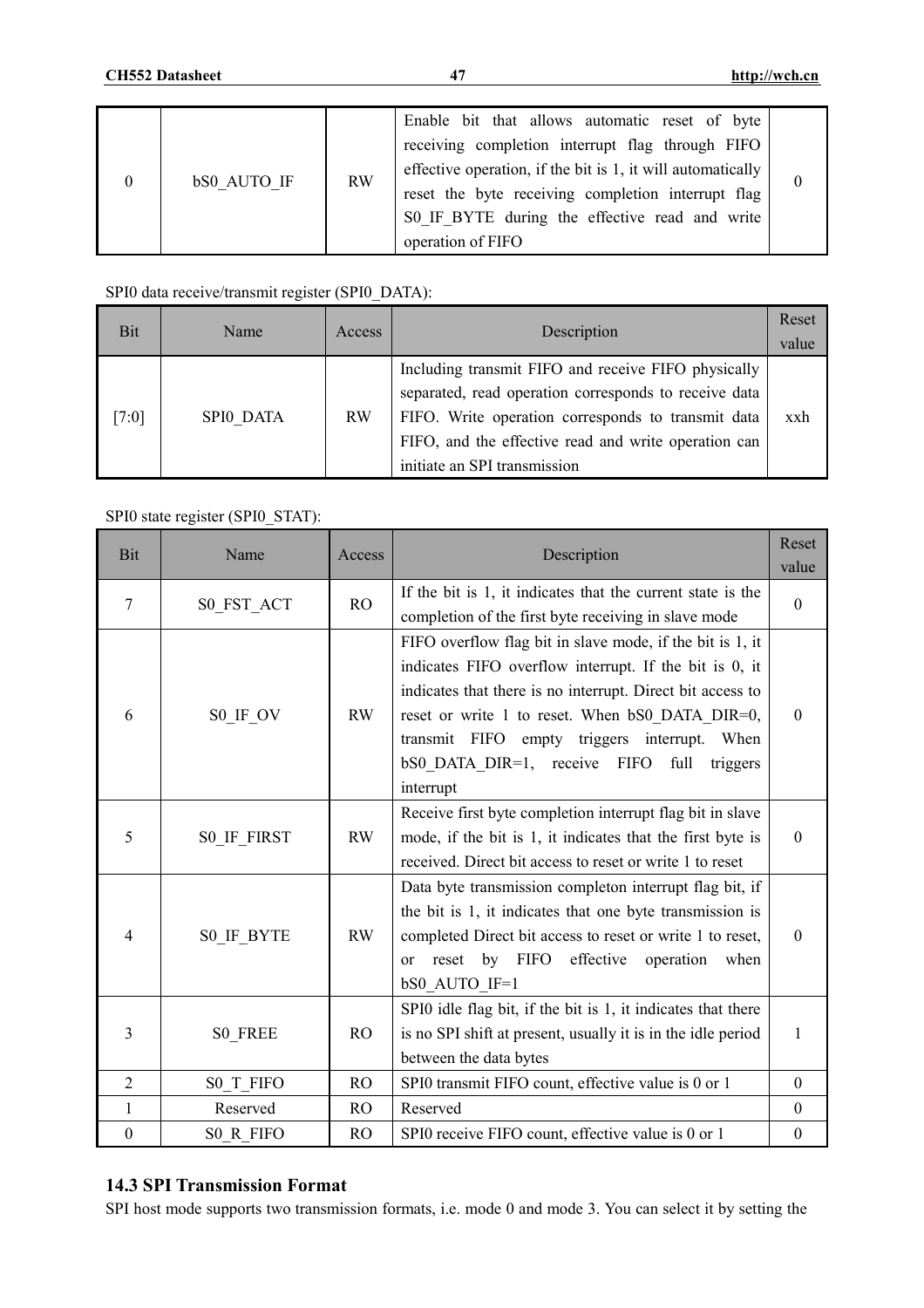| 0 | bS0_AUTO_IF | RW | Enable bit that allows automatic reset of byte receiving completion interrupt flag through FIFO effective operation, if the bit is 1, it will automatically reset the byte receiving completion interrupt flag S0_IF_BYTE during the effective read and write operation of FIFO | 0 |
|---|---|---|---|---|

SPI0 data receive/transmit register (SPI0_DATA):

| Bit | Name | Access | Description | Reset value |
|---|---|---|---|---|
| [7:0] | SPI0_DATA | RW | Including transmit FIFO and receive FIFO physically separated, read operation corresponds to receive data FIFO. Write operation corresponds to transmit data FIFO, and the effective read and write operation can initiate an SPI transmission | xxh |

SPI0 state register (SPI0_STAT):

| Bit | Name | Access | Description | Reset value |
|---|---|---|---|---|
| 7 | S0_FST_ACT | RO | If the bit is 1, it indicates that the current state is the completion of the first byte receiving in slave mode | 0 |
| 6 | S0_IF_OV | RW | FIFO overflow flag bit in slave mode, if the bit is 1, it indicates FIFO overflow interrupt. If the bit is 0, it indicates that there is no interrupt. Direct bit access to reset or write 1 to reset. When bS0_DATA_DIR=0, transmit FIFO empty triggers interrupt. When bS0_DATA_DIR=1, receive FIFO full triggers interrupt | 0 |
| 5 | S0_IF_FIRST | RW | Receive first byte completion interrupt flag bit in slave mode, if the bit is 1, it indicates that the first byte is received. Direct bit access to reset or write 1 to reset | 0 |
| 4 | S0_IF_BYTE | RW | Data byte transmission completon interrupt flag bit, if the bit is 1, it indicates that one byte transmission is completed Direct bit access to reset or write 1 to reset, or reset by FIFO effective operation when bS0_AUTO_IF=1 | 0 |
| 3 | S0_FREE | RO | SPI0 idle flag bit, if the bit is 1, it indicates that there is no SPI shift at present, usually it is in the idle period between the data bytes | 1 |
| 2 | S0_T_FIFO | RO | SPI0 transmit FIFO count, effective value is 0 or 1 | 0 |
| 1 | Reserved | RO | Reserved | 0 |
| 0 | S0_R_FIFO | RO | SPI0 receive FIFO count, effective value is 0 or 1 | 0 |

### 14.3 SPI Transmission Format

SPI host mode supports two transmission formats, i.e. mode 0 and mode 3. You can select it by setting the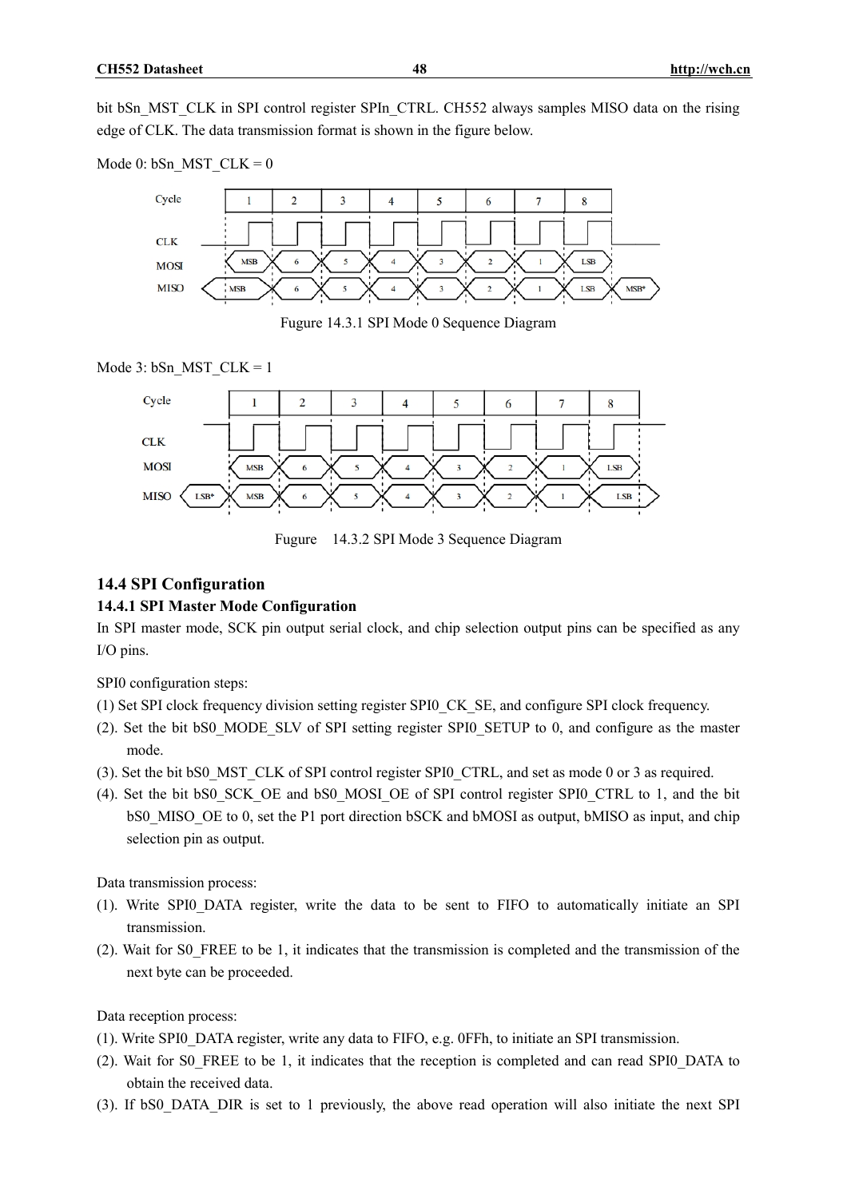bit bSn_MST_CLK in SPI control register SPIn_CTRL. CH552 always samples MISO data on the rising edge of CLK. The data transmission format is shown in the figure below.

Mode 0: bSn_MST_CLK = 0

Fugure 14.3.1 SPI Mode 0 Sequence Diagram

Mode 3: bSn_MST_CLK = 1

Fugure 14.3.2 SPI Mode 3 Sequence Diagram

## 14.4 SPI Configuration

### 14.4.1 SPI Master Mode Configuration

In SPI master mode, SCK pin output serial clock, and chip selection output pins can be specified as any I/O pins.

SPI0 configuration steps:

(1) Set SPI clock frequency division setting register SPI0_CK_SE, and configure SPI clock frequency.

(2). Set the bit bS0_MODE_SLV of SPI setting register SPI0_SETUP to 0, and configure as the master mode.

(3). Set the bit bS0_MST_CLK of SPI control register SPI0_CTRL, and set as mode 0 or 3 as required.

(4). Set the bit bS0_SCK_OE and bS0_MOSI_OE of SPI control register SPI0_CTRL to 1, and the bit bS0_MISO_OE to 0, set the P1 port direction bSCK and bMOSI as output, bMISO as input, and chip selection pin as output.

Data transmission process:

(1). Write SPI0_DATA register, write the data to be sent to FIFO to automatically initiate an SPI transmission.

(2). Wait for S0_FREE to be 1, it indicates that the transmission is completed and the transmission of the next byte can be proceeded.

Data reception process:

(1). Write SPI0_DATA register, write any data to FIFO, e.g. 0FFh, to initiate an SPI transmission.

(2). Wait for S0_FREE to be 1, it indicates that the reception is completed and can read SPI0_DATA to obtain the received data.

(3). If bS0_DATA_DIR is set to 1 previously, the above read operation will also initiate the next SPI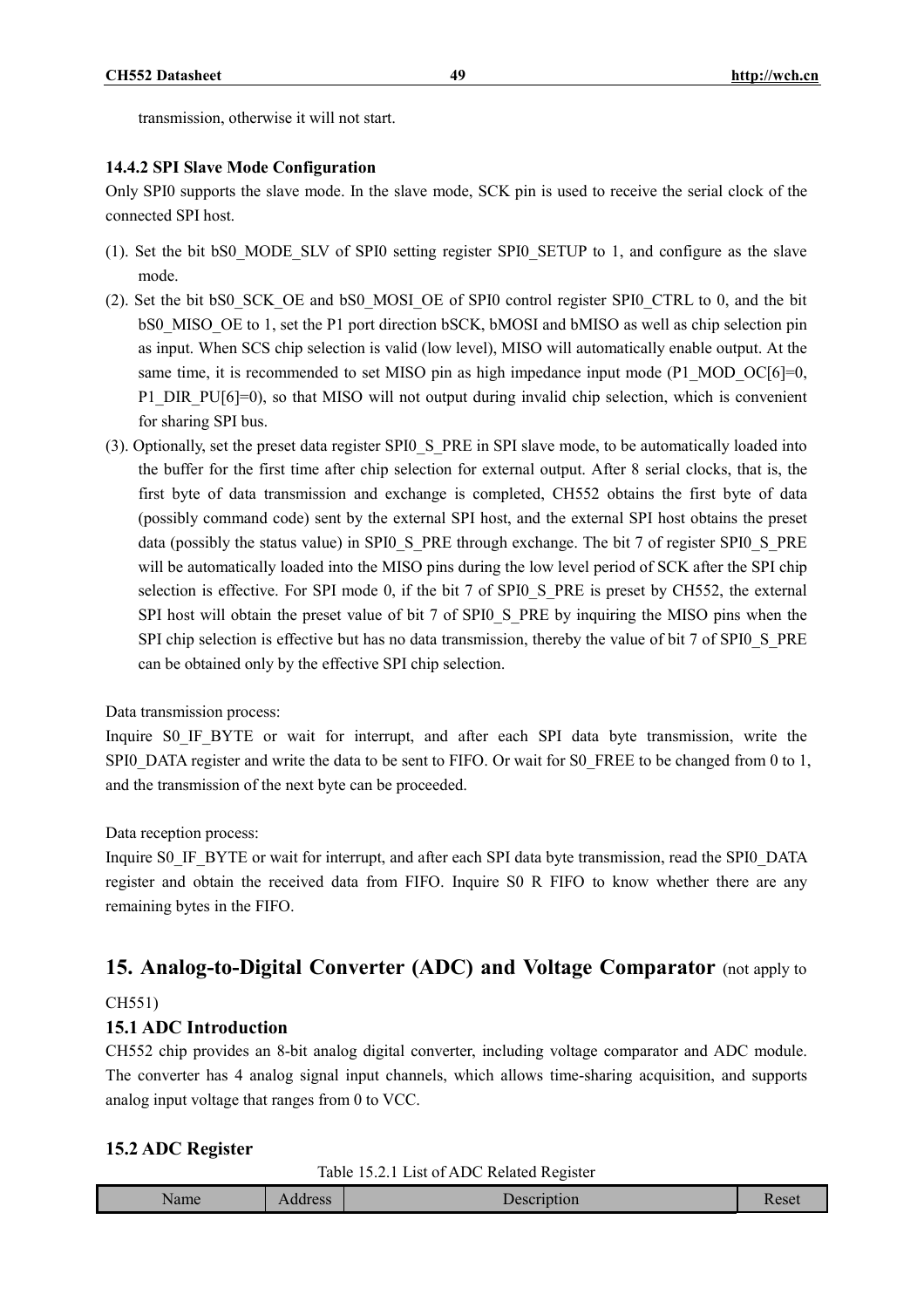transmission, otherwise it will not start.

#### 14.4.2 SPI Slave Mode Configuration

Only SPI0 supports the slave mode. In the slave mode, SCK pin is used to receive the serial clock of the connected SPI host.

(1). Set the bit bS0_MODE_SLV of SPI0 setting register SPI0_SETUP to 1, and configure as the slave mode.

(2). Set the bit bS0_SCK_OE and bS0_MOSI_OE of SPI0 control register SPI0_CTRL to 0, and the bit bS0_MISO_OE to 1, set the P1 port direction bSCK, bMOSI and bMISO as well as chip selection pin as input. When SCS chip selection is valid (low level), MISO will automatically enable output. At the same time, it is recommended to set MISO pin as high impedance input mode (P1_MOD_OC[6]=0, P1_DIR_PU[6]=0), so that MISO will not output during invalid chip selection, which is convenient for sharing SPI bus.

(3). Optionally, set the preset data register SPI0_S_PRE in SPI slave mode, to be automatically loaded into the buffer for the first time after chip selection for external output. After 8 serial clocks, that is, the first byte of data transmission and exchange is completed, CH552 obtains the first byte of data (possibly command code) sent by the external SPI host, and the external SPI host obtains the preset data (possibly the status value) in SPI0_S_PRE through exchange. The bit 7 of register SPI0_S_PRE will be automatically loaded into the MISO pins during the low level period of SCK after the SPI chip selection is effective. For SPI mode 0, if the bit 7 of SPI0_S_PRE is preset by CH552, the external SPI host will obtain the preset value of bit 7 of SPI0_S_PRE by inquiring the MISO pins when the SPI chip selection is effective but has no data transmission, thereby the value of bit 7 of SPI0_S_PRE can be obtained only by the effective SPI chip selection.

Data transmission process:

Inquire S0_IF_BYTE or wait for interrupt, and after each SPI data byte transmission, write the SPI0_DATA register and write the data to be sent to FIFO. Or wait for S0_FREE to be changed from 0 to 1, and the transmission of the next byte can be proceeded.

Data reception process:

Inquire S0_IF_BYTE or wait for interrupt, and after each SPI data byte transmission, read the SPI0_DATA register and obtain the received data from FIFO. Inquire S0 R FIFO to know whether there are any remaining bytes in the FIFO.

## 15. Analog-to-Digital Converter (ADC) and Voltage Comparator (not apply to CH551)

### 15.1 ADC Introduction

CH552 chip provides an 8-bit analog digital converter, including voltage comparator and ADC module. The converter has 4 analog signal input channels, which allows time-sharing acquisition, and supports analog input voltage that ranges from 0 to VCC.

### 15.2 ADC Register

Table 15.2.1 List of ADC Related Register

| Name | Address | Description | Reset |
|---|---|---|---|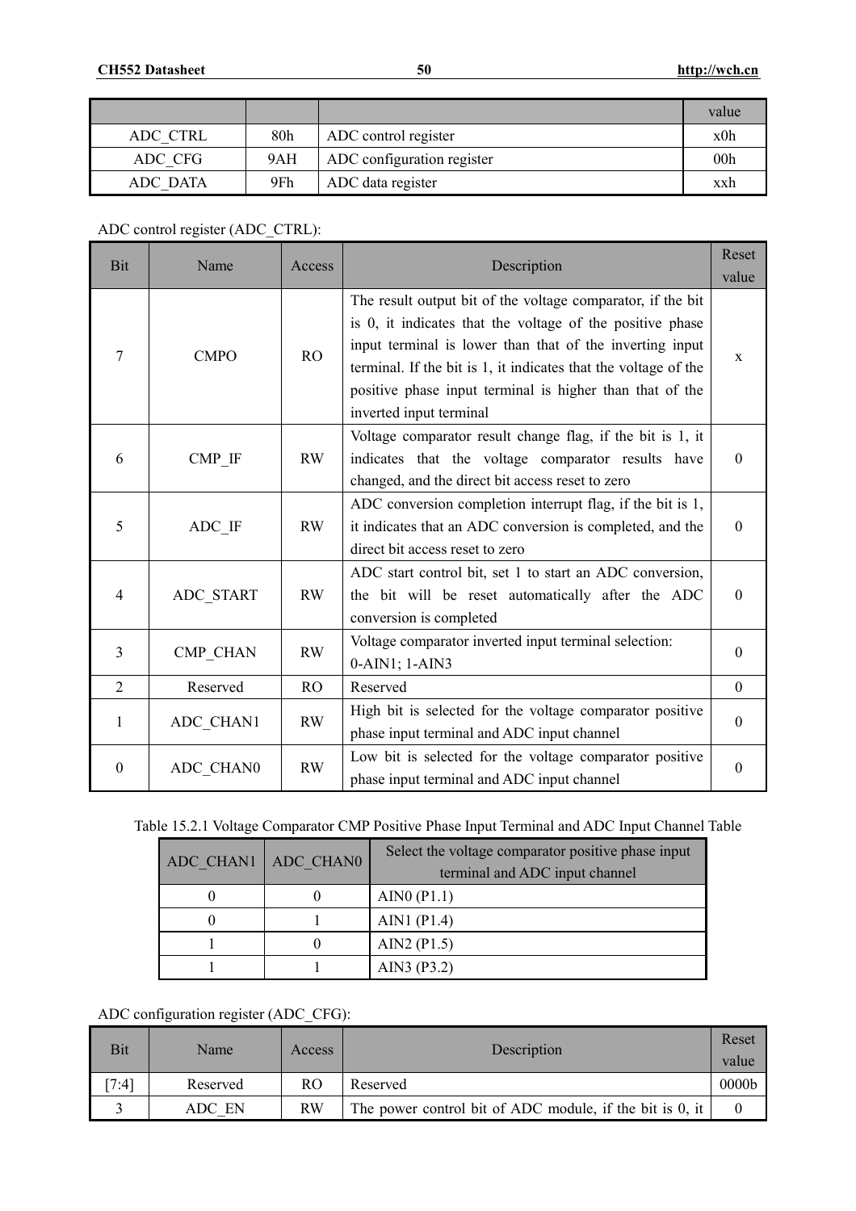| | | | value |
|---|---|---|---|
| ADC_CTRL | 80h | ADC control register | x0h |
| ADC_CFG | 9AH | ADC configuration register | 00h |
| ADC_DATA | 9Fh | ADC data register | xxh |

ADC control register (ADC_CTRL):

| Bit | Name | Access | Description | Reset value |
|---|---|---|---|---|
| 7 | CMPO | RO | The result output bit of the voltage comparator, if the bit is 0, it indicates that the voltage of the positive phase input terminal is lower than that of the inverting input terminal. If the bit is 1, it indicates that the voltage of the positive phase input terminal is higher than that of the inverted input terminal | x |
| 6 | CMP_IF | RW | Voltage comparator result change flag, if the bit is 1, it indicates that the voltage comparator results have changed, and the direct bit access reset to zero | 0 |
| 5 | ADC_IF | RW | ADC conversion completion interrupt flag, if the bit is 1, it indicates that an ADC conversion is completed, and the direct bit access reset to zero | 0 |
| 4 | ADC_START | RW | ADC start control bit, set 1 to start an ADC conversion, the bit will be reset automatically after the ADC conversion is completed | 0 |
| 3 | CMP_CHAN | RW | Voltage comparator inverted input terminal selection: 0-AIN1; 1-AIN3 | 0 |
| 2 | Reserved | RO | Reserved | 0 |
| 1 | ADC_CHAN1 | RW | High bit is selected for the voltage comparator positive phase input terminal and ADC input channel | 0 |
| 0 | ADC_CHAN0 | RW | Low bit is selected for the voltage comparator positive phase input terminal and ADC input channel | 0 |

Table 15.2.1 Voltage Comparator CMP Positive Phase Input Terminal and ADC Input Channel Table

| ADC_CHAN1 | ADC_CHAN0 | Select the voltage comparator positive phase input terminal and ADC input channel |
|---|---|---|
| 0 | 0 | AIN0 (P1.1) |
| 0 | 1 | AIN1 (P1.4) |
| 1 | 0 | AIN2 (P1.5) |
| 1 | 1 | AIN3 (P3.2) |

ADC configuration register (ADC_CFG):

| Bit | Name | Access | Description | Reset value |
|---|---|---|---|---|
| [7:4] | Reserved | RO | Reserved | 0000b |
| 3 | ADC_EN | RW | The power control bit of ADC module, if the bit is 0, it | 0 |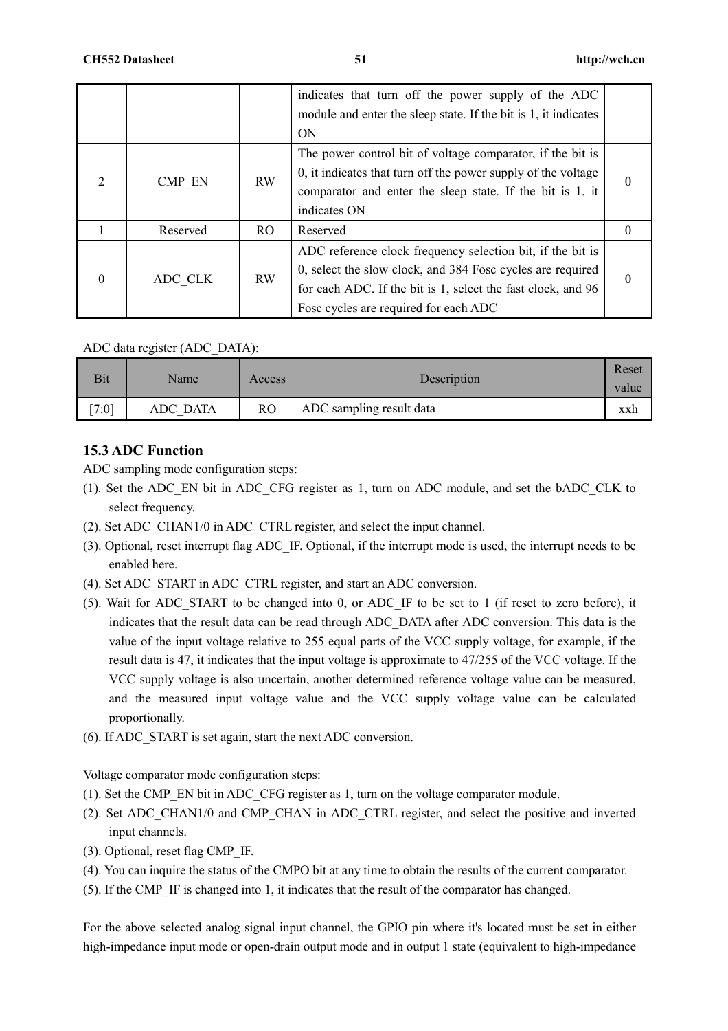|  |  |  | indicates that turn off the power supply of the ADC module and enter the sleep state. If the bit is 1, it indicates ON |  |
|---|---|---|---|---|
| 2 | CMP_EN | RW | The power control bit of voltage comparator, if the bit is 0, it indicates that turn off the power supply of the voltage comparator and enter the sleep state. If the bit is 1, it indicates ON | 0 |
| 1 | Reserved | RO | Reserved | 0 |
| 0 | ADC_CLK | RW | ADC reference clock frequency selection bit, if the bit is 0, select the slow clock, and 384 Fosc cycles are required for each ADC. If the bit is 1, select the fast clock, and 96 Fosc cycles are required for each ADC | 0 |

ADC data register (ADC_DATA):

| Bit | Name | Access | Description | Reset value |
|---|---|---|---|---|
| [7:0] | ADC_DATA | RO | ADC sampling result data | xxh |

### 15.3 ADC Function

ADC sampling mode configuration steps:

(1). Set the ADC_EN bit in ADC_CFG register as 1, turn on ADC module, and set the bADC_CLK to select frequency.

(2). Set ADC_CHAN1/0 in ADC_CTRL register, and select the input channel.

(3). Optional, reset interrupt flag ADC_IF. Optional, if the interrupt mode is used, the interrupt needs to be enabled here.

(4). Set ADC_START in ADC_CTRL register, and start an ADC conversion.

(5). Wait for ADC_START to be changed into 0, or ADC_IF to be set to 1 (if reset to zero before), it indicates that the result data can be read through ADC_DATA after ADC conversion. This data is the value of the input voltage relative to 255 equal parts of the VCC supply voltage, for example, if the result data is 47, it indicates that the input voltage is approximate to 47/255 of the VCC voltage. If the VCC supply voltage is also uncertain, another determined reference voltage value can be measured, and the measured input voltage value and the VCC supply voltage value can be calculated proportionally.

(6). If ADC_START is set again, start the next ADC conversion.

Voltage comparator mode configuration steps:

(1). Set the CMP_EN bit in ADC_CFG register as 1, turn on the voltage comparator module.

(2). Set ADC_CHAN1/0 and CMP_CHAN in ADC_CTRL register, and select the positive and inverted input channels.

(3). Optional, reset flag CMP_IF.

(4). You can inquire the status of the CMPO bit at any time to obtain the results of the current comparator.

(5). If the CMP_IF is changed into 1, it indicates that the result of the comparator has changed.

For the above selected analog signal input channel, the GPIO pin where it's located must be set in either high-impedance input mode or open-drain output mode and in output 1 state (equivalent to high-impedance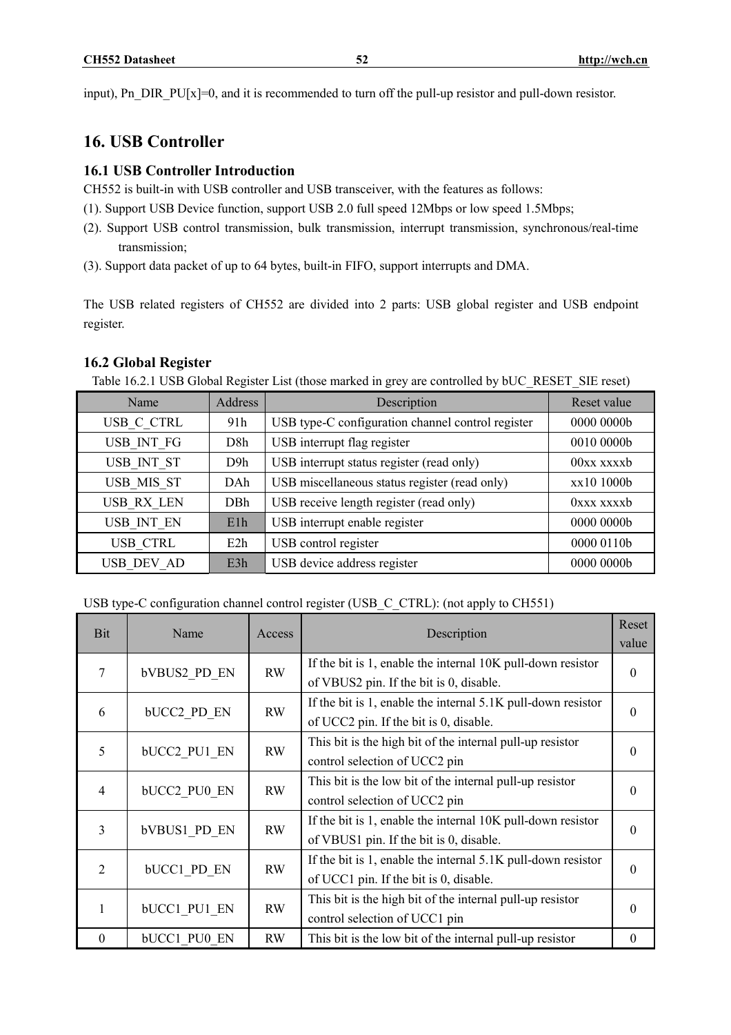input), Pn_DIR_PU[x]=0, and it is recommended to turn off the pull-up resistor and pull-down resistor.

# 16. USB Controller

## 16.1 USB Controller Introduction

CH552 is built-in with USB controller and USB transceiver, with the features as follows:

(1). Support USB Device function, support USB 2.0 full speed 12Mbps or low speed 1.5Mbps;

(2). Support USB control transmission, bulk transmission, interrupt transmission, synchronous/real-time transmission;

(3). Support data packet of up to 64 bytes, built-in FIFO, support interrupts and DMA.

The USB related registers of CH552 are divided into 2 parts: USB global register and USB endpoint register.

## 16.2 Global Register

Table 16.2.1 USB Global Register List (those marked in grey are controlled by bUC_RESET_SIE reset)

| Name | Address | Description | Reset value |
|---|---|---|---|
| USB_C_CTRL | 91h | USB type-C configuration channel control register | 0000 0000b |
| USB_INT_FG | D8h | USB interrupt flag register | 0010 0000b |
| USB_INT_ST | D9h | USB interrupt status register (read only) | 00xx xxxxb |
| USB_MIS_ST | DAh | USB miscellaneous status register (read only) | xx10 1000b |
| USB_RX_LEN | DBh | USB receive length register (read only) | 0xxx xxxxb |
| USB_INT_EN | E1h | USB interrupt enable register | 0000 0000b |
| USB_CTRL | E2h | USB control register | 0000 0110b |
| USB_DEV_AD | E3h | USB device address register | 0000 0000b |

USB type-C configuration channel control register (USB_C_CTRL): (not apply to CH551)

| Bit | Name | Access | Description | Reset value |
|---|---|---|---|---|
| 7 | bVBUS2_PD_EN | RW | If the bit is 1, enable the internal 10K pull-down resistor of VBUS2 pin. If the bit is 0, disable. | 0 |
| 6 | bUCC2_PD_EN | RW | If the bit is 1, enable the internal 5.1K pull-down resistor of UCC2 pin. If the bit is 0, disable. | 0 |
| 5 | bUCC2_PU1_EN | RW | This bit is the high bit of the internal pull-up resistor control selection of UCC2 pin | 0 |
| 4 | bUCC2_PU0_EN | RW | This bit is the low bit of the internal pull-up resistor control selection of UCC2 pin | 0 |
| 3 | bVBUS1_PD_EN | RW | If the bit is 1, enable the internal 10K pull-down resistor of VBUS1 pin. If the bit is 0, disable. | 0 |
| 2 | bUCC1_PD_EN | RW | If the bit is 1, enable the internal 5.1K pull-down resistor of UCC1 pin. If the bit is 0, disable. | 0 |
| 1 | bUCC1_PU1_EN | RW | This bit is the high bit of the internal pull-up resistor control selection of UCC1 pin | 0 |
| 0 | bUCC1_PU0_EN | RW | This bit is the low bit of the internal pull-up resistor | 0 |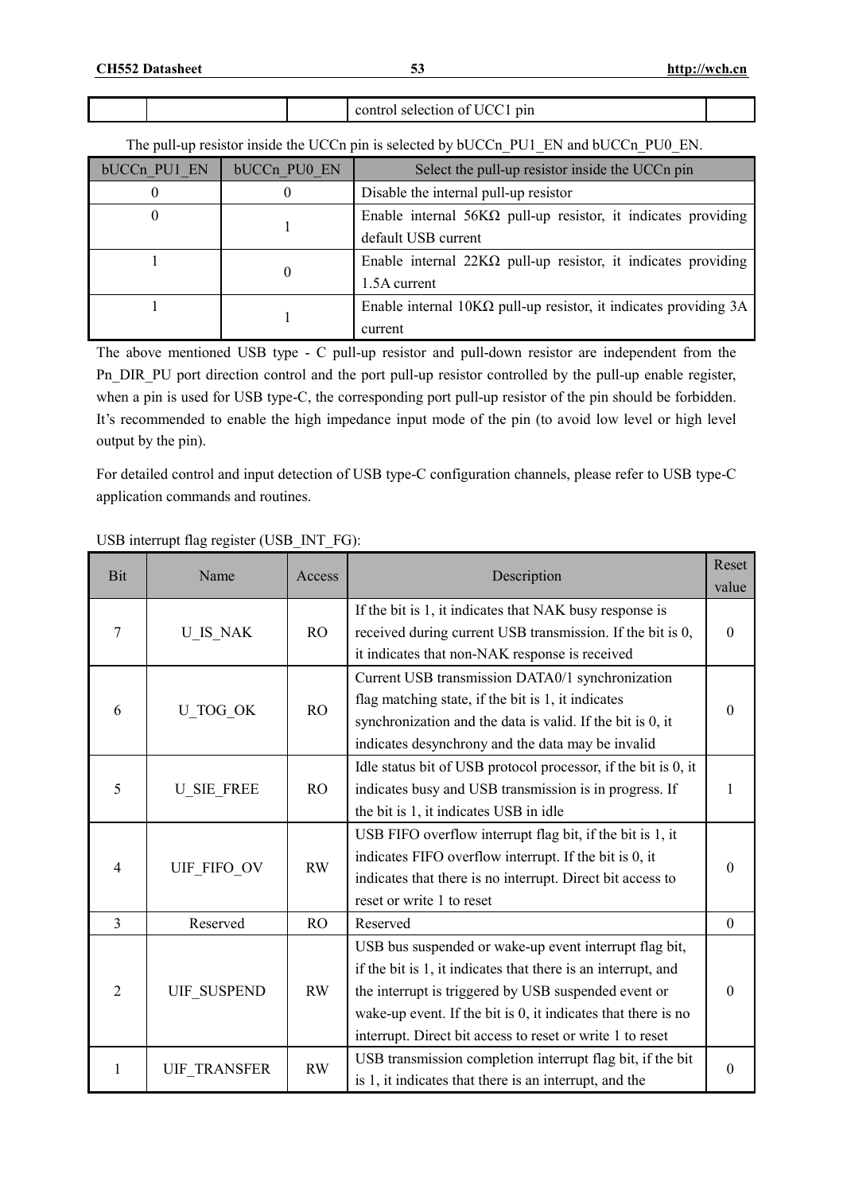| | | | control selection of UCC1 pin | |
|---|---|---|---|---|

The pull-up resistor inside the UCCn pin is selected by bUCCn_PU1_EN and bUCCn_PU0_EN.

| bUCCn_PU1_EN | bUCCn_PU0_EN | Select the pull-up resistor inside the UCCn pin |
|---|---|---|
| 0 | 0 | Disable the internal pull-up resistor |
| 0 | 1 | Enable internal 56KΩ pull-up resistor, it indicates providing default USB current |
| 1 | 0 | Enable internal 22KΩ pull-up resistor, it indicates providing 1.5A current |
| 1 | 1 | Enable internal 10KΩ pull-up resistor, it indicates providing 3A current |

The above mentioned USB type - C pull-up resistor and pull-down resistor are independent from the Pn_DIR_PU port direction control and the port pull-up resistor controlled by the pull-up enable register, when a pin is used for USB type-C, the corresponding port pull-up resistor of the pin should be forbidden. It's recommended to enable the high impedance input mode of the pin (to avoid low level or high level output by the pin).

For detailed control and input detection of USB type-C configuration channels, please refer to USB type-C application commands and routines.

USB interrupt flag register (USB_INT_FG):

| Bit | Name | Access | Description | Reset value |
|---|---|---|---|---|
| 7 | U_IS_NAK | RO | If the bit is 1, it indicates that NAK busy response is received during current USB transmission. If the bit is 0, it indicates that non-NAK response is received | 0 |
| 6 | U_TOG_OK | RO | Current USB transmission DATA0/1 synchronization flag matching state, if the bit is 1, it indicates synchronization and the data is valid. If the bit is 0, it indicates desynchrony and the data may be invalid | 0 |
| 5 | U_SIE_FREE | RO | Idle status bit of USB protocol processor, if the bit is 0, it indicates busy and USB transmission is in progress. If the bit is 1, it indicates USB in idle | 1 |
| 4 | UIF_FIFO_OV | RW | USB FIFO overflow interrupt flag bit, if the bit is 1, it indicates FIFO overflow interrupt. If the bit is 0, it indicates that there is no interrupt. Direct bit access to reset or write 1 to reset | 0 |
| 3 | Reserved | RO | Reserved | 0 |
| 2 | UIF_SUSPEND | RW | USB bus suspended or wake-up event interrupt flag bit, if the bit is 1, it indicates that there is an interrupt, and the interrupt is triggered by USB suspended event or wake-up event. If the bit is 0, it indicates that there is no interrupt. Direct bit access to reset or write 1 to reset | 0 |
| 1 | UIF_TRANSFER | RW | USB transmission completion interrupt flag bit, if the bit is 1, it indicates that there is an interrupt, and the | 0 |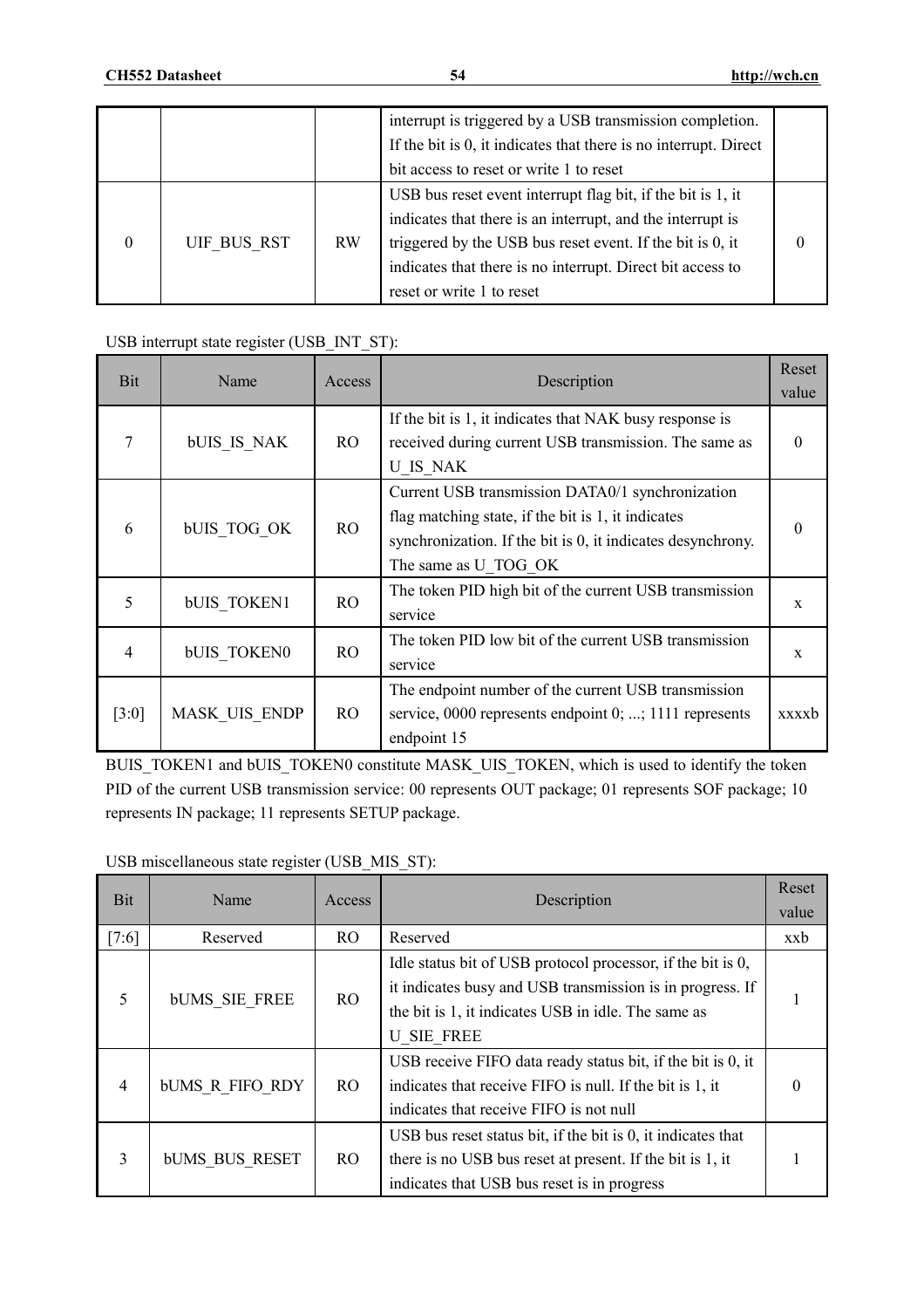| | | | interrupt is triggered by a USB transmission completion. If the bit is 0, it indicates that there is no interrupt. Direct bit access to reset or write 1 to reset | |
|---|---|---|---|---|
| 0 | UIF_BUS_RST | RW | USB bus reset event interrupt flag bit, if the bit is 1, it indicates that there is an interrupt, and the interrupt is triggered by the USB bus reset event. If the bit is 0, it indicates that there is no interrupt. Direct bit access to reset or write 1 to reset | 0 |

USB interrupt state register (USB_INT_ST):

| Bit | Name | Access | Description | Reset value |
|---|---|---|---|---|
| 7 | bUIS_IS_NAK | RO | If the bit is 1, it indicates that NAK busy response is received during current USB transmission. The same as U_IS_NAK | 0 |
| 6 | bUIS_TOG_OK | RO | Current USB transmission DATA0/1 synchronization flag matching state, if the bit is 1, it indicates synchronization. If the bit is 0, it indicates desynchrony. The same as U_TOG_OK | 0 |
| 5 | bUIS_TOKEN1 | RO | The token PID high bit of the current USB transmission service | x |
| 4 | bUIS_TOKEN0 | RO | The token PID low bit of the current USB transmission service | x |
| [3:0] | MASK_UIS_ENDP | RO | The endpoint number of the current USB transmission service, 0000 represents endpoint 0; ...; 1111 represents endpoint 15 | xxxxb |

BUIS_TOKEN1 and bUIS_TOKEN0 constitute MASK_UIS_TOKEN, which is used to identify the token PID of the current USB transmission service: 00 represents OUT package; 01 represents SOF package; 10 represents IN package; 11 represents SETUP package.

USB miscellaneous state register (USB_MIS_ST):

| Bit | Name | Access | Description | Reset value |
|---|---|---|---|---|
| [7:6] | Reserved | RO | Reserved | xxb |
| 5 | bUMS_SIE_FREE | RO | Idle status bit of USB protocol processor, if the bit is 0, it indicates busy and USB transmission is in progress. If the bit is 1, it indicates USB in idle. The same as U_SIE_FREE | 1 |
| 4 | bUMS_R_FIFO_RDY | RO | USB receive FIFO data ready status bit, if the bit is 0, it indicates that receive FIFO is null. If the bit is 1, it indicates that receive FIFO is not null | 0 |
| 3 | bUMS_BUS_RESET | RO | USB bus reset status bit, if the bit is 0, it indicates that there is no USB bus reset at present. If the bit is 1, it indicates that USB bus reset is in progress | 1 |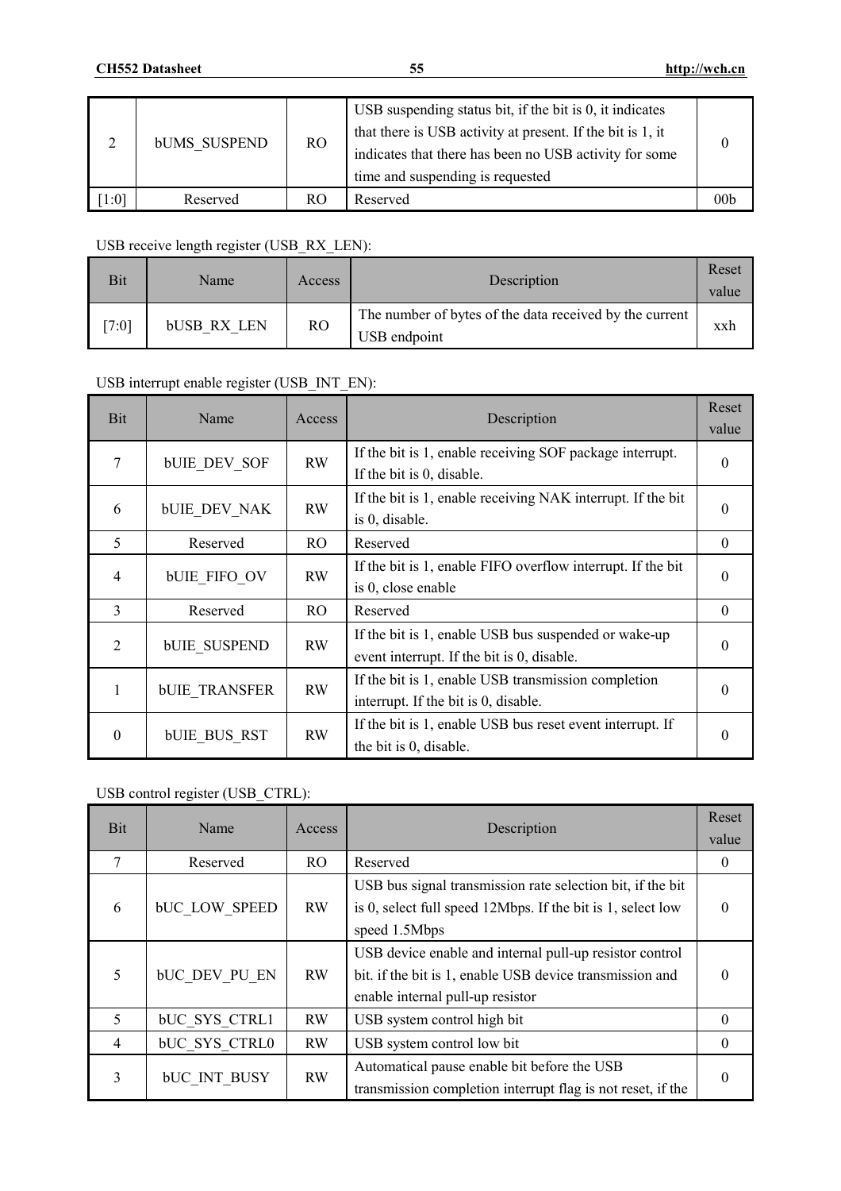| 2 | bUMS_SUSPEND | RO | USB suspending status bit, if the bit is 0, it indicates that there is USB activity at present. If the bit is 1, it indicates that there has been no USB activity for some time and suspending is requested | 0 |
|---|---|---|---|---|
| [1:0] | Reserved | RO | Reserved | 00b |

USB receive length register (USB_RX_LEN):

| Bit | Name | Access | Description | Reset value |
|---|---|---|---|---|
| [7:0] | bUSB_RX_LEN | RO | The number of bytes of the data received by the current USB endpoint | xxh |

USB interrupt enable register (USB_INT_EN):

| Bit | Name | Access | Description | Reset value |
|---|---|---|---|---|
| 7 | bUIE_DEV_SOF | RW | If the bit is 1, enable receiving SOF package interrupt. If the bit is 0, disable. | 0 |
| 6 | bUIE_DEV_NAK | RW | If the bit is 1, enable receiving NAK interrupt. If the bit is 0, disable. | 0 |
| 5 | Reserved | RO | Reserved | 0 |
| 4 | bUIE_FIFO_OV | RW | If the bit is 1, enable FIFO overflow interrupt. If the bit is 0, close enable | 0 |
| 3 | Reserved | RO | Reserved | 0 |
| 2 | bUIE_SUSPEND | RW | If the bit is 1, enable USB bus suspended or wake-up event interrupt. If the bit is 0, disable. | 0 |
| 1 | bUIE_TRANSFER | RW | If the bit is 1, enable USB transmission completion interrupt. If the bit is 0, disable. | 0 |
| 0 | bUIE_BUS_RST | RW | If the bit is 1, enable USB bus reset event interrupt. If the bit is 0, disable. | 0 |

USB control register (USB_CTRL):

| Bit | Name | Access | Description | Reset value |
|---|---|---|---|---|
| 7 | Reserved | RO | Reserved | 0 |
| 6 | bUC_LOW_SPEED | RW | USB bus signal transmission rate selection bit, if the bit is 0, select full speed 12Mbps. If the bit is 1, select low speed 1.5Mbps | 0 |
| 5 | bUC_DEV_PU_EN | RW | USB device enable and internal pull-up resistor control bit. if the bit is 1, enable USB device transmission and enable internal pull-up resistor | 0 |
| 5 | bUC_SYS_CTRL1 | RW | USB system control high bit | 0 |
| 4 | bUC_SYS_CTRL0 | RW | USB system control low bit | 0 |
| 3 | bUC_INT_BUSY | RW | Automatical pause enable bit before the USB transmission completion interrupt flag is not reset, if the | 0 |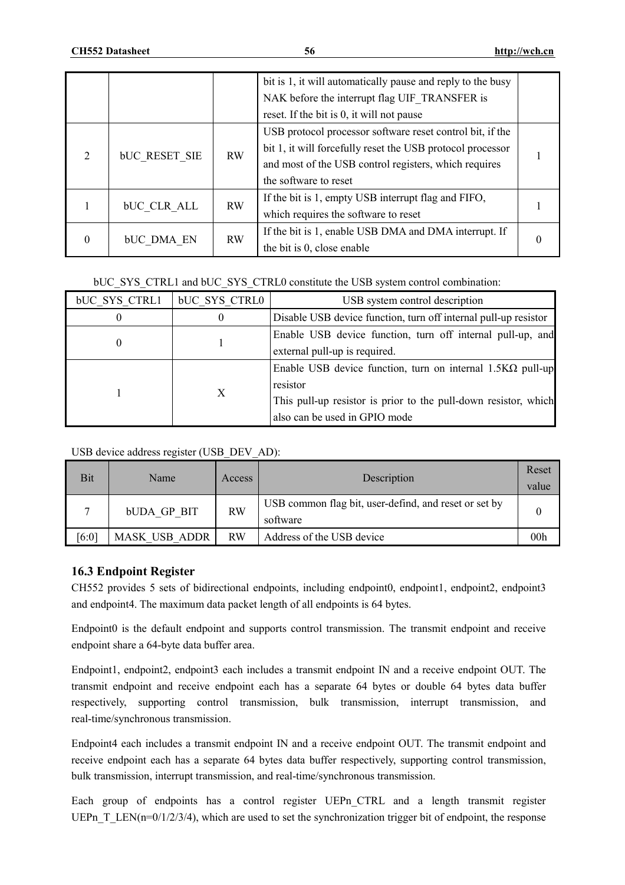|  |  |  | bit is 1, it will automatically pause and reply to the busy NAK before the interrupt flag UIF_TRANSFER is reset. If the bit is 0, it will not pause |  |
|---|---|---|---|---|
| 2 | bUC_RESET_SIE | RW | USB protocol processor software reset control bit, if the bit 1, it will forcefully reset the USB protocol processor and most of the USB control registers, which requires the software to reset | 1 |
| 1 | bUC_CLR_ALL | RW | If the bit is 1, empty USB interrupt flag and FIFO, which requires the software to reset | 1 |
| 0 | bUC_DMA_EN | RW | If the bit is 1, enable USB DMA and DMA interrupt. If the bit is 0, close enable | 0 |

bUC_SYS_CTRL1 and bUC_SYS_CTRL0 constitute the USB system control combination:

| bUC_SYS_CTRL1 | bUC_SYS_CTRL0 | USB system control description |
|---|---|---|
| 0 | 0 | Disable USB device function, turn off internal pull-up resistor |
| 0 | 1 | Enable USB device function, turn off internal pull-up, and external pull-up is required. |
| 1 | X | Enable USB device function, turn on internal 1.5KΩ pull-up resistor<br>This pull-up resistor is prior to the pull-down resistor, which also can be used in GPIO mode |

USB device address register (USB_DEV_AD):

| Bit | Name | Access | Description | Reset value |
|---|---|---|---|---|
| 7 | bUDA_GP_BIT | RW | USB common flag bit, user-defind, and reset or set by software | 0 |
| [6:0] | MASK_USB_ADDR | RW | Address of the USB device | 00h |

### 16.3 Endpoint Register

CH552 provides 5 sets of bidirectional endpoints, including endpoint0, endpoint1, endpoint2, endpoint3 and endpoint4. The maximum data packet length of all endpoints is 64 bytes.

Endpoint0 is the default endpoint and supports control transmission. The transmit endpoint and receive endpoint share a 64-byte data buffer area.

Endpoint1, endpoint2, endpoint3 each includes a transmit endpoint IN and a receive endpoint OUT. The transmit endpoint and receive endpoint each has a separate 64 bytes or double 64 bytes data buffer respectively, supporting control transmission, bulk transmission, interrupt transmission, and real-time/synchronous transmission.

Endpoint4 each includes a transmit endpoint IN and a receive endpoint OUT. The transmit endpoint and receive endpoint each has a separate 64 bytes data buffer respectively, supporting control transmission, bulk transmission, interrupt transmission, and real-time/synchronous transmission.

Each group of endpoints has a control register UEPn_CTRL and a length transmit register UEPn_T_LEN(n=0/1/2/3/4), which are used to set the synchronization trigger bit of endpoint, the response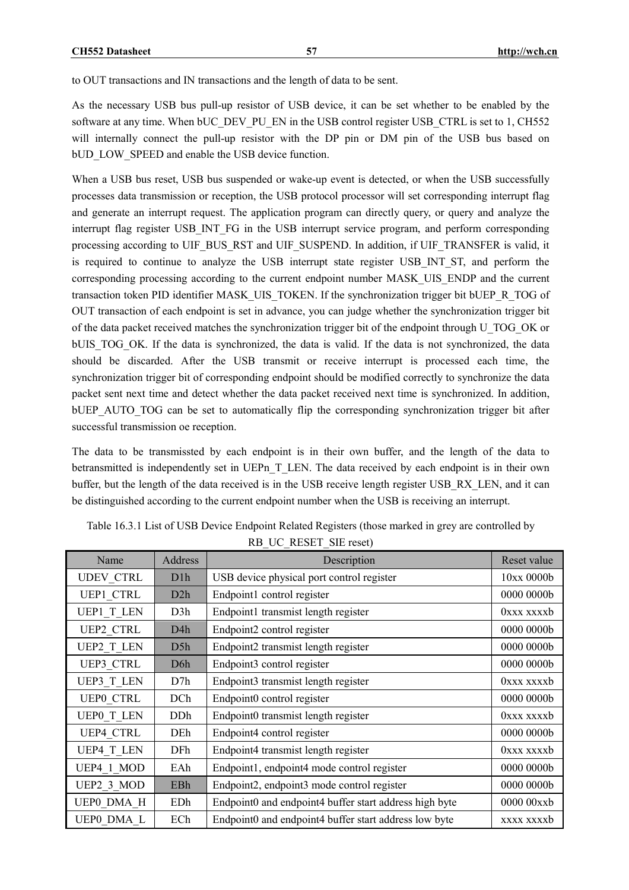to OUT transactions and IN transactions and the length of data to be sent.

As the necessary USB bus pull-up resistor of USB device, it can be set whether to be enabled by the software at any time. When bUC_DEV_PU_EN in the USB control register USB_CTRL is set to 1, CH552 will internally connect the pull-up resistor with the DP pin or DM pin of the USB bus based on bUD_LOW_SPEED and enable the USB device function.

When a USB bus reset, USB bus suspended or wake-up event is detected, or when the USB successfully processes data transmission or reception, the USB protocol processor will set corresponding interrupt flag and generate an interrupt request. The application program can directly query, or query and analyze the interrupt flag register USB_INT_FG in the USB interrupt service program, and perform corresponding processing according to UIF_BUS_RST and UIF_SUSPEND. In addition, if UIF_TRANSFER is valid, it is required to continue to analyze the USB interrupt state register USB_INT_ST, and perform the corresponding processing according to the current endpoint number MASK_UIS_ENDP and the current transaction token PID identifier MASK_UIS_TOKEN. If the synchronization trigger bit bUEP_R_TOG of OUT transaction of each endpoint is set in advance, you can judge whether the synchronization trigger bit of the data packet received matches the synchronization trigger bit of the endpoint through U_TOG_OK or bUIS_TOG_OK. If the data is synchronized, the data is valid. If the data is not synchronized, the data should be discarded. After the USB transmit or receive interrupt is processed each time, the synchronization trigger bit of corresponding endpoint should be modified correctly to synchronize the data packet sent next time and detect whether the data packet received next time is synchronized. In addition, bUEP_AUTO_TOG can be set to automatically flip the corresponding synchronization trigger bit after successful transmission oe reception.

The data to be transmissted by each endpoint is in their own buffer, and the length of the data to betransmitted is independently set in UEPn_T_LEN. The data received by each endpoint is in their own buffer, but the length of the data received is in the USB receive length register USB_RX_LEN, and it can be distinguished according to the current endpoint number when the USB is receiving an interrupt.

Table 16.3.1 List of USB Device Endpoint Related Registers (those marked in grey are controlled by RB_UC_RESET_SIE reset)

| Name | Address | Description | Reset value |
|---|---|---|---|
| UDEV_CTRL | D1h | USB device physical port control register | 10xx 0000b |
| UEP1_CTRL | D2h | Endpoint1 control register | 0000 0000b |
| UEP1_T_LEN | D3h | Endpoint1 transmist length register | 0xxx xxxxb |
| UEP2_CTRL | D4h | Endpoint2 control register | 0000 0000b |
| UEP2_T_LEN | D5h | Endpoint2 transmist length register | 0000 0000b |
| UEP3_CTRL | D6h | Endpoint3 control register | 0000 0000b |
| UEP3_T_LEN | D7h | Endpoint3 transmist length register | 0xxx xxxxb |
| UEP0_CTRL | DCh | Endpoint0 control register | 0000 0000b |
| UEP0_T_LEN | DDh | Endpoint0 transmist length register | 0xxx xxxxb |
| UEP4_CTRL | DEh | Endpoint4 control register | 0000 0000b |
| UEP4_T_LEN | DFh | Endpoint4 transmist length register | 0xxx xxxxb |
| UEP4_1_MOD | EAh | Endpoint1, endpoint4 mode control register | 0000 0000b |
| UEP2_3_MOD | EBh | Endpoint2, endpoint3 mode control register | 0000 0000b |
| UEP0_DMA_H | EDh | Endpoint0 and endpoint4 buffer start address high byte | 0000 00xxb |
| UEP0_DMA_L | ECh | Endpoint0 and endpoint4 buffer start address low byte | xxxx xxxxb |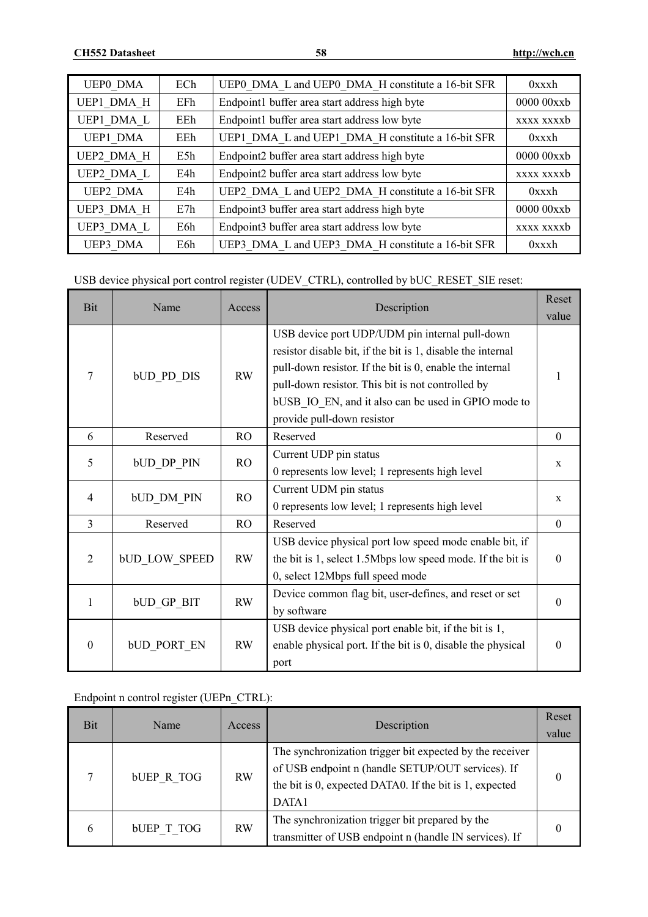| UEP0_DMA | ECh | UEP0_DMA_L and UEP0_DMA_H constitute a 16-bit SFR | 0xxxh |
|---|---|---|---|
| UEP1_DMA_H | EFh | Endpoint1 buffer area start address high byte | 0000 00xxb |
| UEP1_DMA_L | EEh | Endpoint1 buffer area start address low byte | xxxx xxxxb |
| UEP1_DMA | EEh | UEP1_DMA_L and UEP1_DMA_H constitute a 16-bit SFR | 0xxxh |
| UEP2_DMA_H | E5h | Endpoint2 buffer area start address high byte | 0000 00xxb |
| UEP2_DMA_L | E4h | Endpoint2 buffer area start address low byte | xxxx xxxxb |
| UEP2_DMA | E4h | UEP2_DMA_L and UEP2_DMA_H constitute a 16-bit SFR | 0xxxh |
| UEP3_DMA_H | E7h | Endpoint3 buffer area start address high byte | 0000 00xxb |
| UEP3_DMA_L | E6h | Endpoint3 buffer area start address low byte | xxxx xxxxb |
| UEP3_DMA | E6h | UEP3_DMA_L and UEP3_DMA_H constitute a 16-bit SFR | 0xxxh |

USB device physical port control register (UDEV_CTRL), controlled by bUC_RESET_SIE reset:

| Bit | Name | Access | Description | Reset value |
|---|---|---|---|---|
| 7 | bUD_PD_DIS | RW | USB device port UDP/UDM pin internal pull-down resistor disable bit, if the bit is 1, disable the internal pull-down resistor. If the bit is 0, enable the internal pull-down resistor. This bit is not controlled by bUSB_IO_EN, and it also can be used in GPIO mode to provide pull-down resistor | 1 |
| 6 | Reserved | RO | Reserved | 0 |
| 5 | bUD_DP_PIN | RO | Current UDP pin status<br>0 represents low level; 1 represents high level | x |
| 4 | bUD_DM_PIN | RO | Current UDM pin status<br>0 represents low level; 1 represents high level | x |
| 3 | Reserved | RO | Reserved | 0 |
| 2 | bUD_LOW_SPEED | RW | USB device physical port low speed mode enable bit, if the bit is 1, select 1.5Mbps low speed mode. If the bit is 0, select 12Mbps full speed mode | 0 |
| 1 | bUD_GP_BIT | RW | Device common flag bit, user-defines, and reset or set by software | 0 |
| 0 | bUD_PORT_EN | RW | USB device physical port enable bit, if the bit is 1, enable physical port. If the bit is 0, disable the physical port | 0 |

Endpoint n control register (UEPn_CTRL):

| Bit | Name | Access | Description | Reset value |
|---|---|---|---|---|
| 7 | bUEP_R_TOG | RW | The synchronization trigger bit expected by the receiver of USB endpoint n (handle SETUP/OUT services). If the bit is 0, expected DATA0. If the bit is 1, expected DATA1 | 0 |
| 6 | bUEP_T_TOG | RW | The synchronization trigger bit prepared by the transmitter of USB endpoint n (handle IN services). If | 0 |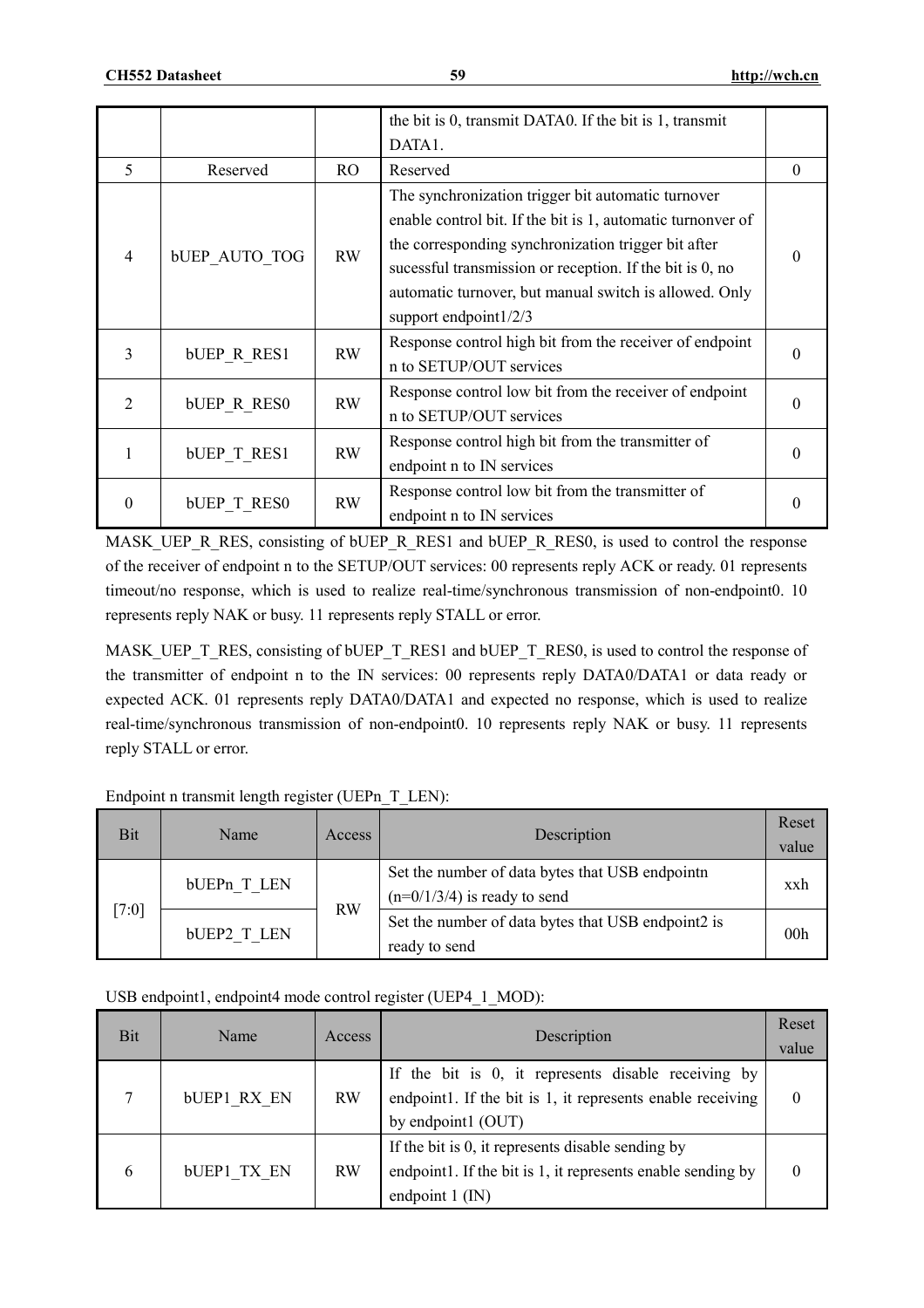| | | | the bit is 0, transmit DATA0. If the bit is 1, transmit DATA1. | |
|---|---|---|---|---|
| 5 | Reserved | RO | Reserved | 0 |
| 4 | bUEP_AUTO_TOG | RW | The synchronization trigger bit automatic turnover enable control bit. If the bit is 1, automatic turnonver of the corresponding synchronization trigger bit after sucessful transmission or reception. If the bit is 0, no automatic turnover, but manual switch is allowed. Only support endpoint1/2/3 | 0 |
| 3 | bUEP_R_RES1 | RW | Response control high bit from the receiver of endpoint n to SETUP/OUT services | 0 |
| 2 | bUEP_R_RES0 | RW | Response control low bit from the receiver of endpoint n to SETUP/OUT services | 0 |
| 1 | bUEP_T_RES1 | RW | Response control high bit from the transmitter of endpoint n to IN services | 0 |
| 0 | bUEP_T_RES0 | RW | Response control low bit from the transmitter of endpoint n to IN services | 0 |

MASK_UEP_R_RES, consisting of bUEP_R_RES1 and bUEP_R_RES0, is used to control the response of the receiver of endpoint n to the SETUP/OUT services: 00 represents reply ACK or ready. 01 represents timeout/no response, which is used to realize real-time/synchronous transmission of non-endpoint0. 10 represents reply NAK or busy. 11 represents reply STALL or error.

MASK_UEP_T_RES, consisting of bUEP_T_RES1 and bUEP_T_RES0, is used to control the response of the transmitter of endpoint n to the IN services: 00 represents reply DATA0/DATA1 or data ready or expected ACK. 01 represents reply DATA0/DATA1 and expected no response, which is used to realize real-time/synchronous transmission of non-endpoint0. 10 represents reply NAK or busy. 11 represents reply STALL or error.

Endpoint n transmit length register (UEPn_T_LEN):

| Bit | Name | Access | Description | Reset value |
|---|---|---|---|---|
| [7:0] | bUEPn_T_LEN | RW | Set the number of data bytes that USB endpointn (n=0/1/3/4) is ready to send | xxh |
| | bUEP2_T_LEN | | Set the number of data bytes that USB endpoint2 is ready to send | 00h |

USB endpoint1, endpoint4 mode control register (UEP4_1_MOD):

| Bit | Name | Access | Description | Reset value |
|---|---|---|---|---|
| 7 | bUEP1_RX_EN | RW | If the bit is 0, it represents disable receiving by endpoint1. If the bit is 1, it represents enable receiving by endpoint1 (OUT) | 0 |
| 6 | bUEP1_TX_EN | RW | If the bit is 0, it represents disable sending by endpoint1. If the bit is 1, it represents enable sending by endpoint 1 (IN) | 0 |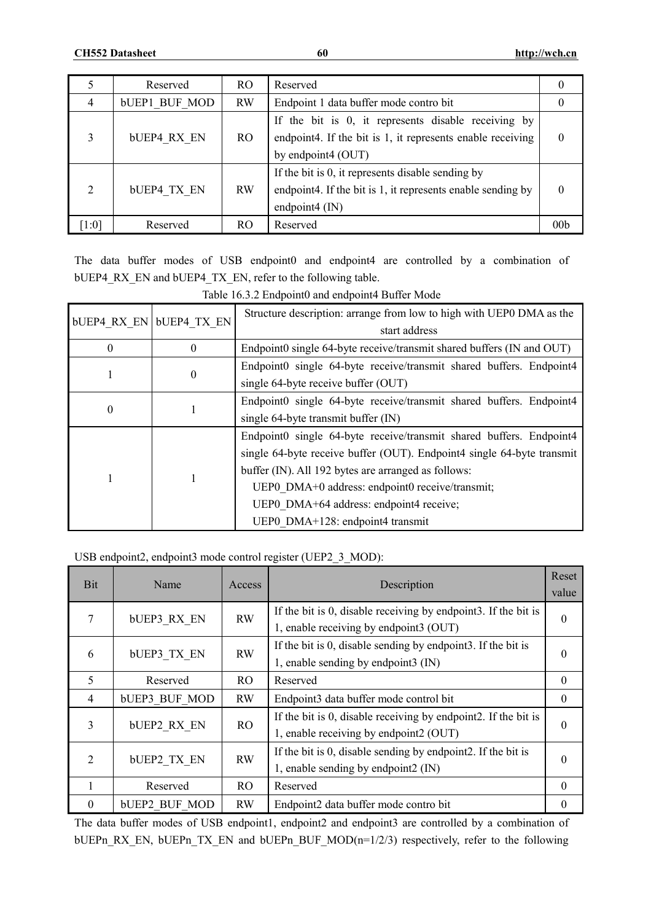| 5 | Reserved | RO | Reserved | 0 |
|---|---|---|---|---|
| 4 | bUEP1_BUF_MOD | RW | Endpoint 1 data buffer mode contro bit | 0 |
| 3 | bUEP4_RX_EN | RO | If the bit is 0, it represents disable receiving by endpoint4. If the bit is 1, it represents enable receiving by endpoint4 (OUT) | 0 |
| 2 | bUEP4_TX_EN | RW | If the bit is 0, it represents disable sending by endpoint4. If the bit is 1, it represents enable sending by endpoint4 (IN) | 0 |
| [1:0] | Reserved | RO | Reserved | 00b |

The data buffer modes of USB endpoint0 and endpoint4 are controlled by a combination of bUEP4_RX_EN and bUEP4_TX_EN, refer to the following table.

Table 16.3.2 Endpoint0 and endpoint4 Buffer Mode

| bUEP4_RX_EN | bUEP4_TX_EN | Structure description: arrange from low to high with UEP0 DMA as the start address |
|---|---|---|
| 0 | 0 | Endpoint0 single 64-byte receive/transmit shared buffers (IN and OUT) |
| 1 | 0 | Endpoint0 single 64-byte receive/transmit shared buffers. Endpoint4 single 64-byte receive buffer (OUT) |
| 0 | 1 | Endpoint0 single 64-byte receive/transmit shared buffers. Endpoint4 single 64-byte transmit buffer (IN) |
| 1 | 1 | Endpoint0 single 64-byte receive/transmit shared buffers. Endpoint4 single 64-byte receive buffer (OUT). Endpoint4 single 64-byte transmit buffer (IN). All 192 bytes are arranged as follows:<br>UEP0_DMA+0 address: endpoint0 receive/transmit;<br>UEP0_DMA+64 address: endpoint4 receive;<br>UEP0_DMA+128: endpoint4 transmit |

USB endpoint2, endpoint3 mode control register (UEP2_3_MOD):

| Bit | Name | Access | Description | Reset value |
|---|---|---|---|---|
| 7 | bUEP3_RX_EN | RW | If the bit is 0, disable receiving by endpoint3. If the bit is 1, enable receiving by endpoint3 (OUT) | 0 |
| 6 | bUEP3_TX_EN | RW | If the bit is 0, disable sending by endpoint3. If the bit is 1, enable sending by endpoint3 (IN) | 0 |
| 5 | Reserved | RO | Reserved | 0 |
| 4 | bUEP3_BUF_MOD | RW | Endpoint3 data buffer mode control bit | 0 |
| 3 | bUEP2_RX_EN | RO | If the bit is 0, disable receiving by endpoint2. If the bit is 1, enable receiving by endpoint2 (OUT) | 0 |
| 2 | bUEP2_TX_EN | RW | If the bit is 0, disable sending by endpoint2. If the bit is 1, enable sending by endpoint2 (IN) | 0 |
| 1 | Reserved | RO | Reserved | 0 |
| 0 | bUEP2_BUF_MOD | RW | Endpoint2 data buffer mode contro bit | 0 |

The data buffer modes of USB endpoint1, endpoint2 and endpoint3 are controlled by a combination of bUEPn_RX_EN, bUEPn_TX_EN and bUEPn_BUF_MOD(n=1/2/3) respectively, refer to the following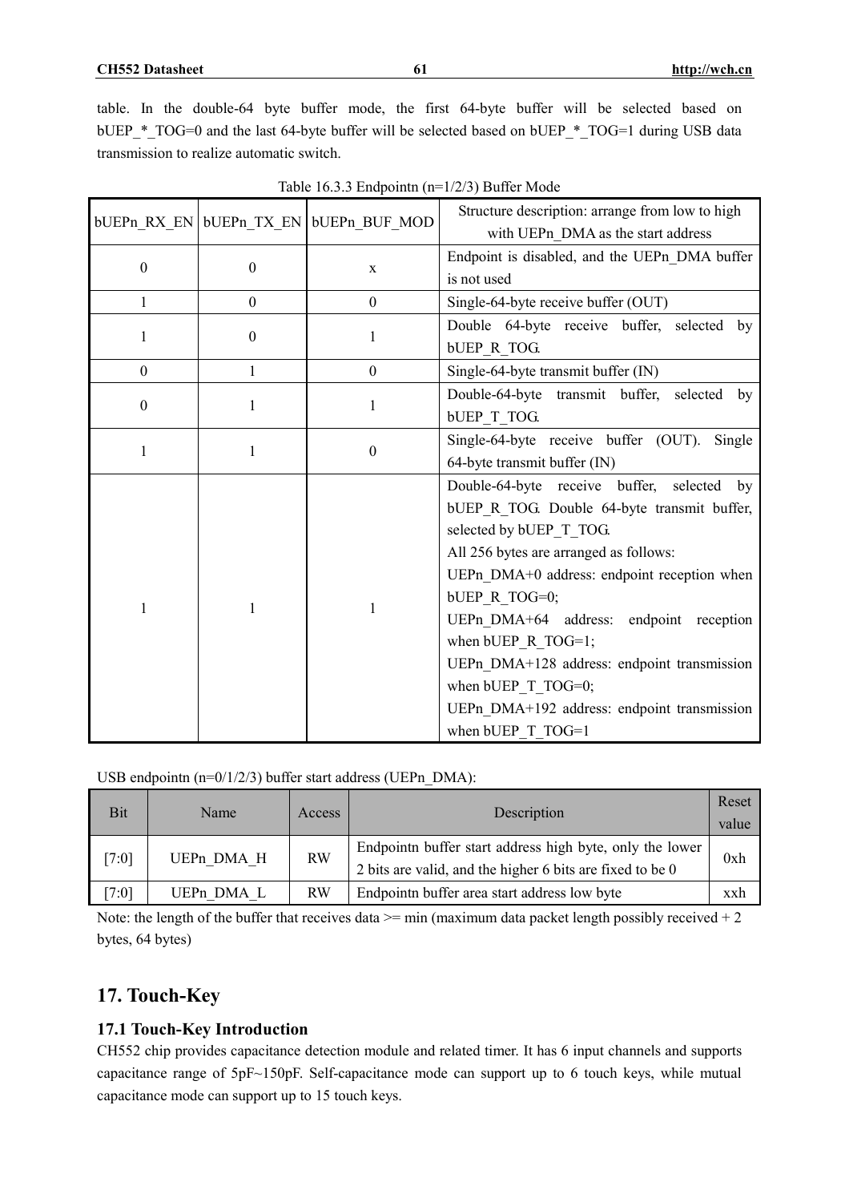table. In the double-64 byte buffer mode, the first 64-byte buffer will be selected based on bUEP_*_TOG=0 and the last 64-byte buffer will be selected based on bUEP_*_TOG=1 during USB data transmission to realize automatic switch.

Table 16.3.3 Endpointn (n=1/2/3) Buffer Mode

| bUEPn_RX_EN | bUEPn_TX_EN | bUEPn_BUF_MOD | Structure description: arrange from low to high with UEPn_DMA as the start address |
|---|---|---|---|
| 0 | 0 | x | Endpoint is disabled, and the UEPn_DMA buffer is not used |
| 1 | 0 | 0 | Single-64-byte receive buffer (OUT) |
| 1 | 0 | 1 | Double 64-byte receive buffer, selected by bUEP_R_TOG. |
| 0 | 1 | 0 | Single-64-byte transmit buffer (IN) |
| 0 | 1 | 1 | Double-64-byte transmit buffer, selected by bUEP_T_TOG. |
| 1 | 1 | 0 | Single-64-byte receive buffer (OUT). Single 64-byte transmit buffer (IN) |
| 1 | 1 | 1 | Double-64-byte receive buffer, selected by bUEP_R_TOG. Double 64-byte transmit buffer, selected by bUEP_T_TOG.<br>All 256 bytes are arranged as follows:<br>UEPn_DMA+0 address: endpoint reception when bUEP_R_TOG=0;<br>UEPn_DMA+64 address: endpoint reception when bUEP_R_TOG=1;<br>UEPn_DMA+128 address: endpoint transmission when bUEP_T_TOG=0;<br>UEPn_DMA+192 address: endpoint transmission when bUEP_T_TOG=1 |

USB endpointn (n=0/1/2/3) buffer start address (UEPn_DMA):

| Bit | Name | Access | Description | Reset value |
|---|---|---|---|---|
| [7:0] | UEPn_DMA_H | RW | Endpointn buffer start address high byte, only the lower 2 bits are valid, and the higher 6 bits are fixed to be 0 | 0xh |
| [7:0] | UEPn_DMA_L | RW | Endpointn buffer area start address low byte | xxh |

Note: the length of the buffer that receives data >= min (maximum data packet length possibly received + 2 bytes, 64 bytes)

# 17. Touch-Key

## 17.1 Touch-Key Introduction

CH552 chip provides capacitance detection module and related timer. It has 6 input channels and supports capacitance range of 5pF~150pF. Self-capacitance mode can support up to 6 touch keys, while mutual capacitance mode can support up to 15 touch keys.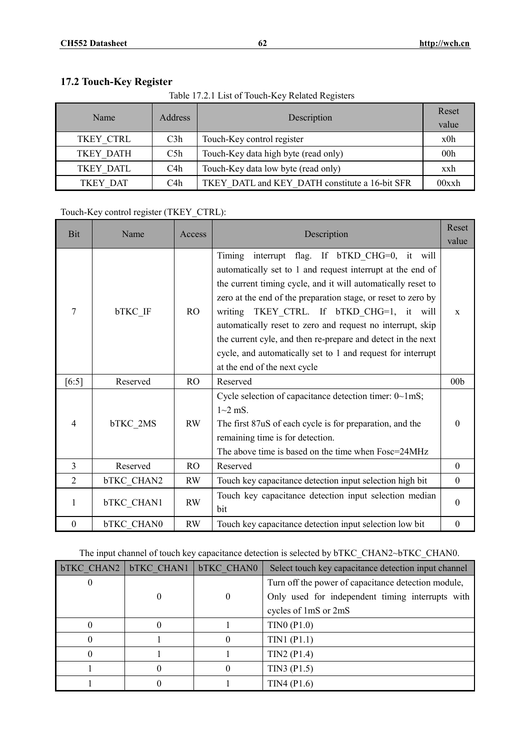## 17.2 Touch-Key Register

Table 17.2.1 List of Touch-Key Related Registers

| Name | Address | Description | Reset value |
|---|---|---|---|
| TKEY_CTRL | C3h | Touch-Key control register | x0h |
| TKEY_DATH | C5h | Touch-Key data high byte (read only) | 00h |
| TKEY_DATL | C4h | Touch-Key data low byte (read only) | xxh |
| TKEY_DAT | C4h | TKEY_DATL and KEY_DATH constitute a 16-bit SFR | 00xxh |

Touch-Key control register (TKEY_CTRL):

| Bit | Name | Access | Description | Reset value |
|---|---|---|---|---|
| 7 | bTKC_IF | RO | Timing interrupt flag. If bTKD_CHG=0, it will automatically set to 1 and request interrupt at the end of the current timing cycle, and it will automatically reset to zero at the end of the preparation stage, or reset to zero by writing TKEY_CTRL. If bTKD_CHG=1, it will automatically reset to zero and request no interrupt, skip the current cyle, and then re-prepare and detect in the next cycle, and automatically set to 1 and request for interrupt at the end of the next cycle | x |
| [6:5] | Reserved | RO | Reserved | 00b |
| 4 | bTKC_2MS | RW | Cycle selection of capacitance detection timer: 0~1mS; 1~2 mS. The first 87uS of each cycle is for preparation, and the remaining time is for detection. The above time is based on the time when Fosc=24MHz | 0 |
| 3 | Reserved | RO | Reserved | 0 |
| 2 | bTKC_CHAN2 | RW | Touch key capacitance detection input selection high bit | 0 |
| 1 | bTKC_CHAN1 | RW | Touch key capacitance detection input selection median bit | 0 |
| 0 | bTKC_CHAN0 | RW | Touch key capacitance detection input selection low bit | 0 |

The input channel of touch key capacitance detection is selected by bTKC_CHAN2~bTKC_CHAN0.

| bTKC_CHAN2 | bTKC_CHAN1 | bTKC_CHAN0 | Select touch key capacitance detection input channel |
|---|---|---|---|
| 0 | 0 | 0 | Turn off the power of capacitance detection module, Only used for independent timing interrupts with cycles of 1mS or 2mS |
| 0 | 0 | 1 | TIN0 (P1.0) |
| 0 | 1 | 0 | TIN1 (P1.1) |
| 0 | 1 | 1 | TIN2 (P1.4) |
| 1 | 0 | 0 | TIN3 (P1.5) |
| 1 | 0 | 1 | TIN4 (P1.6) |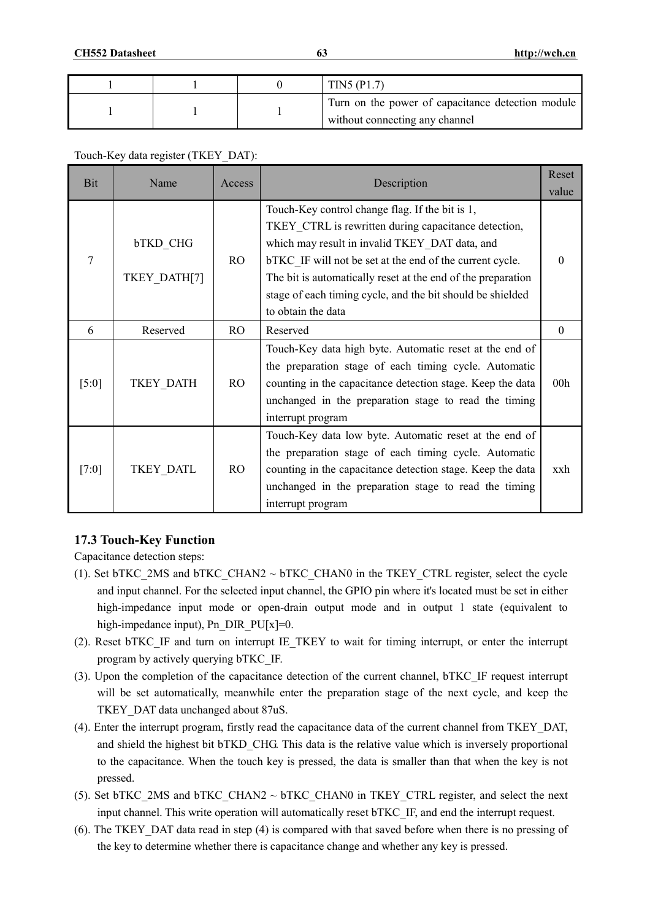| | | | |
|---|---|---|---|
| 1 | 1 | 0 | TIN5 (P1.7) |
| 1 | 1 | 1 | Turn on the power of capacitance detection module without connecting any channel |

Touch-Key data register (TKEY_DAT):

| Bit | Name | Access | Description | Reset value |
|---|---|---|---|---|
| 7 | bTKD_CHG TKEY_DATH[7] | RO | Touch-Key control change flag. If the bit is 1, TKEY_CTRL is rewritten during capacitance detection, which may result in invalid TKEY_DAT data, and bTKC_IF will not be set at the end of the current cycle. The bit is automatically reset at the end of the preparation stage of each timing cycle, and the bit should be shielded to obtain the data | 0 |
| 6 | Reserved | RO | Reserved | 0 |
| [5:0] | TKEY_DATH | RO | Touch-Key data high byte. Automatic reset at the end of the preparation stage of each timing cycle. Automatic counting in the capacitance detection stage. Keep the data unchanged in the preparation stage to read the timing interrupt program | 00h |
| [7:0] | TKEY_DATL | RO | Touch-Key data low byte. Automatic reset at the end of the preparation stage of each timing cycle. Automatic counting in the capacitance detection stage. Keep the data unchanged in the preparation stage to read the timing interrupt program | xxh |

### 17.3 Touch-Key Function

Capacitance detection steps:

(1). Set bTKC_2MS and bTKC_CHAN2 ~ bTKC_CHAN0 in the TKEY_CTRL register, select the cycle and input channel. For the selected input channel, the GPIO pin where it's located must be set in either high-impedance input mode or open-drain output mode and in output 1 state (equivalent to high-impedance input), Pn_DIR_PU[x]=0.

(2). Reset bTKC_IF and turn on interrupt IE_TKEY to wait for timing interrupt, or enter the interrupt program by actively querying bTKC_IF.

(3). Upon the completion of the capacitance detection of the current channel, bTKC_IF request interrupt will be set automatically, meanwhile enter the preparation stage of the next cycle, and keep the TKEY_DAT data unchanged about 87uS.

(4). Enter the interrupt program, firstly read the capacitance data of the current channel from TKEY_DAT, and shield the highest bit bTKD_CHG. This data is the relative value which is inversely proportional to the capacitance. When the touch key is pressed, the data is smaller than that when the key is not pressed.

(5). Set bTKC_2MS and bTKC_CHAN2 ~ bTKC_CHAN0 in TKEY_CTRL register, and select the next input channel. This write operation will automatically reset bTKC_IF, and end the interrupt request.

(6). The TKEY_DAT data read in step (4) is compared with that saved before when there is no pressing of the key to determine whether there is capacitance change and whether any key is pressed.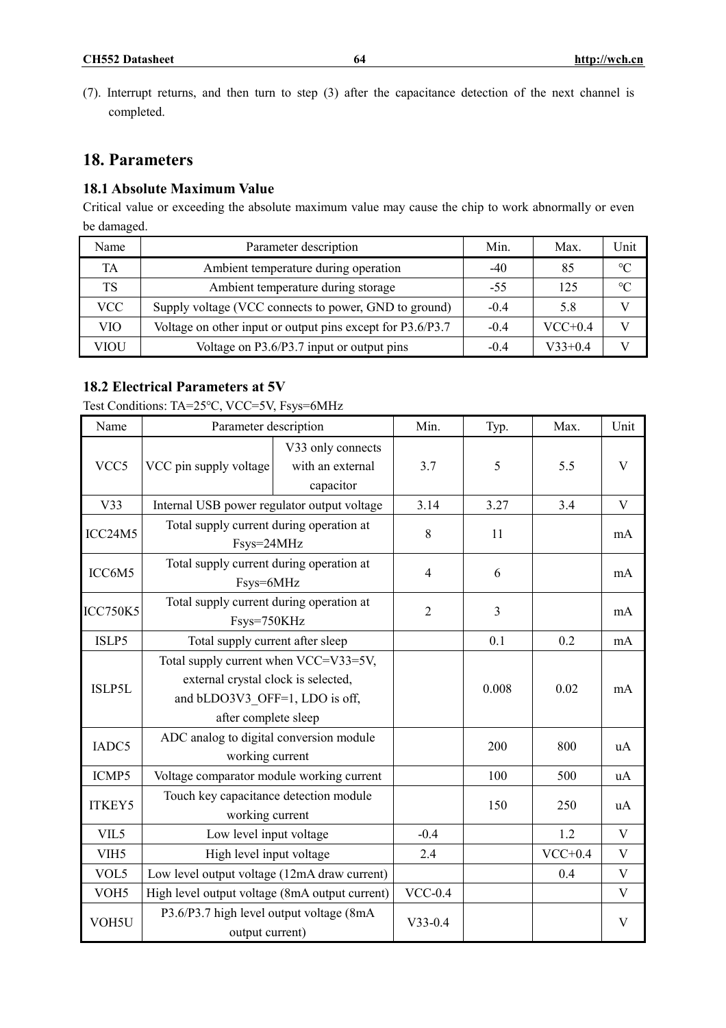(7). Interrupt returns, and then turn to step (3) after the capacitance detection of the next channel is completed.

## 18. Parameters

### 18.1 Absolute Maximum Value

Critical value or exceeding the absolute maximum value may cause the chip to work abnormally or even be damaged.

| Name | Parameter description | Min. | Max. | Unit |
|---|---|---|---|---|
| TA | Ambient temperature during operation | -40 | 85 | ℃ |
| TS | Ambient temperature during storage | -55 | 125 | ℃ |
| VCC | Supply voltage (VCC connects to power, GND to ground) | -0.4 | 5.8 | V |
| VIO | Voltage on other input or output pins except for P3.6/P3.7 | -0.4 | VCC+0.4 | V |
| VIOU | Voltage on P3.6/P3.7 input or output pins | -0.4 | V33+0.4 | V |

### 18.2 Electrical Parameters at 5V

Test Conditions: TA=25℃, VCC=5V, Fsys=6MHz

| Name | Parameter description | | Min. | Typ. | Max. | Unit |
|---|---|---|---|---|---|---|
| VCC5 | VCC pin supply voltage | V33 only connects with an external capacitor | 3.7 | 5 | 5.5 | V |
| V33 | Internal USB power regulator output voltage | | 3.14 | 3.27 | 3.4 | V |
| ICC24M5 | Total supply current during operation at Fsys=24MHz | | 8 | 11 | | mA |
| ICC6M5 | Total supply current during operation at Fsys=6MHz | | 4 | 6 | | mA |
| ICC750K5 | Total supply current during operation at Fsys=750KHz | | 2 | 3 | | mA |
| ISLP5 | Total supply current after sleep | | | 0.1 | 0.2 | mA |
| ISLP5L | Total supply current when VCC=V33=5V, external crystal clock is selected, and bLDO3V3_OFF=1, LDO is off, after complete sleep | | | 0.008 | 0.02 | mA |
| IADC5 | ADC analog to digital conversion module working current | | | 200 | 800 | uA |
| ICMP5 | Voltage comparator module working current | | | 100 | 500 | uA |
| ITKEY5 | Touch key capacitance detection module working current | | | 150 | 250 | uA |
| VIL5 | Low level input voltage | | -0.4 | | 1.2 | V |
| VIH5 | High level input voltage | | 2.4 | | VCC+0.4 | V |
| VOL5 | Low level output voltage (12mA draw current) | | | | 0.4 | V |
| VOH5 | High level output voltage (8mA output current) | | VCC-0.4 | | | V |
| VOH5U | P3.6/P3.7 high level output voltage (8mA output current) | | V33-0.4 | | | V |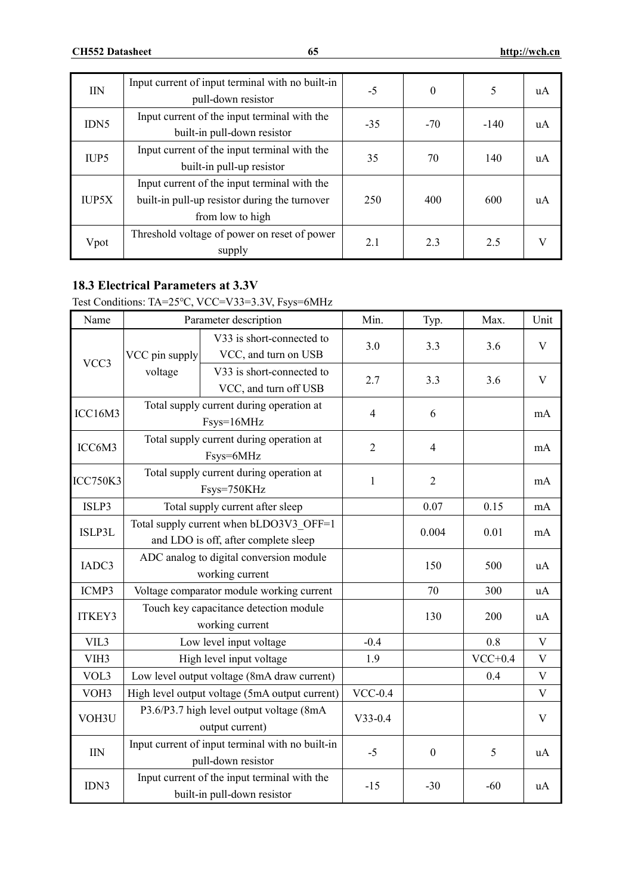| IIN | Input current of input terminal with no built-in pull-down resistor | -5 | 0 | 5 | uA |
|---|---|---|---|---|---|
| IDN5 | Input current of the input terminal with the built-in pull-down resistor | -35 | -70 | -140 | uA |
| IUP5 | Input current of the input terminal with the built-in pull-up resistor | 35 | 70 | 140 | uA |
| IUP5X | Input current of the input terminal with the built-in pull-up resistor during the turnover from low to high | 250 | 400 | 600 | uA |
| Vpot | Threshold voltage of power on reset of power supply | 2.1 | 2.3 | 2.5 | V |

### 18.3 Electrical Parameters at 3.3V

Test Conditions: TA=25℃, VCC=V33=3.3V, Fsys=6MHz

| Name | Parameter description | | Min. | Typ. | Max. | Unit |
|---|---|---|---|---|---|---|
| VCC3 | VCC pin supply voltage | V33 is short-connected to VCC, and turn on USB | 3.0 | 3.3 | 3.6 | V |
| | | V33 is short-connected to VCC, and turn off USB | 2.7 | 3.3 | 3.6 | V |
| ICC16M3 | Total supply current during operation at Fsys=16MHz | | 4 | 6 | | mA |
| ICC6M3 | Total supply current during operation at Fsys=6MHz | | 2 | 4 | | mA |
| ICC750K3 | Total supply current during operation at Fsys=750KHz | | 1 | 2 | | mA |
| ISLP3 | Total supply current after sleep | | | 0.07 | 0.15 | mA |
| ISLP3L | Total supply current when bLDO3V3_OFF=1 and LDO is off, after complete sleep | | | 0.004 | 0.01 | mA |
| IADC3 | ADC analog to digital conversion module working current | | | 150 | 500 | uA |
| ICMP3 | Voltage comparator module working current | | | 70 | 300 | uA |
| ITKEY3 | Touch key capacitance detection module working current | | | 130 | 200 | uA |
| VIL3 | Low level input voltage | | -0.4 | | 0.8 | V |
| VIH3 | High level input voltage | | 1.9 | | VCC+0.4 | V |
| VOL3 | Low level output voltage (8mA draw current) | | | | 0.4 | V |
| VOH3 | High level output voltage (5mA output current) | | VCC-0.4 | | | V |
| VOH3U | P3.6/P3.7 high level output voltage (8mA output current) | | V33-0.4 | | | V |
| IIN | Input current of input terminal with no built-in pull-down resistor | | -5 | 0 | 5 | uA |
| IDN3 | Input current of the input terminal with the built-in pull-down resistor | | -15 | -30 | -60 | uA |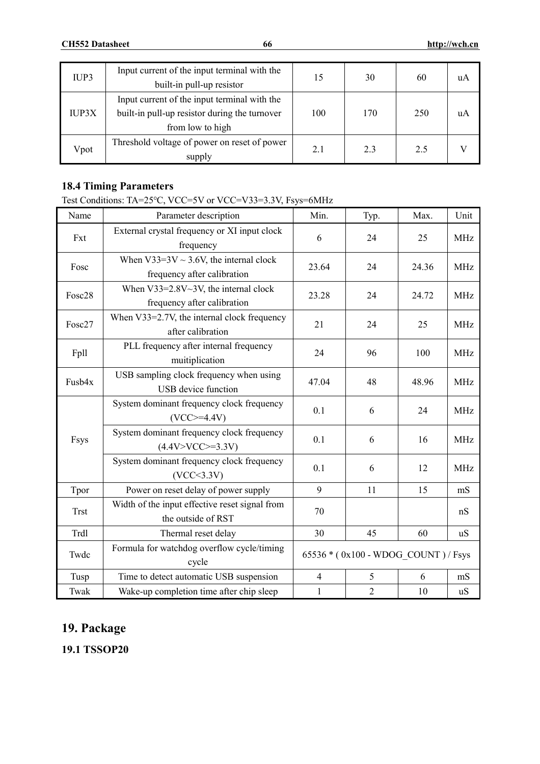| IUP3 | Input current of the input terminal with the built-in pull-up resistor | 15 | 30 | 60 | uA |
|---|---|---|---|---|---|
| IUP3X | Input current of the input terminal with the built-in pull-up resistor during the turnover from low to high | 100 | 170 | 250 | uA |
| Vpot | Threshold voltage of power on reset of power supply | 2.1 | 2.3 | 2.5 | V |

### 18.4 Timing Parameters

Test Conditions: TA=25℃, VCC=5V or VCC=V33=3.3V, Fsys=6MHz

| Name | Parameter description | Min. | Typ. | Max. | Unit |
|---|---|---|---|---|---|
| Fxt | External crystal frequency or XI input clock frequency | 6 | 24 | 25 | MHz |
| Fosc | When V33=3V ~ 3.6V, the internal clock frequency after calibration | 23.64 | 24 | 24.36 | MHz |
| Fosc28 | When V33=2.8V~3V, the internal clock frequency after calibration | 23.28 | 24 | 24.72 | MHz |
| Fosc27 | When V33=2.7V, the internal clock frequency after calibration | 21 | 24 | 25 | MHz |
| Fpll | PLL frequency after internal frequency muitiplication | 24 | 96 | 100 | MHz |
| Fusb4x | USB sampling clock frequency when using USB device function | 47.04 | 48 | 48.96 | MHz |
| Fsys | System dominant frequency clock frequency (VCC>=4.4V) | 0.1 | 6 | 24 | MHz |
| | System dominant frequency clock frequency (4.4V>VCC>=3.3V) | 0.1 | 6 | 16 | MHz |
| | System dominant frequency clock frequency (VCC<3.3V) | 0.1 | 6 | 12 | MHz |
| Tpor | Power on reset delay of power supply | 9 | 11 | 15 | mS |
| Trst | Width of the input effective reset signal from the outside of RST | 70 | | | nS |
| Trdl | Thermal reset delay | 30 | 45 | 60 | uS |
| Twdc | Formula for watchdog overflow cycle/timing cycle | 65536 * ( 0x100 - WDOG_COUNT ) / Fsys | | | |
| Tusp | Time to detect automatic USB suspension | 4 | 5 | 6 | mS |
| Twak | Wake-up completion time after chip sleep | 1 | 2 | 10 | uS |

## 19. Package

### 19.1 TSSOP20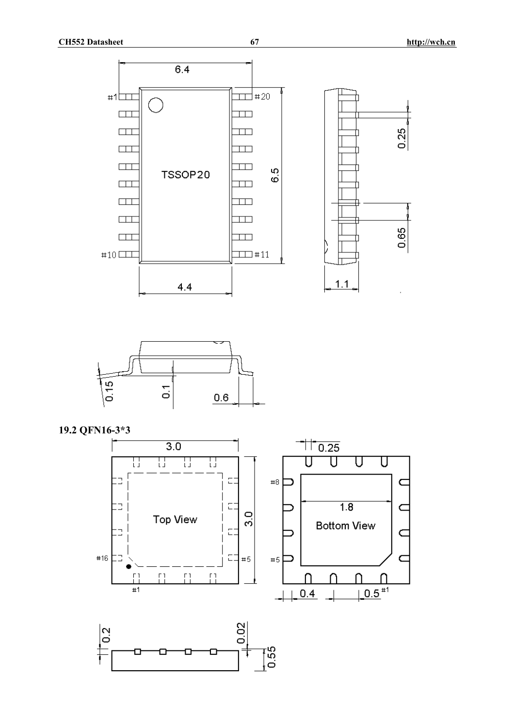## 19.2 QFN16-3*3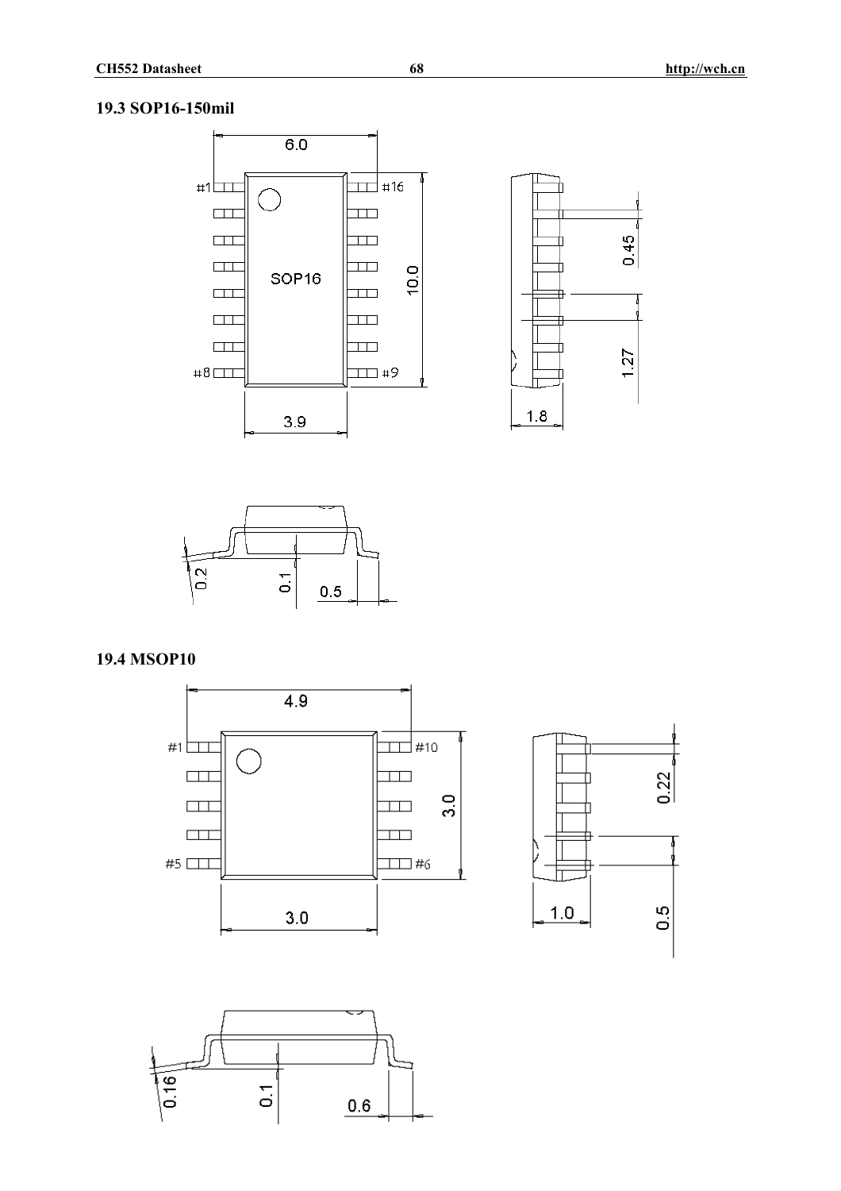## 19.3 SOP16-150mil

#1 #16

SOP16

#8 #9

6.0

10.0

3.9

0.45

1.27

1.8

0.2

0.1

0.5

## 19.4 MSOP10

#1 #10

#5 #6

4.9

3.0

3.0

0.22

1.0

0.5

0.16

0.1

0.6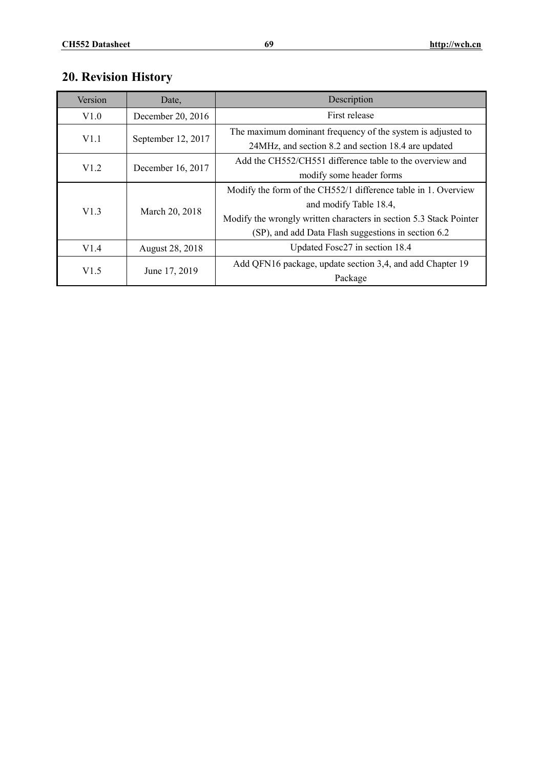## 20. Revision History

| Version | Date, | Description |
|---|---|---|
| V1.0 | December 20, 2016 | First release |
| V1.1 | September 12, 2017 | The maximum dominant frequency of the system is adjusted to 24MHz, and section 8.2 and section 18.4 are updated |
| V1.2 | December 16, 2017 | Add the CH552/CH551 difference table to the overview and modify some header forms |
| V1.3 | March 20, 2018 | Modify the form of the CH552/1 difference table in 1. Overview and modify Table 18.4,<br>Modify the wrongly written characters in section 5.3 Stack Pointer (SP), and add Data Flash suggestions in section 6.2 |
| V1.4 | August 28, 2018 | Updated Fosc27 in section 18.4 |
| V1.5 | June 17, 2019 | Add QFN16 package, update section 3,4, and add Chapter 19 Package |